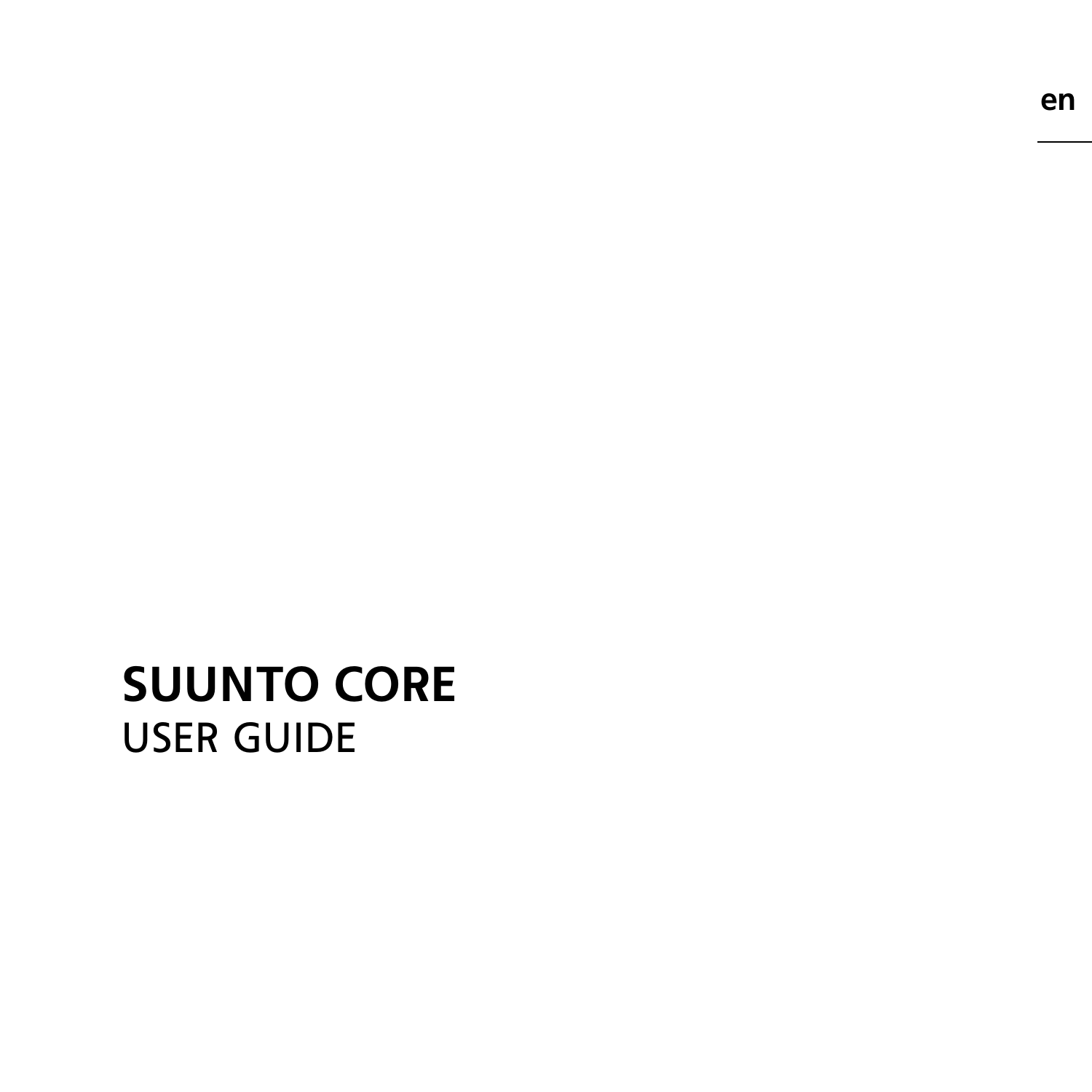en

# SUUNTO CORE

USER GUIDE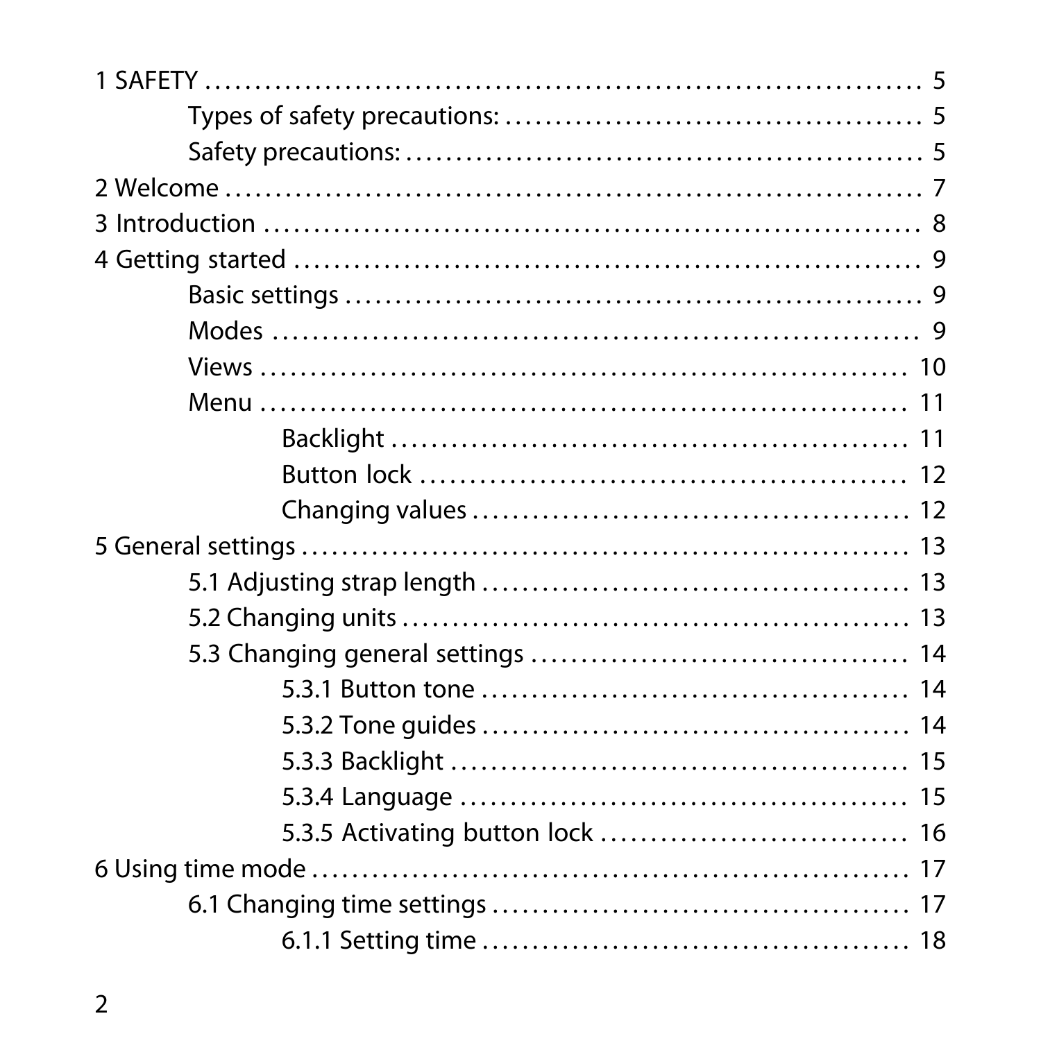1 SAFETY .......... 5
- Types of safety precautions: .......... 5
- Safety precautions: .......... 5

2 Welcome .......... 7

3 Introduction .......... 8

4 Getting started .......... 9
- Basic settings .......... 9
- Modes .......... 9
- Views .......... 10
- Menu .......... 11
  - Backlight .......... 11
  - Button lock .......... 12
  - Changing values .......... 12

5 General settings .......... 13
- 5.1 Adjusting strap length .......... 13
- 5.2 Changing units .......... 13
- 5.3 Changing general settings .......... 14
  - 5.3.1 Button tone .......... 14
  - 5.3.2 Tone guides .......... 14
  - 5.3.3 Backlight .......... 15
  - 5.3.4 Language .......... 15
  - 5.3.5 Activating button lock .......... 16

6 Using time mode .......... 17
- 6.1 Changing time settings .......... 17
  - 6.1.1 Setting time .......... 18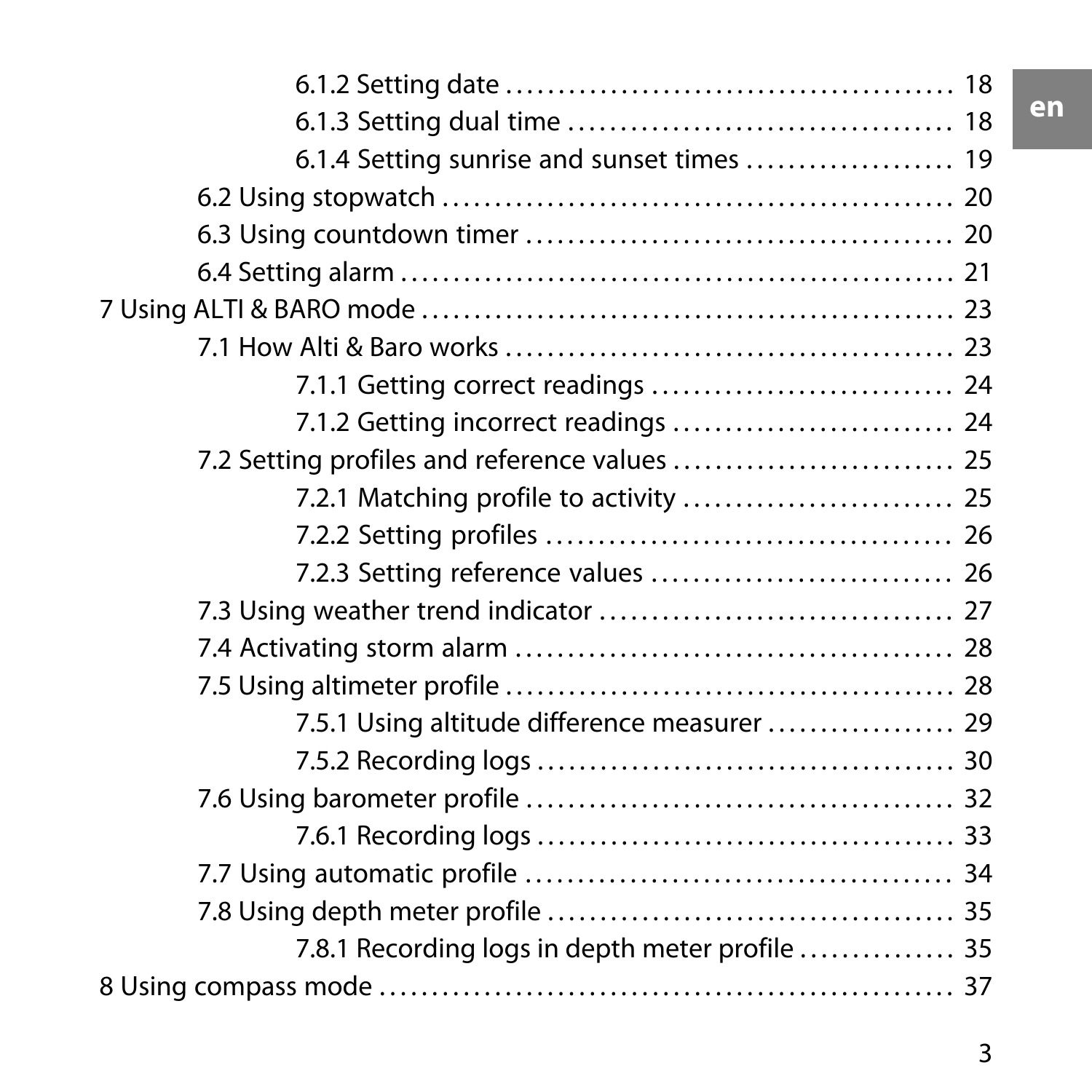6.1.2 Setting date ........................................... 18
6.1.3 Setting dual time ..................................... 18
6.1.4 Setting sunrise and sunset times .................... 19
6.2 Using stopwatch ................................................. 20
6.3 Using countdown timer ......................................... 20
6.4 Setting alarm ..................................................... 21
7 Using ALTI & BARO mode ................................................ 23
7.1 How Alti & Baro works .......................................... 23
7.1.1 Getting correct readings ............................. 24
7.1.2 Getting incorrect readings ........................... 24
7.2 Setting profiles and reference values ........................... 25
7.2.1 Matching profile to activity .......................... 25
7.2.2 Setting profiles ....................................... 26
7.2.3 Setting reference values ............................. 26
7.3 Using weather trend indicator .................................. 27
7.4 Activating storm alarm .......................................... 28
7.5 Using altimeter profile .......................................... 28
7.5.1 Using altitude difference measurer .................. 29
7.5.2 Recording logs ........................................ 30
7.6 Using barometer profile ......................................... 32
7.6.1 Recording logs ........................................ 33
7.7 Using automatic profile .......................................... 34
7.8 Using depth meter profile ....................................... 35
7.8.1 Recording logs in depth meter profile ............... 35
8 Using compass mode ..................................................... 37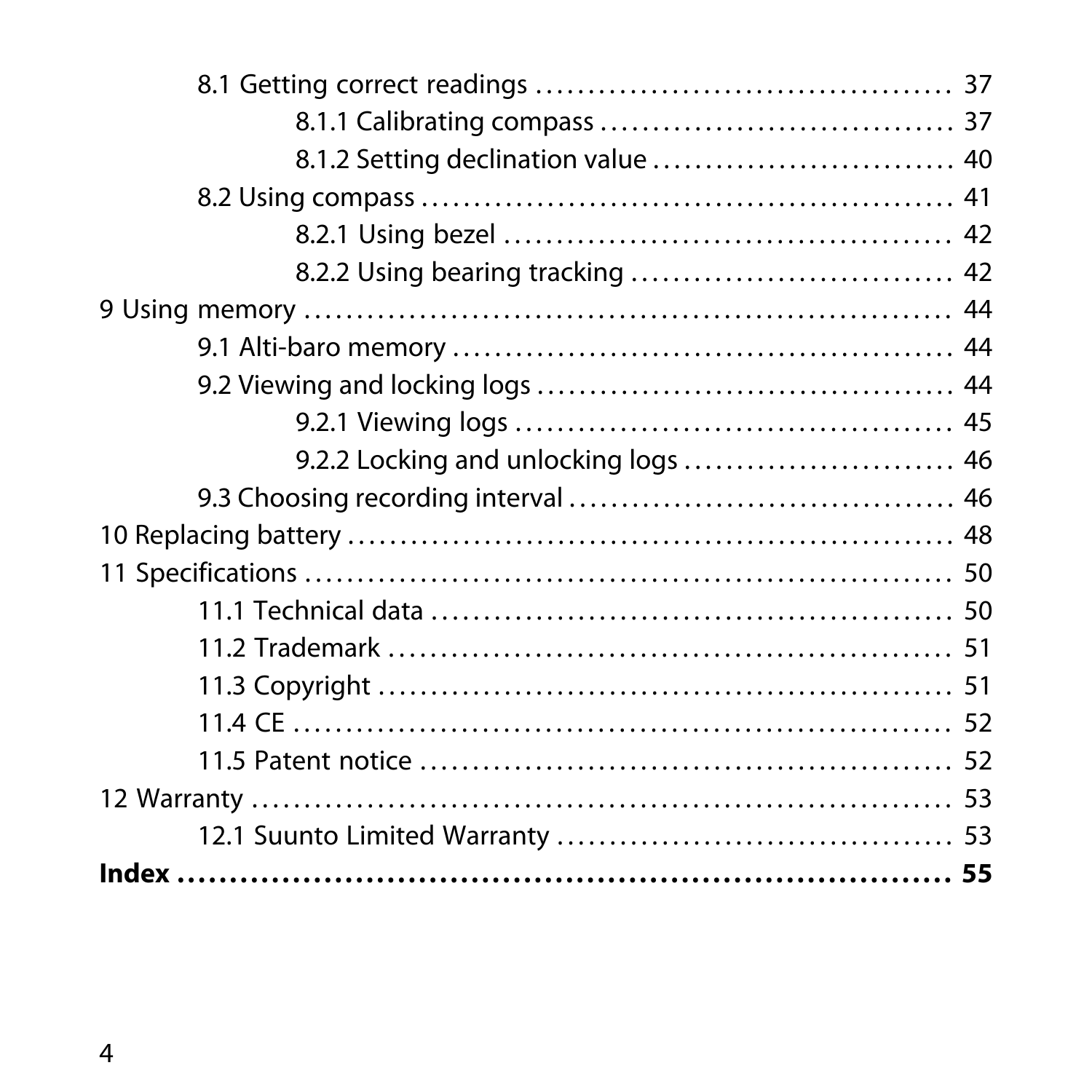- 8.1 Getting correct readings ........................................ 37
  - 8.1.1 Calibrating compass ........................................ 37
  - 8.1.2 Setting declination value ........................................ 40
- 8.2 Using compass ........................................ 41
  - 8.2.1 Using bezel ........................................ 42
  - 8.2.2 Using bearing tracking ........................................ 42

9 Using memory ........................................ 44

- 9.1 Alti-baro memory ........................................ 44
- 9.2 Viewing and locking logs ........................................ 44
  - 9.2.1 Viewing logs ........................................ 45
  - 9.2.2 Locking and unlocking logs ........................................ 46
- 9.3 Choosing recording interval ........................................ 46

10 Replacing battery ........................................ 48

11 Specifications ........................................ 50

- 11.1 Technical data ........................................ 50
- 11.2 Trademark ........................................ 51
- 11.3 Copyright ........................................ 51
- 11.4 CE ........................................ 52
- 11.5 Patent notice ........................................ 52

12 Warranty ........................................ 53

- 12.1 Suunto Limited Warranty ........................................ 53

**Index ........................................ 55**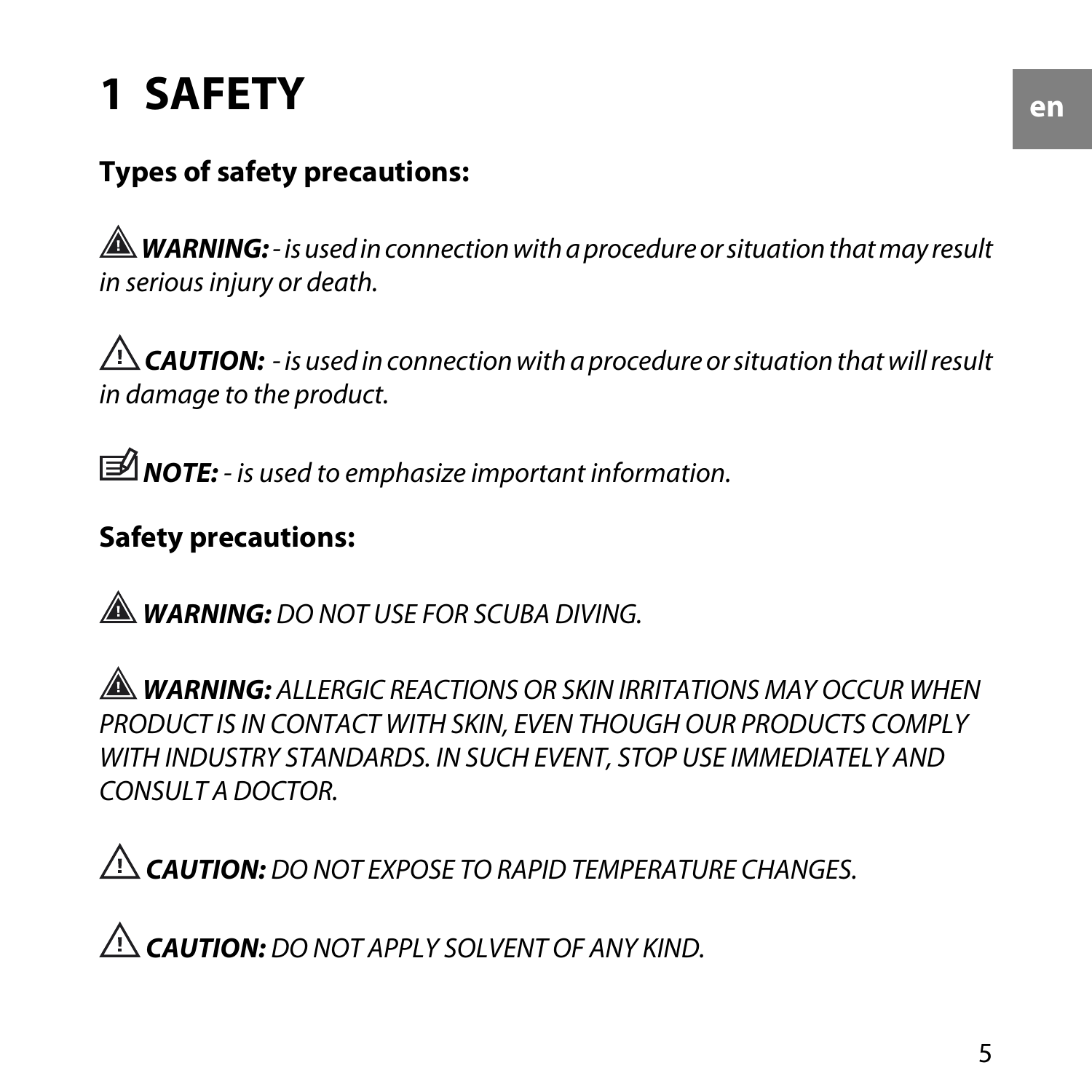# 1 SAFETY

## Types of safety precautions:

⚠ ***WARNING:*** *- is used in connection with a procedure or situation that may result in serious injury or death.*

⚠ ***CAUTION:*** *- is used in connection with a procedure or situation that will result in damage to the product.*

***NOTE:*** *- is used to emphasize important information.*

## Safety precautions:

⚠ ***WARNING:*** *DO NOT USE FOR SCUBA DIVING.*

⚠ ***WARNING:*** *ALLERGIC REACTIONS OR SKIN IRRITATIONS MAY OCCUR WHEN PRODUCT IS IN CONTACT WITH SKIN, EVEN THOUGH OUR PRODUCTS COMPLY WITH INDUSTRY STANDARDS. IN SUCH EVENT, STOP USE IMMEDIATELY AND CONSULT A DOCTOR.*

⚠ ***CAUTION:*** *DO NOT EXPOSE TO RAPID TEMPERATURE CHANGES.*

⚠ ***CAUTION:*** *DO NOT APPLY SOLVENT OF ANY KIND.*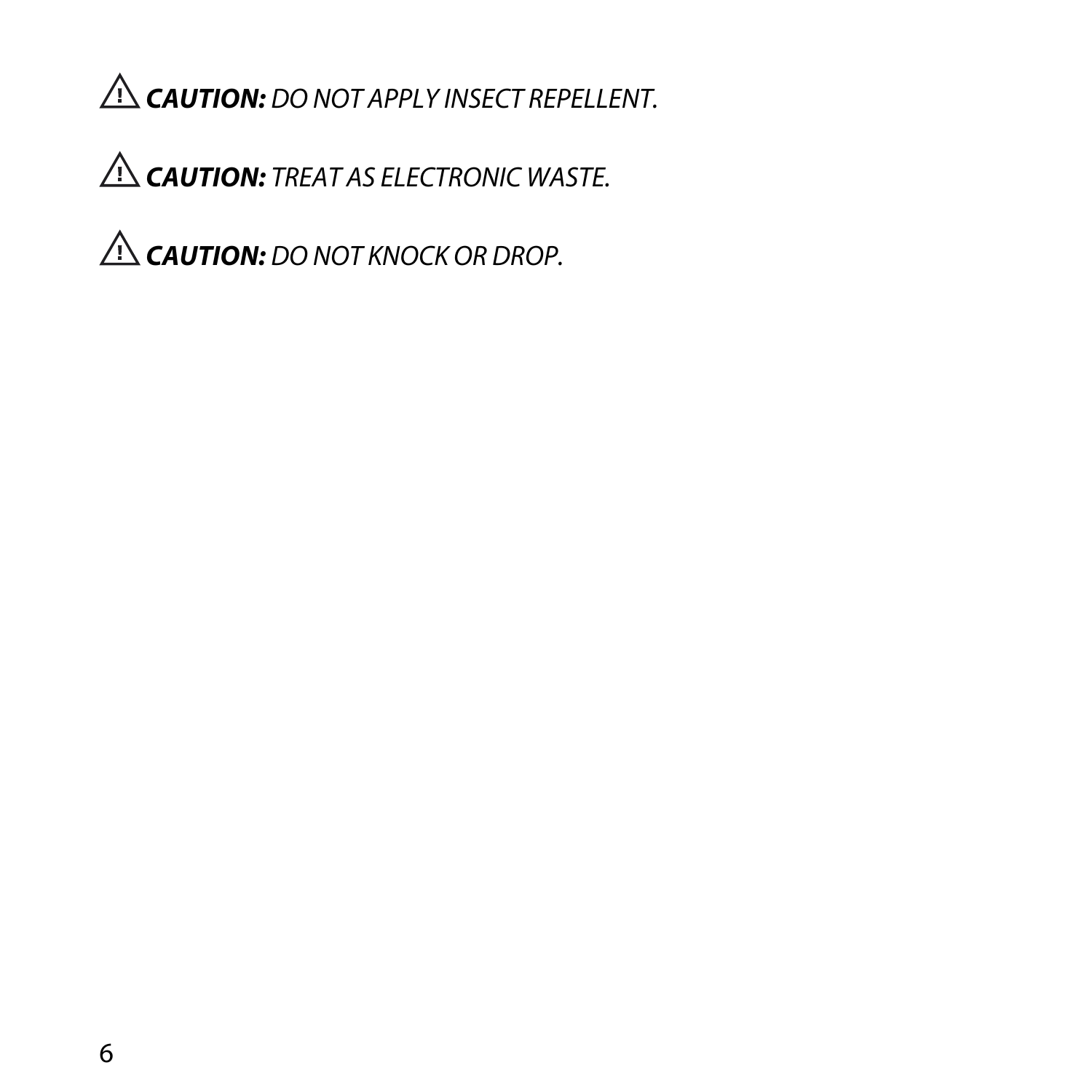⚠ ***CAUTION:*** *DO NOT APPLY INSECT REPELLENT.*

⚠ ***CAUTION:*** *TREAT AS ELECTRONIC WASTE.*

⚠ ***CAUTION:*** *DO NOT KNOCK OR DROP.*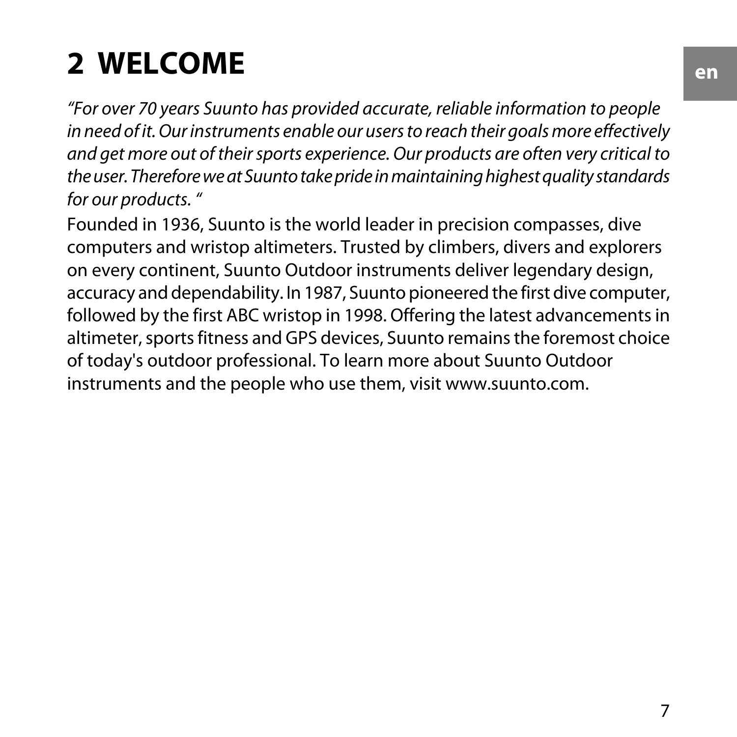# 2 WELCOME

*“For over 70 years Suunto has provided accurate, reliable information to people in need of it. Our instruments enable our users to reach their goals more effectively and get more out of their sports experience. Our products are often very critical to the user. Therefore we at Suunto take pride in maintaining highest quality standards for our products. “*

Founded in 1936, Suunto is the world leader in precision compasses, dive computers and wristop altimeters. Trusted by climbers, divers and explorers on every continent, Suunto Outdoor instruments deliver legendary design, accuracy and dependability. In 1987, Suunto pioneered the first dive computer, followed by the first ABC wristop in 1998. Offering the latest advancements in altimeter, sports fitness and GPS devices, Suunto remains the foremost choice of today's outdoor professional. To learn more about Suunto Outdoor instruments and the people who use them, visit www.suunto.com.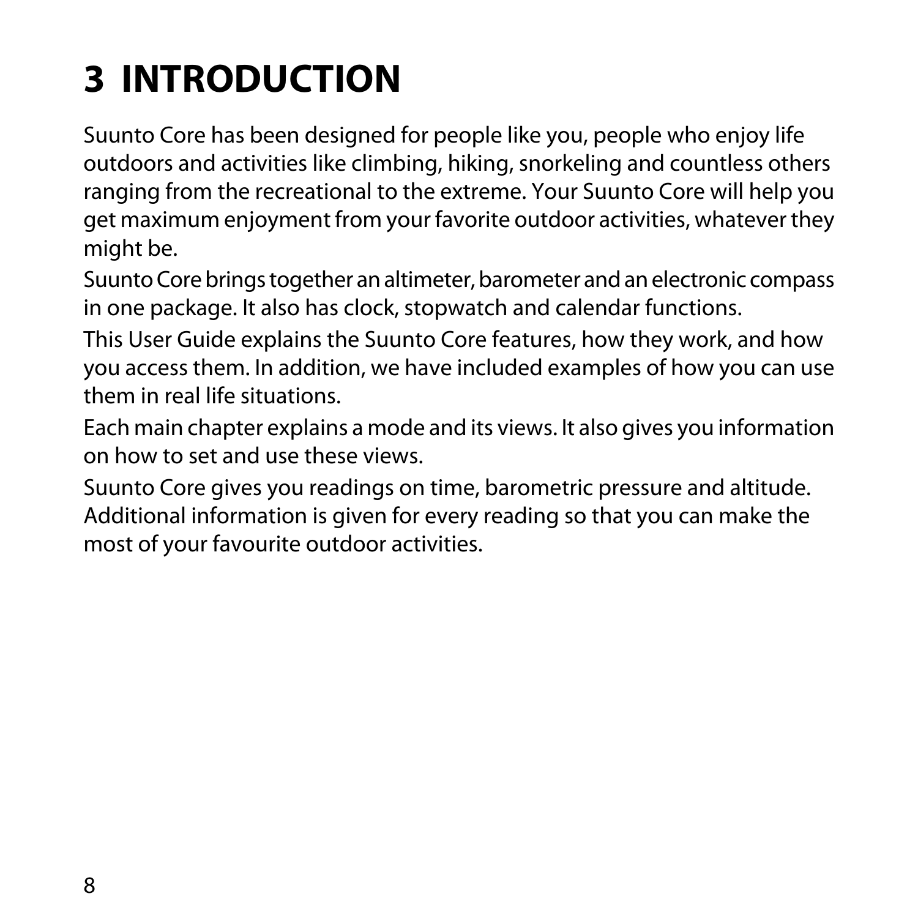# 3 INTRODUCTION

Suunto Core has been designed for people like you, people who enjoy life outdoors and activities like climbing, hiking, snorkeling and countless others ranging from the recreational to the extreme. Your Suunto Core will help you get maximum enjoyment from your favorite outdoor activities, whatever they might be.

Suunto Core brings together an altimeter, barometer and an electronic compass in one package. It also has clock, stopwatch and calendar functions.

This User Guide explains the Suunto Core features, how they work, and how you access them. In addition, we have included examples of how you can use them in real life situations.

Each main chapter explains a mode and its views. It also gives you information on how to set and use these views.

Suunto Core gives you readings on time, barometric pressure and altitude. Additional information is given for every reading so that you can make the most of your favourite outdoor activities.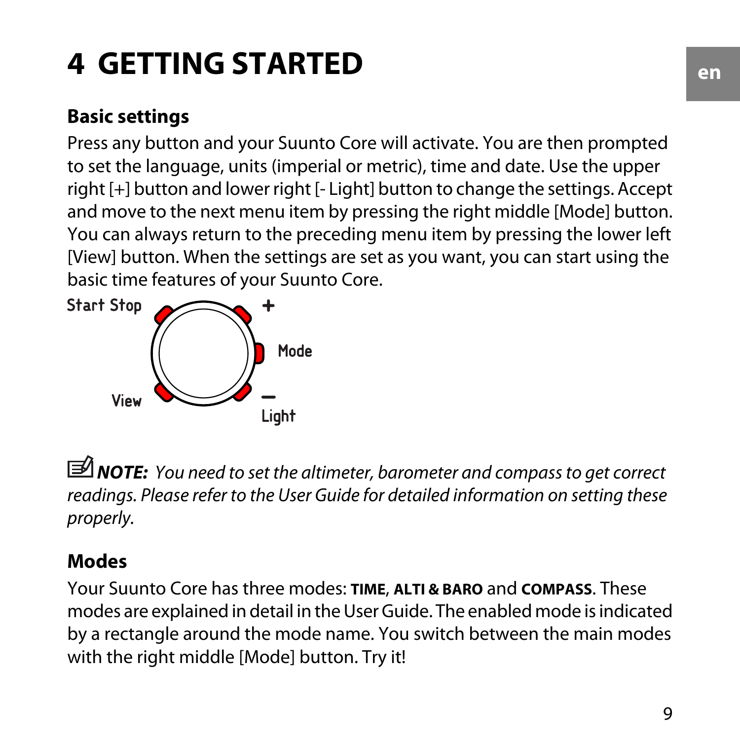# 4 GETTING STARTED

## Basic settings

Press any button and your Suunto Core will activate. You are then prompted to set the language, units (imperial or metric), time and date. Use the upper right [+] button and lower right [- Light] button to change the settings. Accept and move to the next menu item by pressing the right middle [Mode] button. You can always return to the preceding menu item by pressing the lower left [View] button. When the settings are set as you want, you can start using the basic time features of your Suunto Core.

Start Stop | + | Mode | View | – Light

***NOTE:*** *You need to set the altimeter, barometer and compass to get correct readings. Please refer to the User Guide for detailed information on setting these properly.*

## Modes

Your Suunto Core has three modes: **TIME**, **ALTI & BARO** and **COMPASS**. These modes are explained in detail in the User Guide. The enabled mode is indicated by a rectangle around the mode name. You switch between the main modes with the right middle [Mode] button. Try it!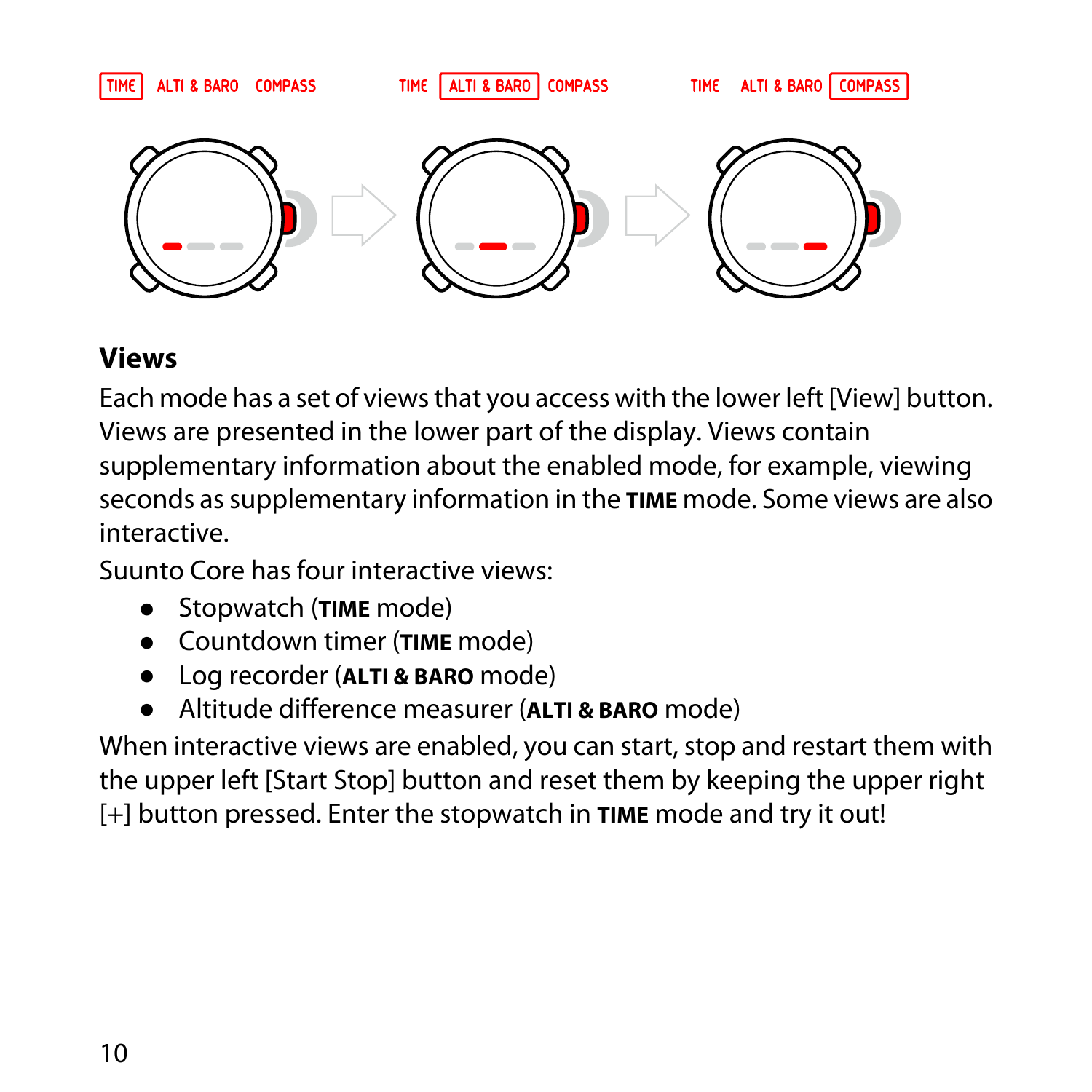## Views

Each mode has a set of views that you access with the lower left [View] button. Views are presented in the lower part of the display. Views contain supplementary information about the enabled mode, for example, viewing seconds as supplementary information in the **TIME** mode. Some views are also interactive.

Suunto Core has four interactive views:

- Stopwatch (**TIME** mode)
- Countdown timer (**TIME** mode)
- Log recorder (**ALTI & BARO** mode)
- Altitude difference measurer (**ALTI & BARO** mode)

When interactive views are enabled, you can start, stop and restart them with the upper left [Start Stop] button and reset them by keeping the upper right [+] button pressed. Enter the stopwatch in **TIME** mode and try it out!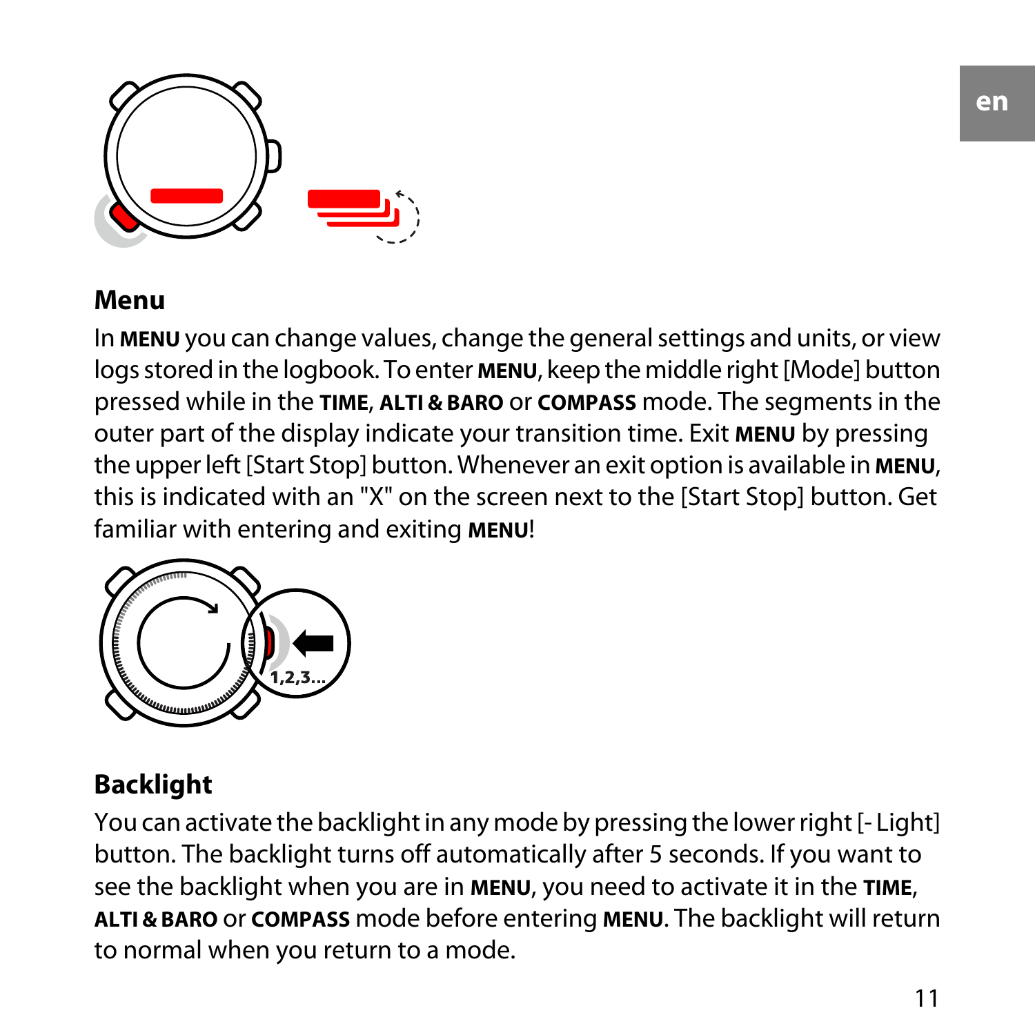## Menu

In **MENU** you can change values, change the general settings and units, or view logs stored in the logbook. To enter **MENU**, keep the middle right [Mode] button pressed while in the **TIME**, **ALTI & BARO** or **COMPASS** mode. The segments in the outer part of the display indicate your transition time. Exit **MENU** by pressing the upper left [Start Stop] button. Whenever an exit option is available in **MENU**, this is indicated with an "X" on the screen next to the [Start Stop] button. Get familiar with entering and exiting **MENU**!

## Backlight

You can activate the backlight in any mode by pressing the lower right [- Light] button. The backlight turns off automatically after 5 seconds. If you want to see the backlight when you are in **MENU**, you need to activate it in the **TIME**, **ALTI & BARO** or **COMPASS** mode before entering **MENU**. The backlight will return to normal when you return to a mode.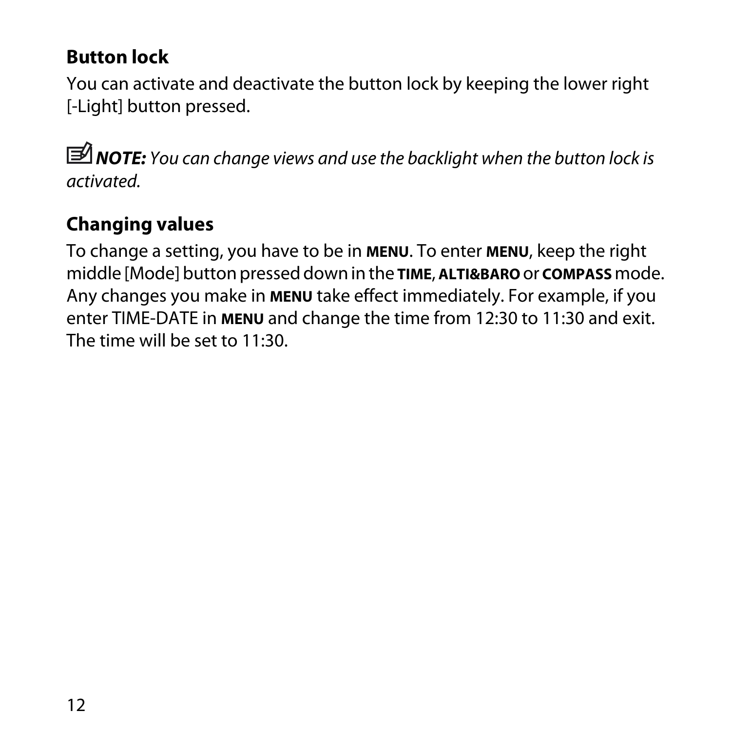## Button lock

You can activate and deactivate the button lock by keeping the lower right [-Light] button pressed.

***NOTE:*** *You can change views and use the backlight when the button lock is activated.*

## Changing values

To change a setting, you have to be in **MENU**. To enter **MENU**, keep the right middle [Mode] button pressed down in the **TIME**, **ALTI&BARO** or **COMPASS** mode. Any changes you make in **MENU** take effect immediately. For example, if you enter TIME-DATE in **MENU** and change the time from 12:30 to 11:30 and exit. The time will be set to 11:30.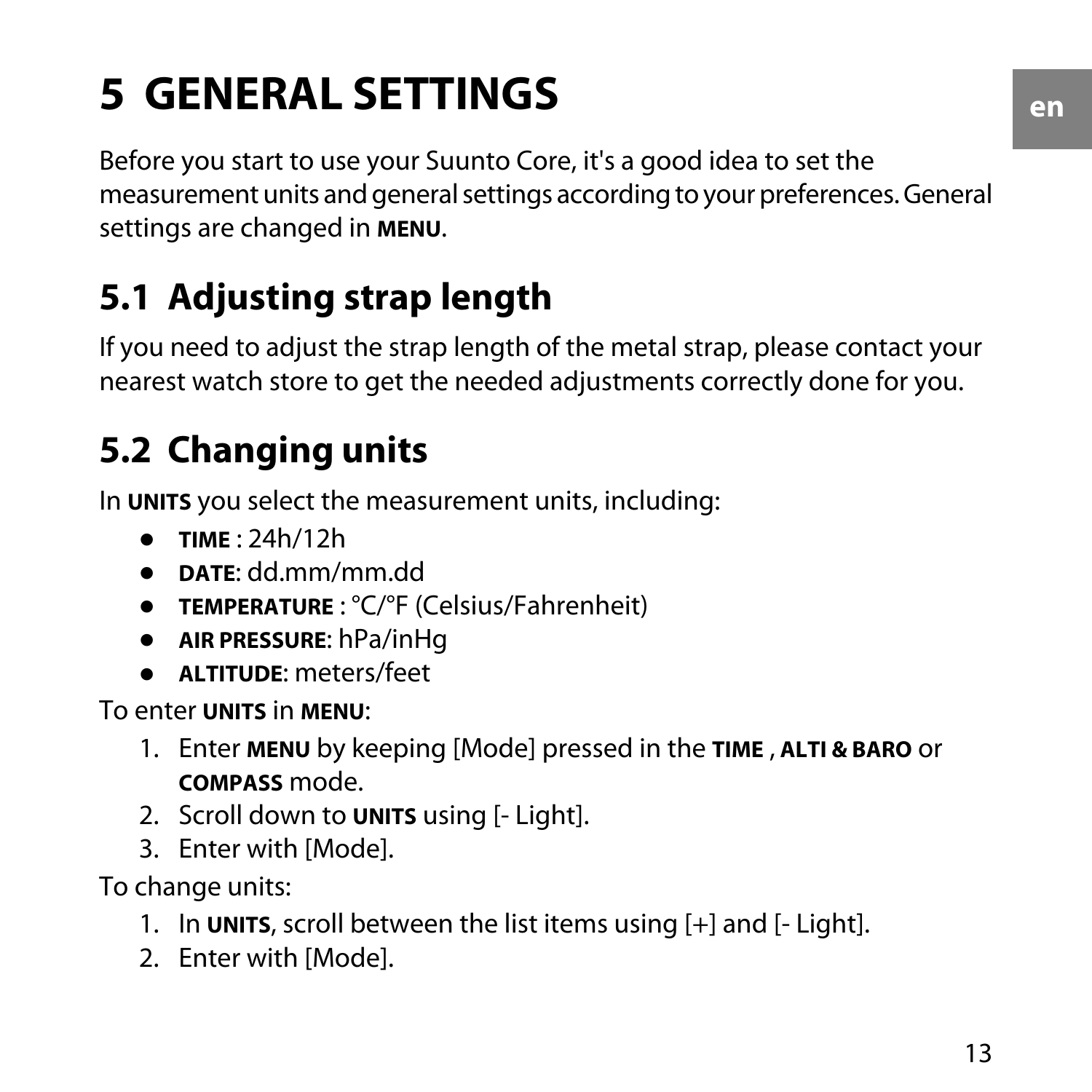# 5 GENERAL SETTINGS

Before you start to use your Suunto Core, it's a good idea to set the measurement units and general settings according to your preferences. General settings are changed in **MENU**.

## 5.1 Adjusting strap length

If you need to adjust the strap length of the metal strap, please contact your nearest watch store to get the needed adjustments correctly done for you.

## 5.2 Changing units

In **UNITS** you select the measurement units, including:

- **TIME** : 24h/12h
- **DATE**: dd.mm/mm.dd
- **TEMPERATURE** : °C/°F (Celsius/Fahrenheit)
- **AIR PRESSURE**: hPa/inHg
- **ALTITUDE**: meters/feet

To enter **UNITS** in **MENU**:

1. Enter **MENU** by keeping [Mode] pressed in the **TIME** , **ALTI & BARO** or **COMPASS** mode.
2. Scroll down to **UNITS** using [- Light].
3. Enter with [Mode].

To change units:

1. In **UNITS**, scroll between the list items using [+] and [- Light].
2. Enter with [Mode].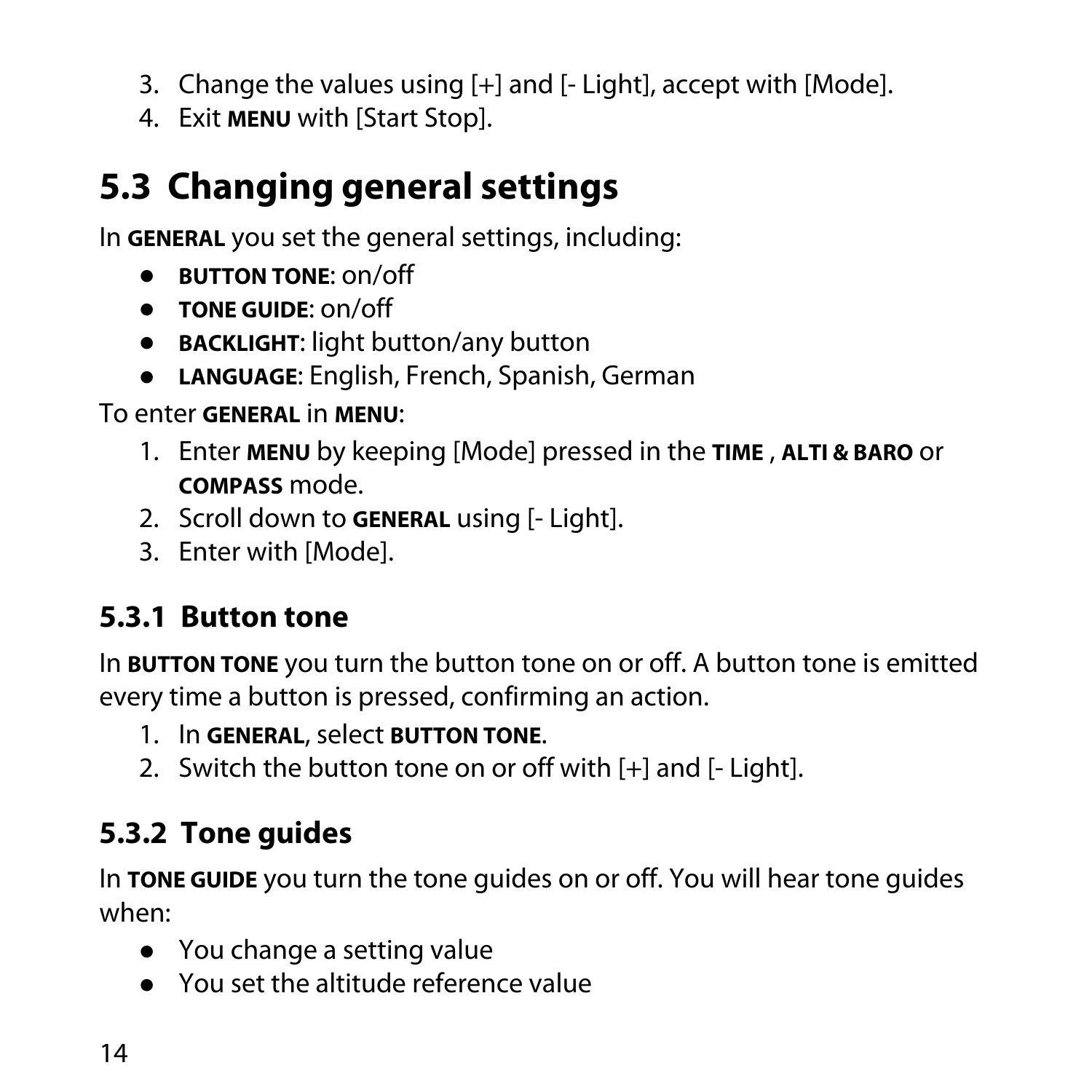3. Change the values using [+] and [- Light], accept with [Mode].
4. Exit **MENU** with [Start Stop].

## 5.3 Changing general settings

In **GENERAL** you set the general settings, including:

- **BUTTON TONE**: on/off
- **TONE GUIDE**: on/off
- **BACKLIGHT**: light button/any button
- **LANGUAGE**: English, French, Spanish, German

To enter **GENERAL** in **MENU**:

1. Enter **MENU** by keeping [Mode] pressed in the **TIME** , **ALTI & BARO** or **COMPASS** mode.
2. Scroll down to **GENERAL** using [- Light].
3. Enter with [Mode].

### 5.3.1 Button tone

In **BUTTON TONE** you turn the button tone on or off. A button tone is emitted every time a button is pressed, confirming an action.

1. In **GENERAL**, select **BUTTON TONE**.
2. Switch the button tone on or off with [+] and [- Light].

### 5.3.2 Tone guides

In **TONE GUIDE** you turn the tone guides on or off. You will hear tone guides when:

- You change a setting value
- You set the altitude reference value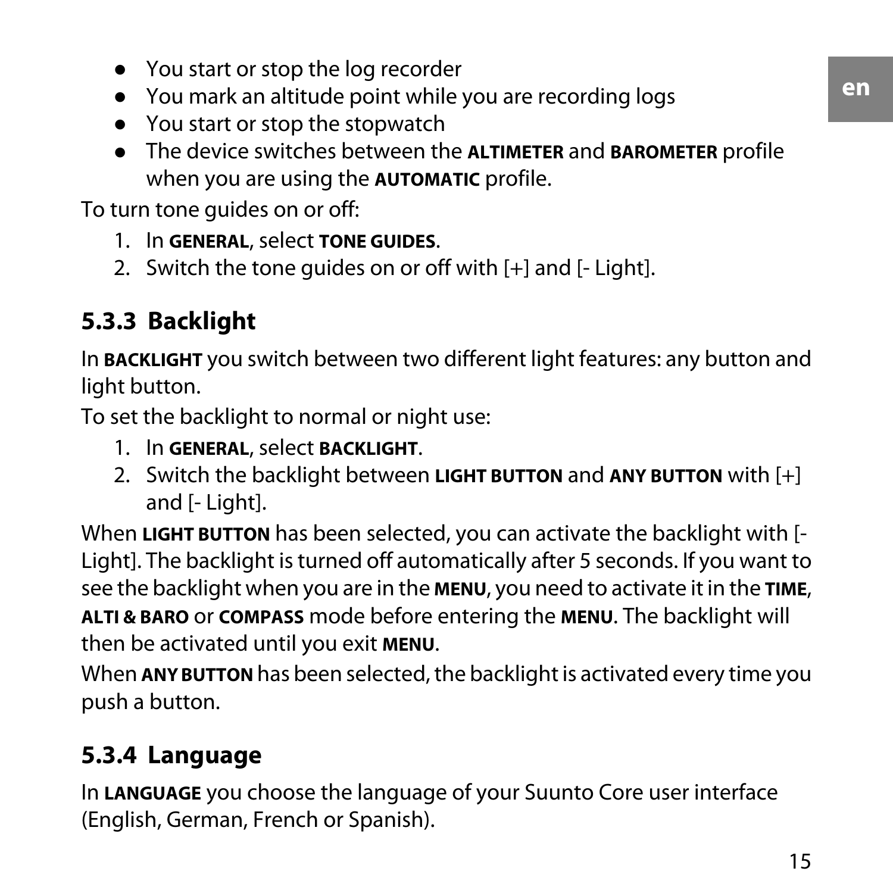- You start or stop the log recorder
- You mark an altitude point while you are recording logs
- You start or stop the stopwatch
- The device switches between the **ALTIMETER** and **BAROMETER** profile when you are using the **AUTOMATIC** profile.

To turn tone guides on or off:

1. In **GENERAL**, select **TONE GUIDES**.
2. Switch the tone guides on or off with [+] and [- Light].

### 5.3.3 Backlight

In **BACKLIGHT** you switch between two different light features: any button and light button.

To set the backlight to normal or night use:

1. In **GENERAL**, select **BACKLIGHT**.
2. Switch the backlight between **LIGHT BUTTON** and **ANY BUTTON** with [+] and [- Light].

When **LIGHT BUTTON** has been selected, you can activate the backlight with [- Light]. The backlight is turned off automatically after 5 seconds. If you want to see the backlight when you are in the **MENU**, you need to activate it in the **TIME**, **ALTI & BARO** or **COMPASS** mode before entering the **MENU**. The backlight will then be activated until you exit **MENU**.

When **ANY BUTTON** has been selected, the backlight is activated every time you push a button.

### 5.3.4 Language

In **LANGUAGE** you choose the language of your Suunto Core user interface (English, German, French or Spanish).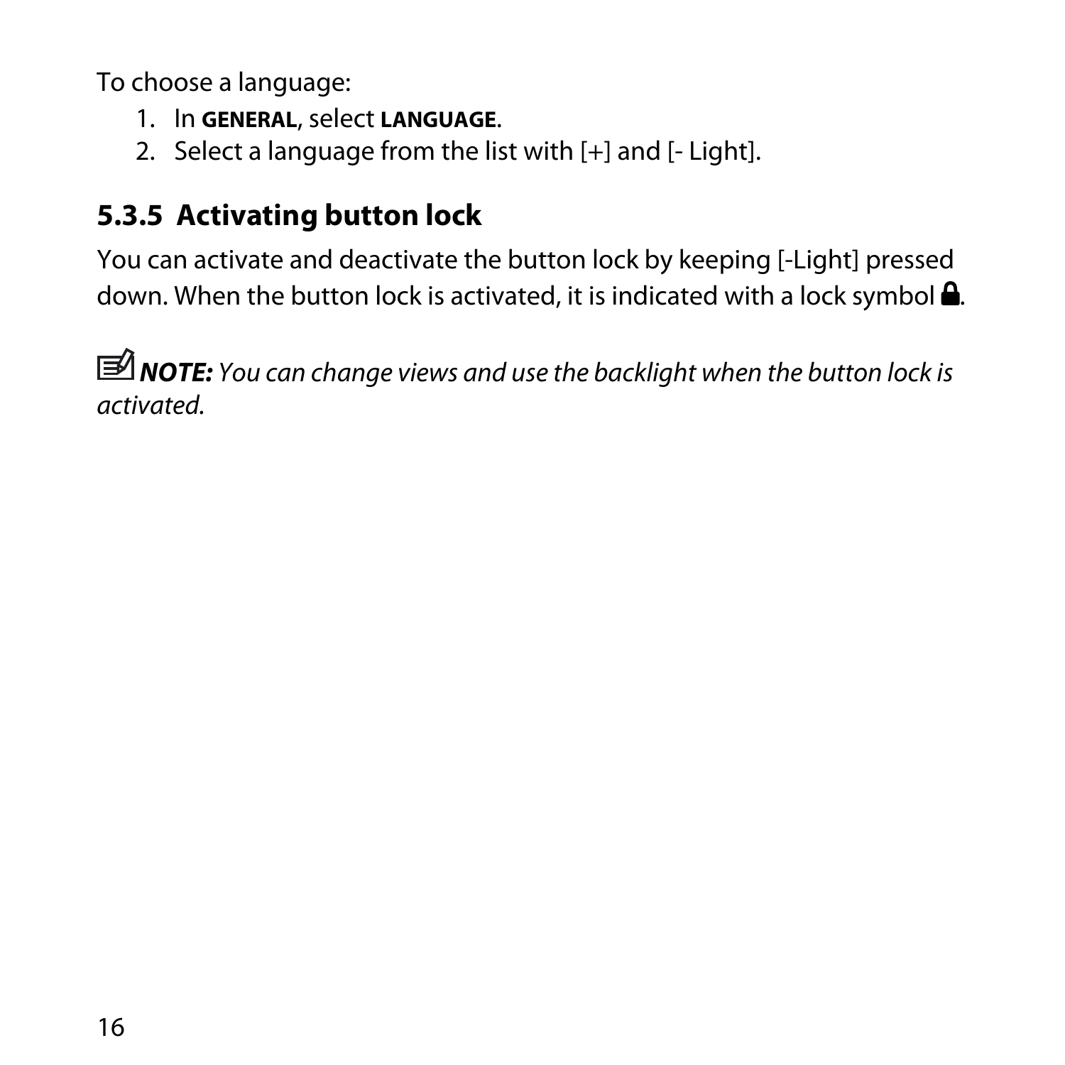To choose a language:

1. In **GENERAL**, select **LANGUAGE**.
2. Select a language from the list with [+] and [- Light].

### 5.3.5 Activating button lock

You can activate and deactivate the button lock by keeping [-Light] pressed down. When the button lock is activated, it is indicated with a lock symbol 🔒.

***NOTE:*** *You can change views and use the backlight when the button lock is activated.*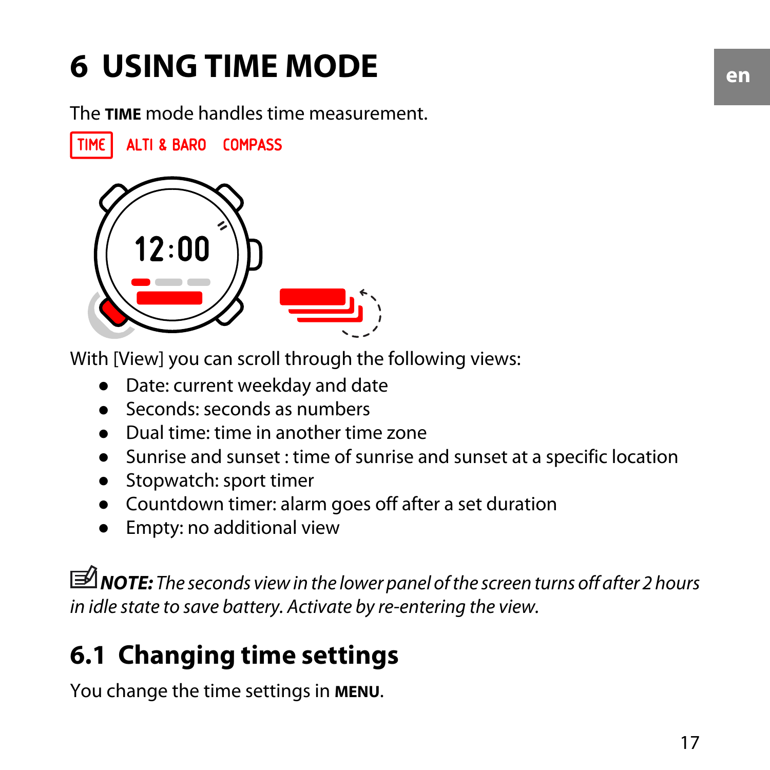# 6 USING TIME MODE

The **TIME** mode handles time measurement.

With [View] you can scroll through the following views:

- Date: current weekday and date
- Seconds: seconds as numbers
- Dual time: time in another time zone
- Sunrise and sunset : time of sunrise and sunset at a specific location
- Stopwatch: sport timer
- Countdown timer: alarm goes off after a set duration
- Empty: no additional view

***NOTE:*** *The seconds view in the lower panel of the screen turns off after 2 hours in idle state to save battery. Activate by re-entering the view.*

## 6.1 Changing time settings

You change the time settings in **MENU**.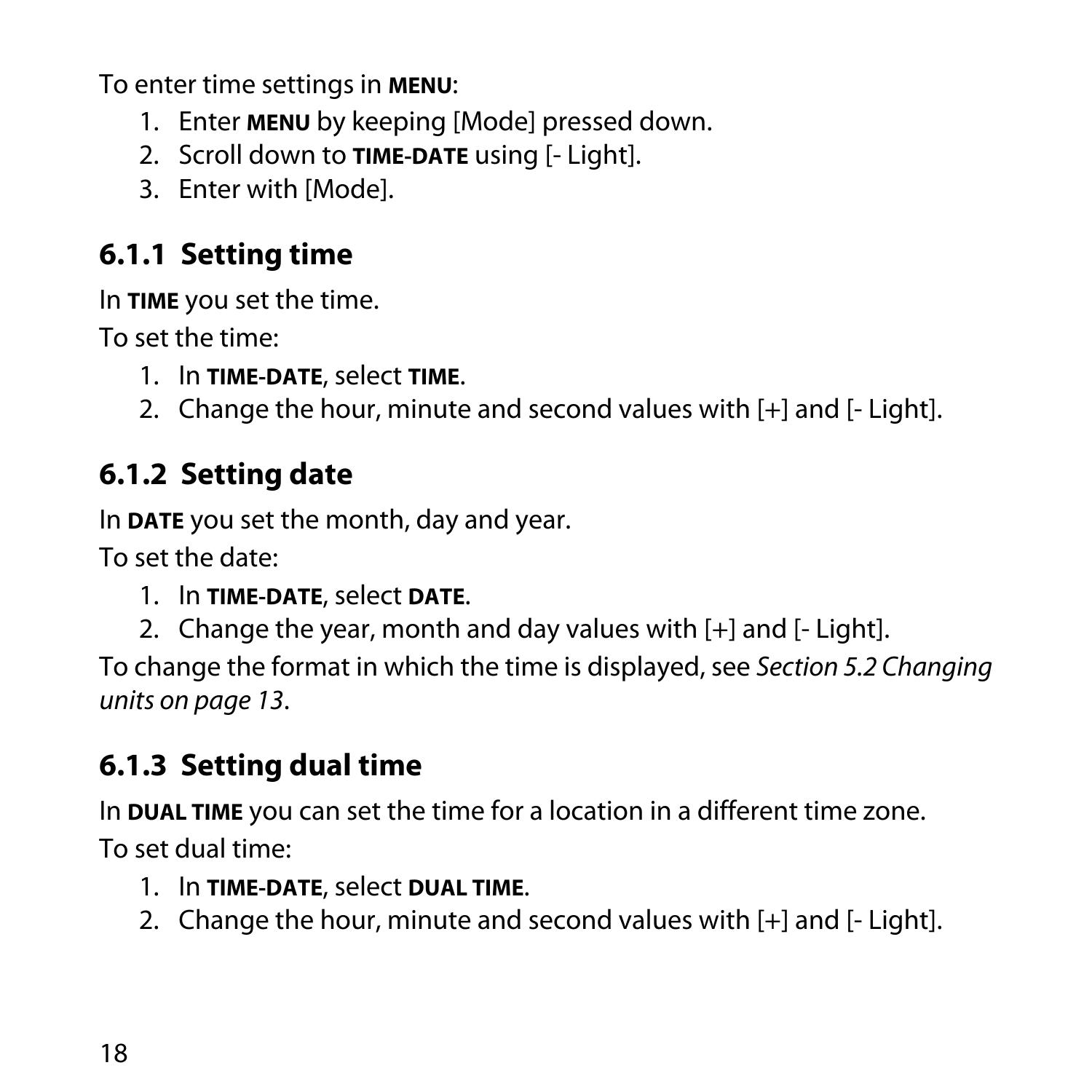To enter time settings in **MENU**:

1. Enter **MENU** by keeping [Mode] pressed down.
2. Scroll down to **TIME-DATE** using [- Light].
3. Enter with [Mode].

### 6.1.1 Setting time

In **TIME** you set the time.

To set the time:

1. In **TIME-DATE**, select **TIME**.
2. Change the hour, minute and second values with [+] and [- Light].

### 6.1.2 Setting date

In **DATE** you set the month, day and year.

To set the date:

1. In **TIME-DATE**, select **DATE**.
2. Change the year, month and day values with [+] and [- Light].

To change the format in which the time is displayed, see *Section 5.2 Changing units on page 13*.

### 6.1.3 Setting dual time

In **DUAL TIME** you can set the time for a location in a different time zone.

To set dual time:

1. In **TIME-DATE**, select **DUAL TIME**.
2. Change the hour, minute and second values with [+] and [- Light].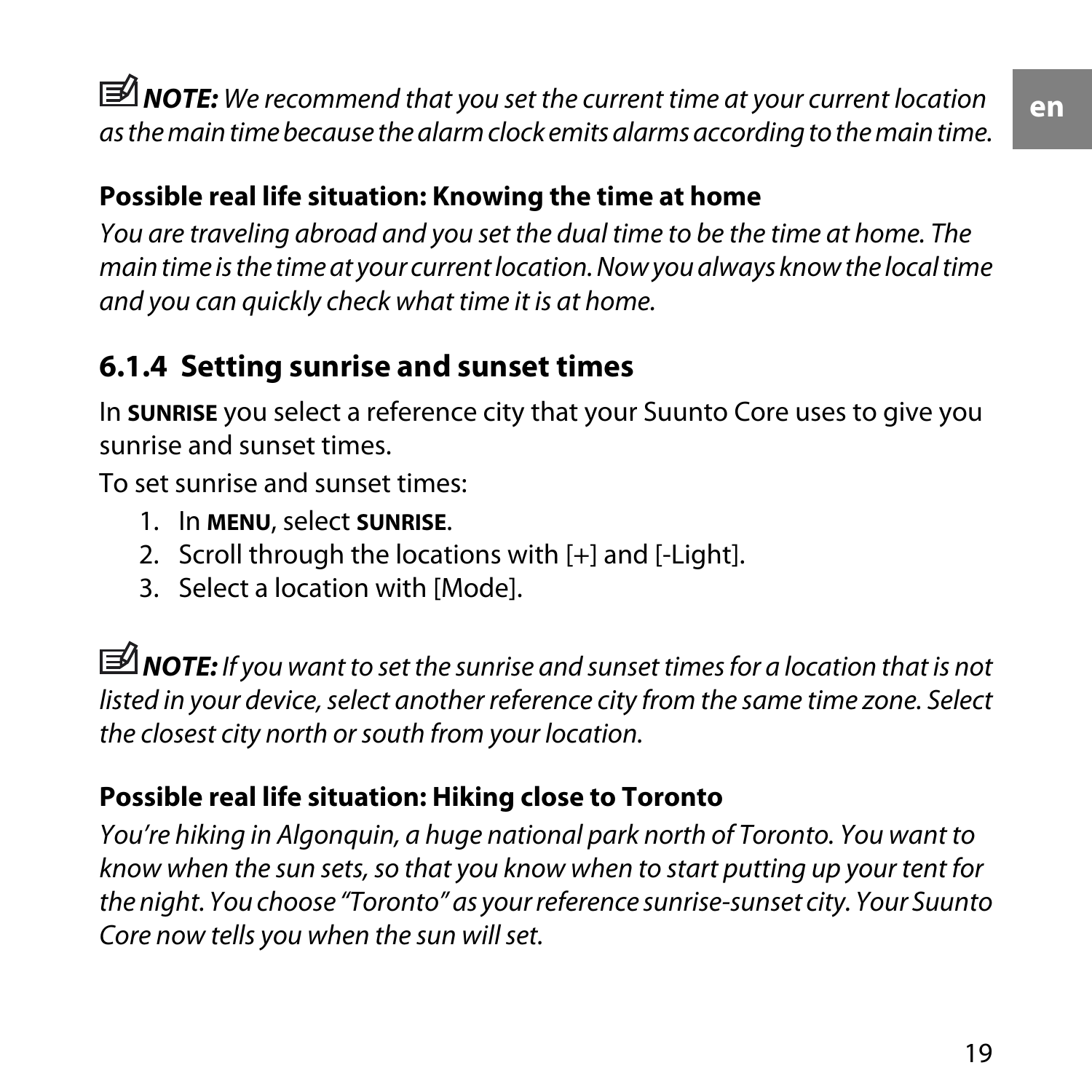**NOTE:** *We recommend that you set the current time at your current location as the main time because the alarm clock emits alarms according to the main time.*

**Possible real life situation: Knowing the time at home**

*You are traveling abroad and you set the dual time to be the time at home. The main time is the time at your current location. Now you always know the local time and you can quickly check what time it is at home.*

### 6.1.4 Setting sunrise and sunset times

In **SUNRISE** you select a reference city that your Suunto Core uses to give you sunrise and sunset times.

To set sunrise and sunset times:

1. In **MENU**, select **SUNRISE**.
2. Scroll through the locations with [+] and [-Light].
3. Select a location with [Mode].

**NOTE:** *If you want to set the sunrise and sunset times for a location that is not listed in your device, select another reference city from the same time zone. Select the closest city north or south from your location.*

**Possible real life situation: Hiking close to Toronto**

*You're hiking in Algonquin, a huge national park north of Toronto. You want to know when the sun sets, so that you know when to start putting up your tent for the night. You choose "Toronto" as your reference sunrise-sunset city. Your Suunto Core now tells you when the sun will set.*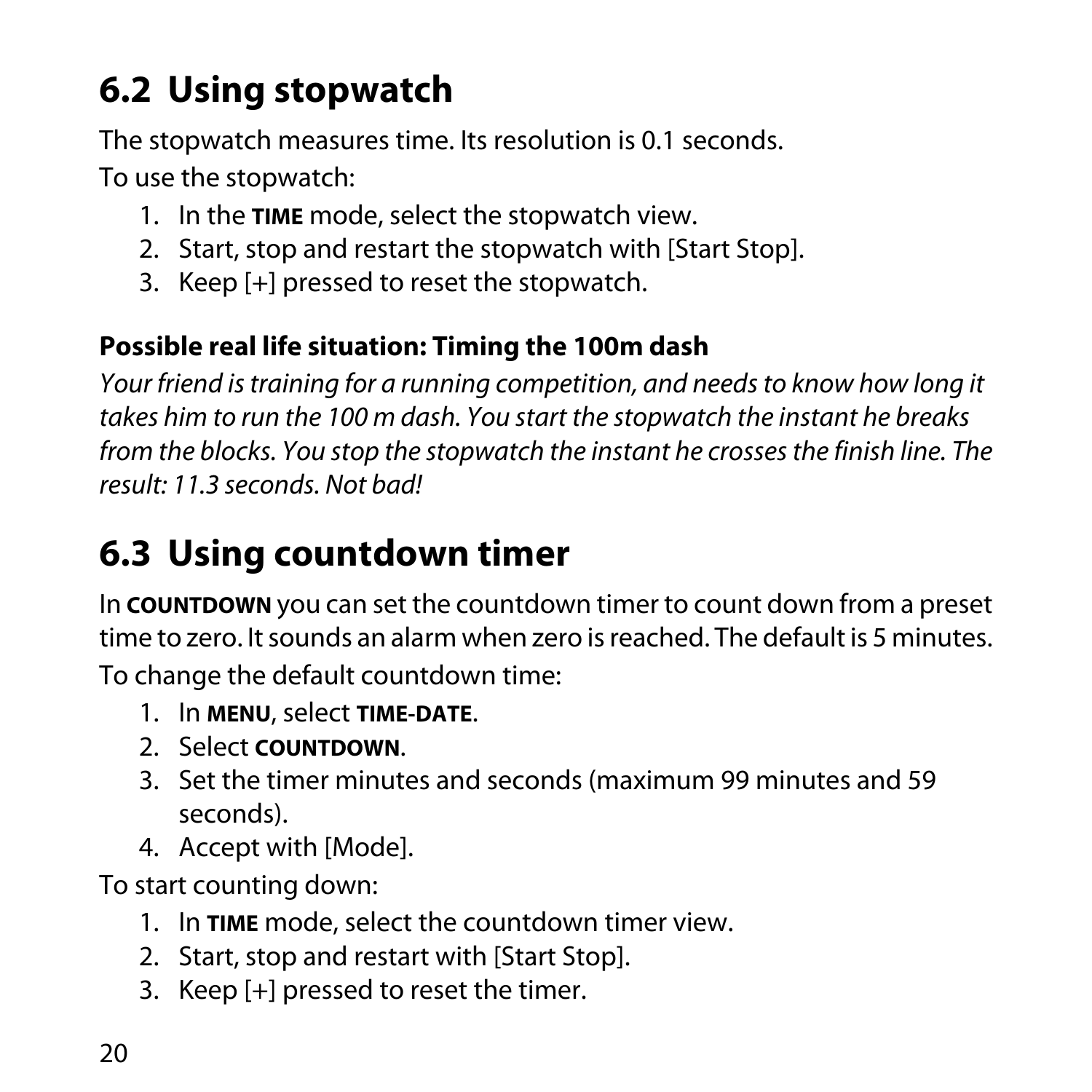## 6.2 Using stopwatch

The stopwatch measures time. Its resolution is 0.1 seconds.

To use the stopwatch:

1. In the **TIME** mode, select the stopwatch view.
2. Start, stop and restart the stopwatch with [Start Stop].
3. Keep [+] pressed to reset the stopwatch.

**Possible real life situation: Timing the 100m dash**

*Your friend is training for a running competition, and needs to know how long it takes him to run the 100 m dash. You start the stopwatch the instant he breaks from the blocks. You stop the stopwatch the instant he crosses the finish line. The result: 11.3 seconds. Not bad!*

## 6.3 Using countdown timer

In **COUNTDOWN** you can set the countdown timer to count down from a preset time to zero. It sounds an alarm when zero is reached. The default is 5 minutes.

To change the default countdown time:

1. In **MENU**, select **TIME-DATE**.
2. Select **COUNTDOWN**.
3. Set the timer minutes and seconds (maximum 99 minutes and 59 seconds).
4. Accept with [Mode].

To start counting down:

1. In **TIME** mode, select the countdown timer view.
2. Start, stop and restart with [Start Stop].
3. Keep [+] pressed to reset the timer.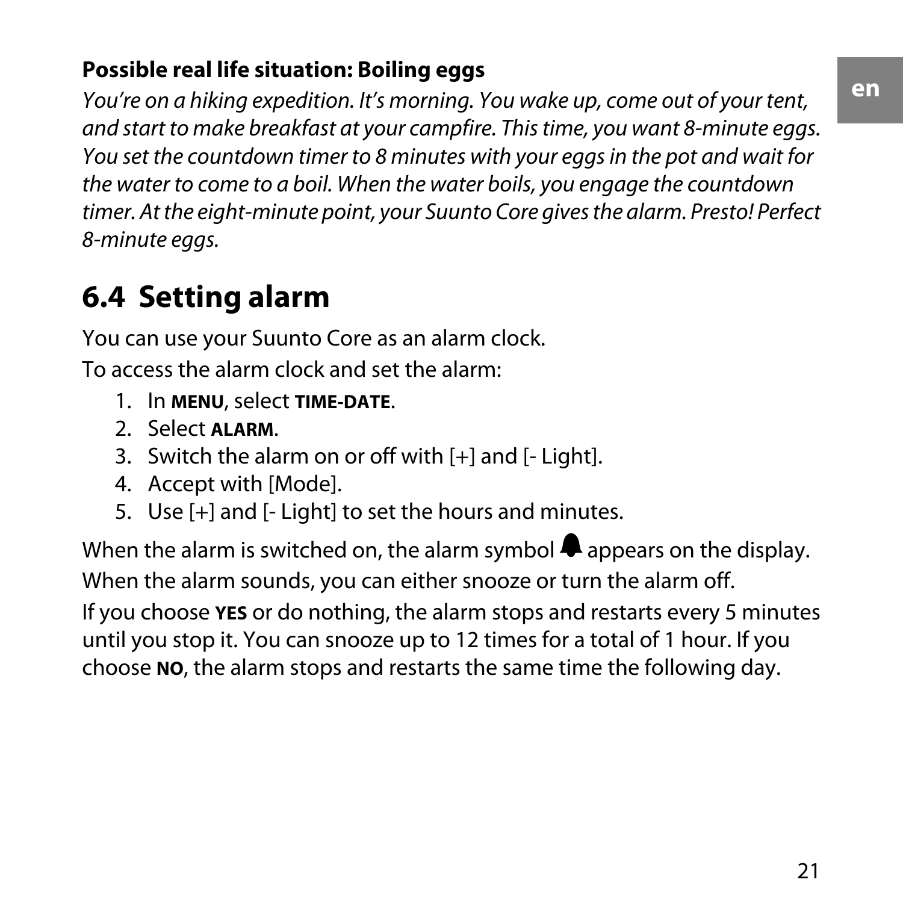**Possible real life situation: Boiling eggs**

*You're on a hiking expedition. It's morning. You wake up, come out of your tent, and start to make breakfast at your campfire. This time, you want 8-minute eggs. You set the countdown timer to 8 minutes with your eggs in the pot and wait for the water to come to a boil. When the water boils, you engage the countdown timer. At the eight-minute point, your Suunto Core gives the alarm. Presto! Perfect 8-minute eggs.*

## 6.4 Setting alarm

You can use your Suunto Core as an alarm clock.

To access the alarm clock and set the alarm:

1. In **MENU**, select **TIME-DATE**.
2. Select **ALARM**.
3. Switch the alarm on or off with [+] and [- Light].
4. Accept with [Mode].
5. Use [+] and [- Light] to set the hours and minutes.

When the alarm is switched on, the alarm symbol appears on the display.

When the alarm sounds, you can either snooze or turn the alarm off.

If you choose **YES** or do nothing, the alarm stops and restarts every 5 minutes until you stop it. You can snooze up to 12 times for a total of 1 hour. If you choose **NO**, the alarm stops and restarts the same time the following day.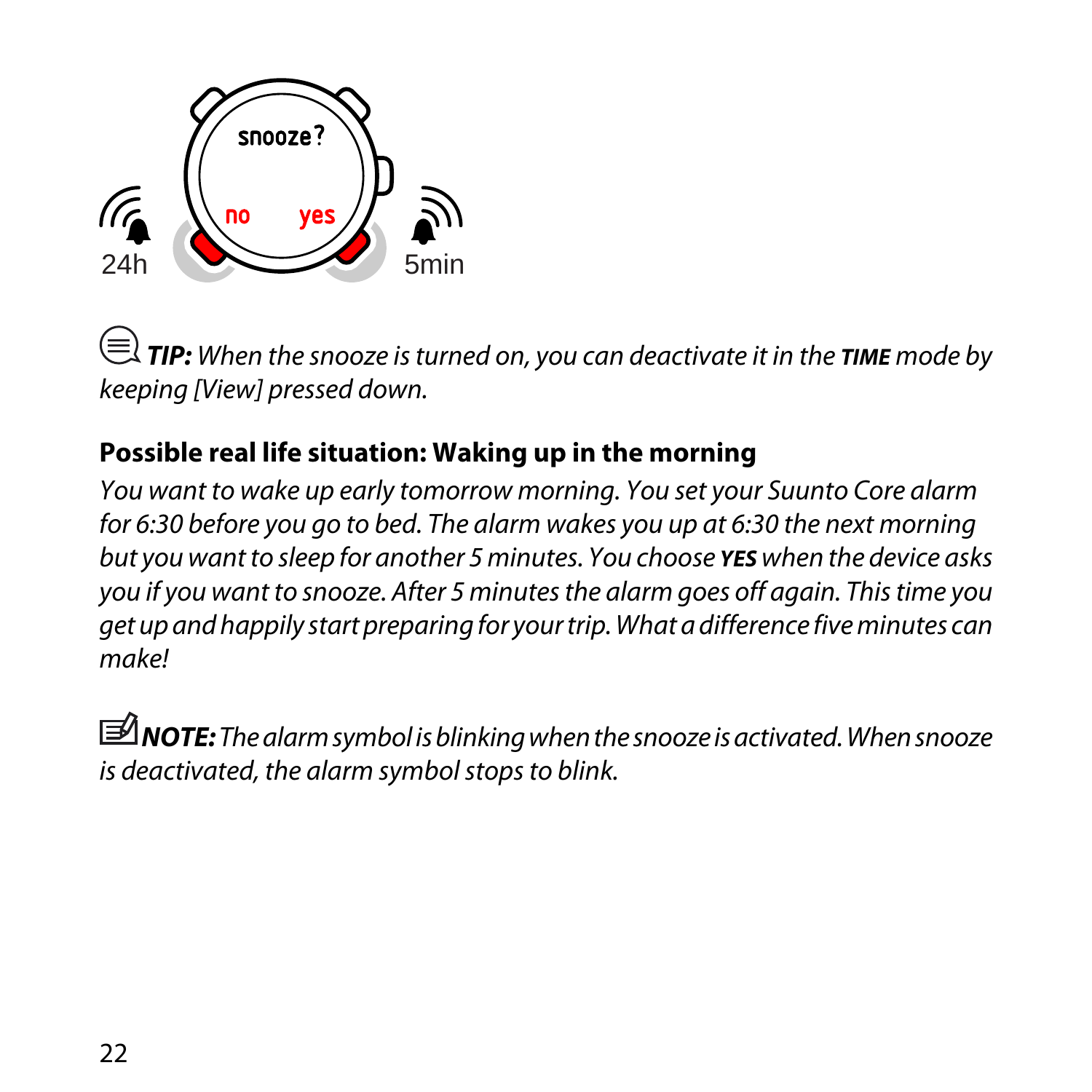*snooze?*

*no* *yes*

24h 5min

***TIP:*** *When the snooze is turned on, you can deactivate it in the* **TIME** *mode by keeping [View] pressed down.*

**Possible real life situation: Waking up in the morning**

*You want to wake up early tomorrow morning. You set your Suunto Core alarm for 6:30 before you go to bed. The alarm wakes you up at 6:30 the next morning but you want to sleep for another 5 minutes. You choose* ***YES*** *when the device asks you if you want to snooze. After 5 minutes the alarm goes off again. This time you get up and happily start preparing for your trip. What a difference five minutes can make!*

***NOTE:*** *The alarm symbol is blinking when the snooze is activated. When snooze is deactivated, the alarm symbol stops to blink.*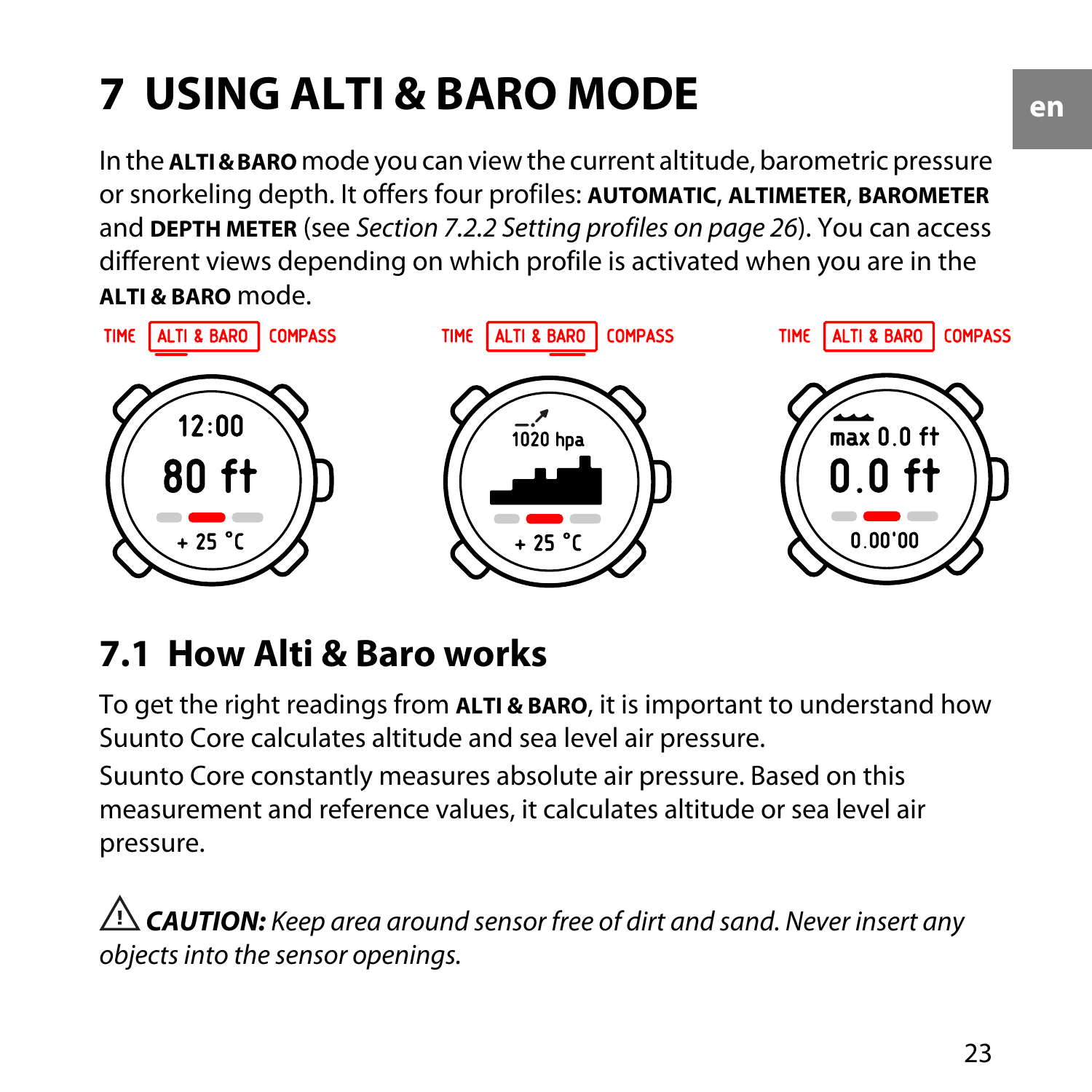# 7 USING ALTI & BARO MODE

In the **ALTI & BARO** mode you can view the current altitude, barometric pressure or snorkeling depth. It offers four profiles: **AUTOMATIC**, **ALTIMETER**, **BAROMETER** and **DEPTH METER** (see *Section 7.2.2 Setting profiles on page 26*). You can access different views depending on which profile is activated when you are in the **ALTI & BARO** mode.

## 7.1 How Alti & Baro works

To get the right readings from **ALTI & BARO**, it is important to understand how Suunto Core calculates altitude and sea level air pressure.

Suunto Core constantly measures absolute air pressure. Based on this measurement and reference values, it calculates altitude or sea level air pressure.

⚠ ***CAUTION:*** *Keep area around sensor free of dirt and sand. Never insert any objects into the sensor openings.*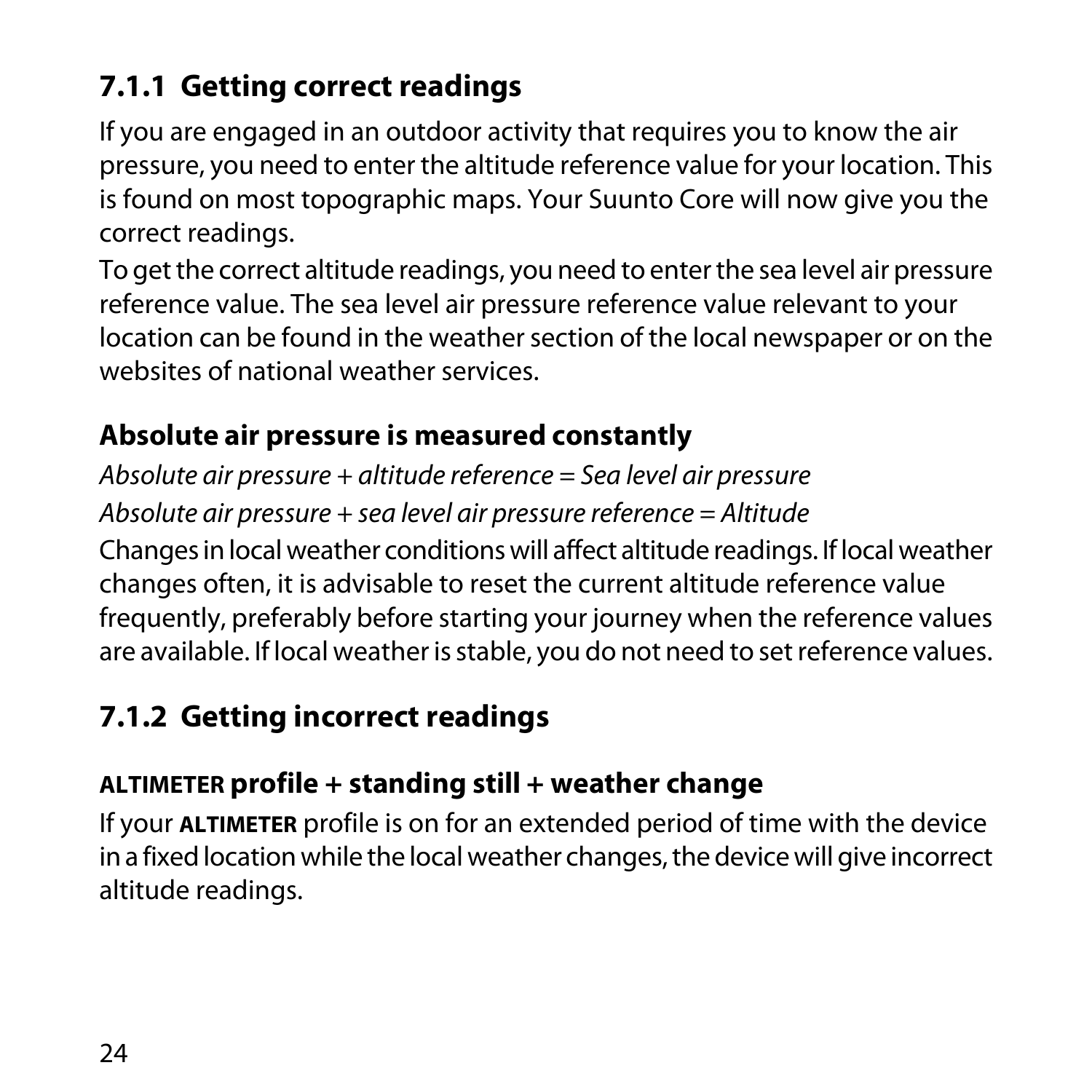### 7.1.1 Getting correct readings

If you are engaged in an outdoor activity that requires you to know the air pressure, you need to enter the altitude reference value for your location. This is found on most topographic maps. Your Suunto Core will now give you the correct readings.

To get the correct altitude readings, you need to enter the sea level air pressure reference value. The sea level air pressure reference value relevant to your location can be found in the weather section of the local newspaper or on the websites of national weather services.

#### Absolute air pressure is measured constantly

*Absolute air pressure + altitude reference = Sea level air pressure*

*Absolute air pressure + sea level air pressure reference = Altitude*

Changes in local weather conditions will affect altitude readings. If local weather changes often, it is advisable to reset the current altitude reference value frequently, preferably before starting your journey when the reference values are available. If local weather is stable, you do not need to set reference values.

### 7.1.2 Getting incorrect readings

#### ALTIMETER profile + standing still + weather change

If your **ALTIMETER** profile is on for an extended period of time with the device in a fixed location while the local weather changes, the device will give incorrect altitude readings.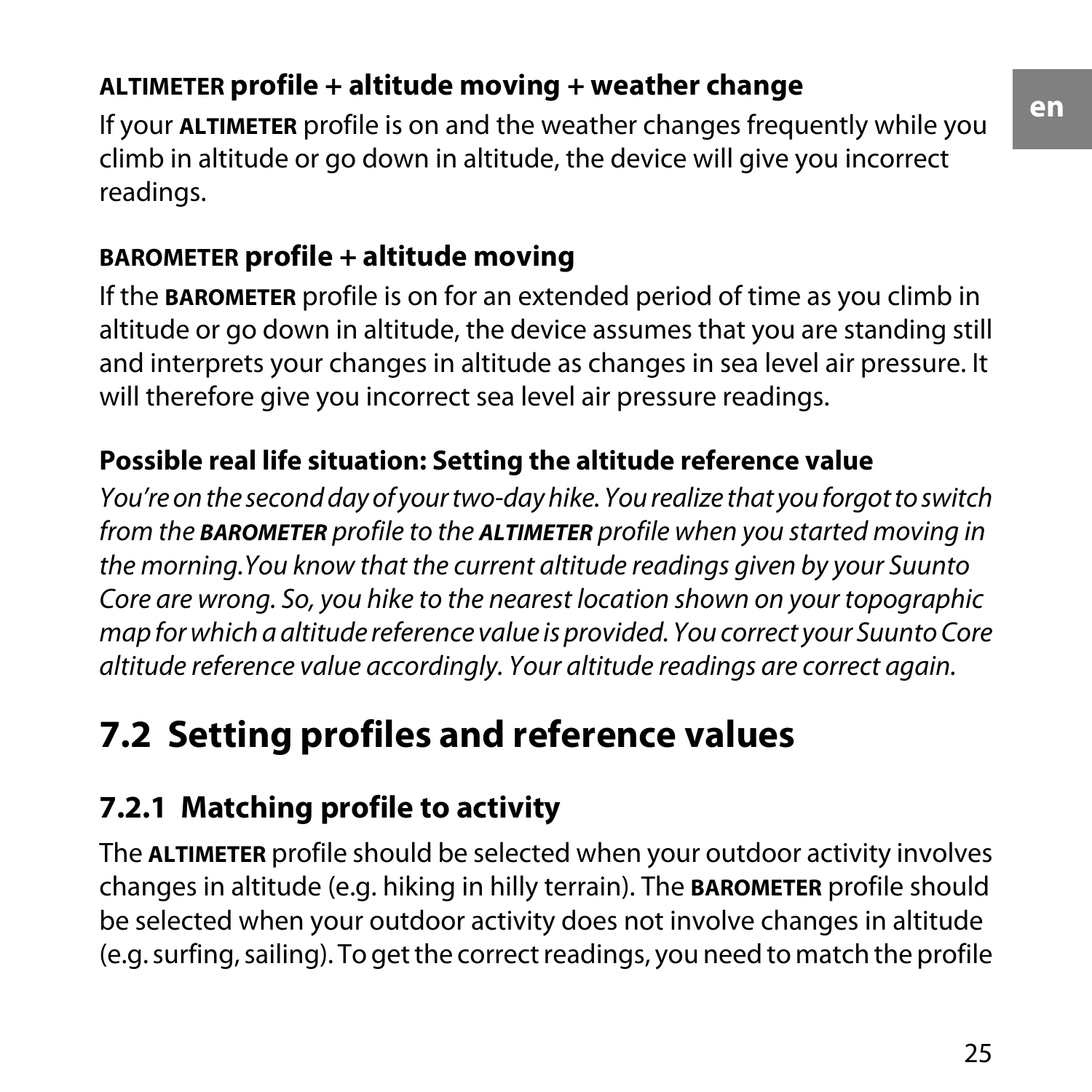### **ALTIMETER** profile + altitude moving + weather change

If your **ALTIMETER** profile is on and the weather changes frequently while you climb in altitude or go down in altitude, the device will give you incorrect readings.

### **BAROMETER** profile + altitude moving

If the **BAROMETER** profile is on for an extended period of time as you climb in altitude or go down in altitude, the device assumes that you are standing still and interprets your changes in altitude as changes in sea level air pressure. It will therefore give you incorrect sea level air pressure readings.

**Possible real life situation: Setting the altitude reference value**

*You're on the second day of your two-day hike. You realize that you forgot to switch from the* ***BAROMETER*** *profile to the* ***ALTIMETER*** *profile when you started moving in the morning.You know that the current altitude readings given by your Suunto Core are wrong. So, you hike to the nearest location shown on your topographic map for which a altitude reference value is provided. You correct your Suunto Core altitude reference value accordingly. Your altitude readings are correct again.*

## 7.2 Setting profiles and reference values

### 7.2.1 Matching profile to activity

The **ALTIMETER** profile should be selected when your outdoor activity involves changes in altitude (e.g. hiking in hilly terrain). The **BAROMETER** profile should be selected when your outdoor activity does not involve changes in altitude (e.g. surfing, sailing). To get the correct readings, you need to match the profile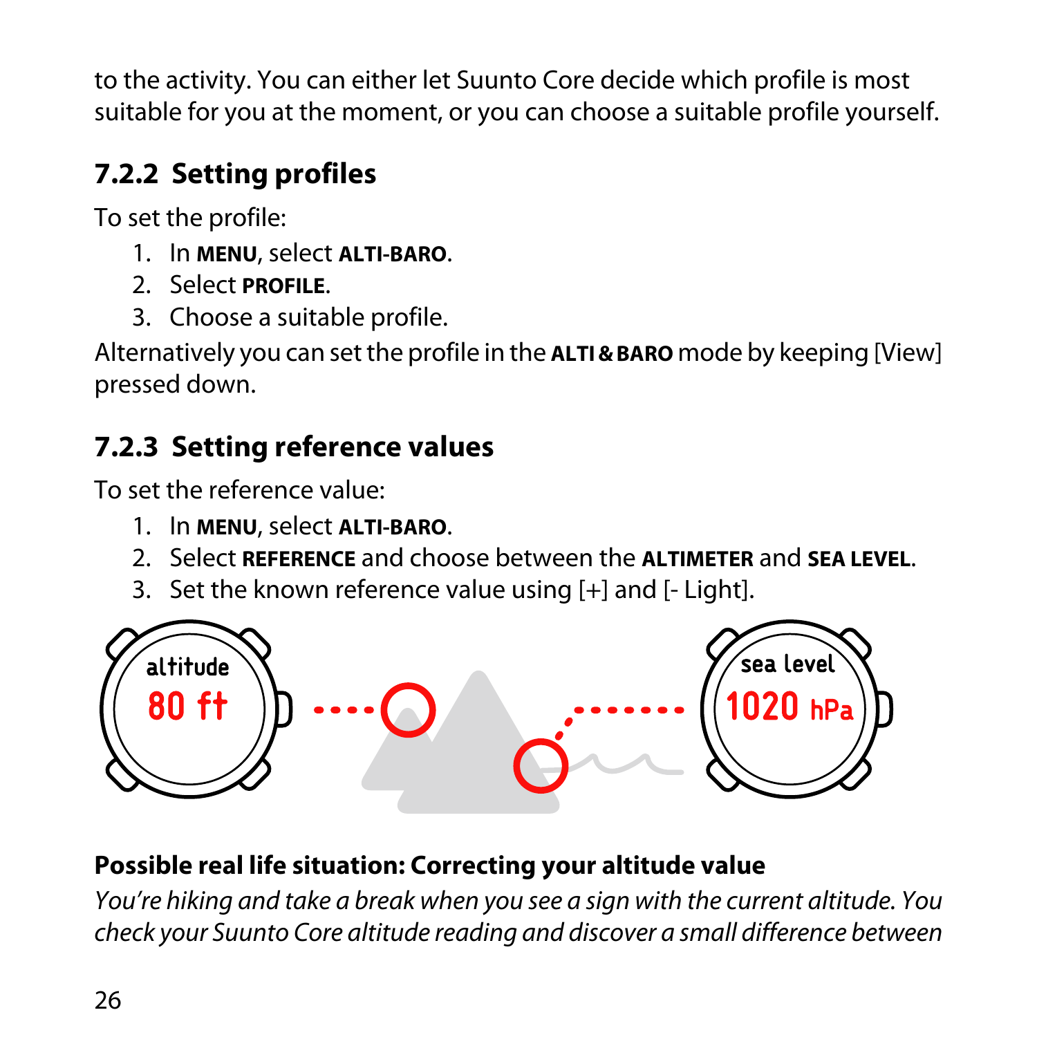to the activity. You can either let Suunto Core decide which profile is most suitable for you at the moment, or you can choose a suitable profile yourself.

### 7.2.2 Setting profiles

To set the profile:

1. In **MENU**, select **ALTI-BARO**.
2. Select **PROFILE**.
3. Choose a suitable profile.

Alternatively you can set the profile in the **ALTI & BARO** mode by keeping [View] pressed down.

### 7.2.3 Setting reference values

To set the reference value:

1. In **MENU**, select **ALTI-BARO**.
2. Select **REFERENCE** and choose between the **ALTIMETER** and **SEA LEVEL**.
3. Set the known reference value using [+] and [- Light].

**Possible real life situation: Correcting your altitude value**

*You're hiking and take a break when you see a sign with the current altitude. You check your Suunto Core altitude reading and discover a small difference between*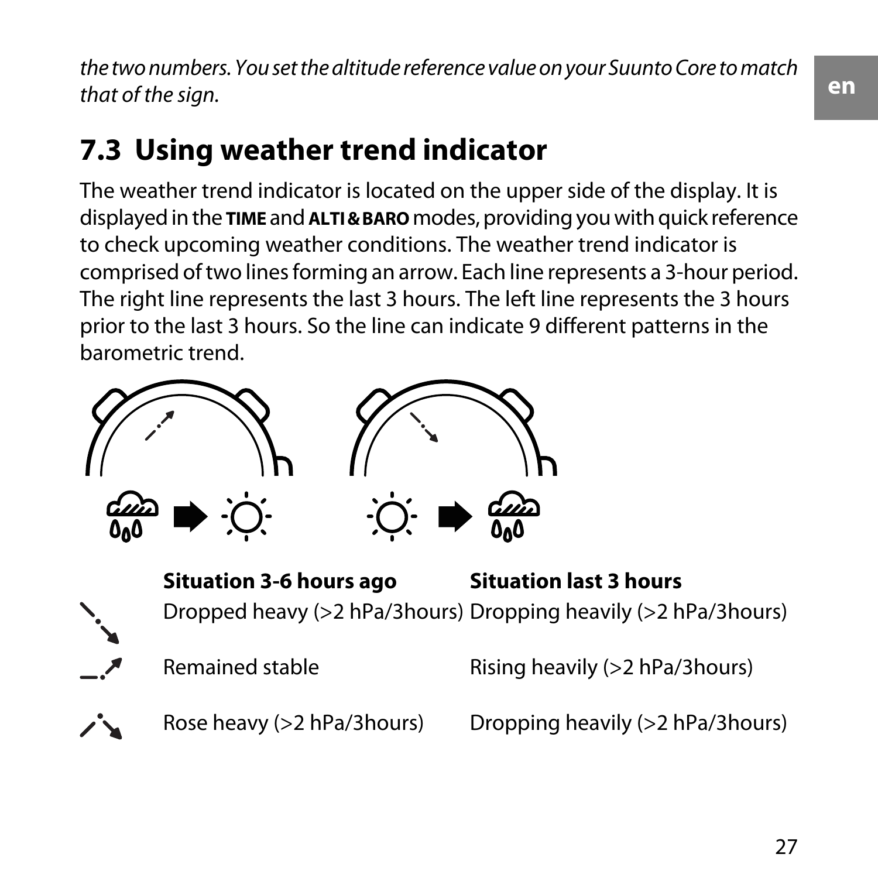*the two numbers. You set the altitude reference value on your Suunto Core to match that of the sign.*

## 7.3 Using weather trend indicator

The weather trend indicator is located on the upper side of the display. It is displayed in the **TIME** and **ALTI & BARO** modes, providing you with quick reference to check upcoming weather conditions. The weather trend indicator is comprised of two lines forming an arrow. Each line represents a 3-hour period. The right line represents the last 3 hours. The left line represents the 3 hours prior to the last 3 hours. So the line can indicate 9 different patterns in the barometric trend.

| | **Situation 3-6 hours ago** | **Situation last 3 hours** |
|---|---|---|
| ↘↘ | Dropped heavy (>2 hPa/3hours) | Dropping heavily (>2 hPa/3hours) |
| _↗ | Remained stable | Rising heavily (>2 hPa/3hours) |
| ↗↘ | Rose heavy (>2 hPa/3hours) | Dropping heavily (>2 hPa/3hours) |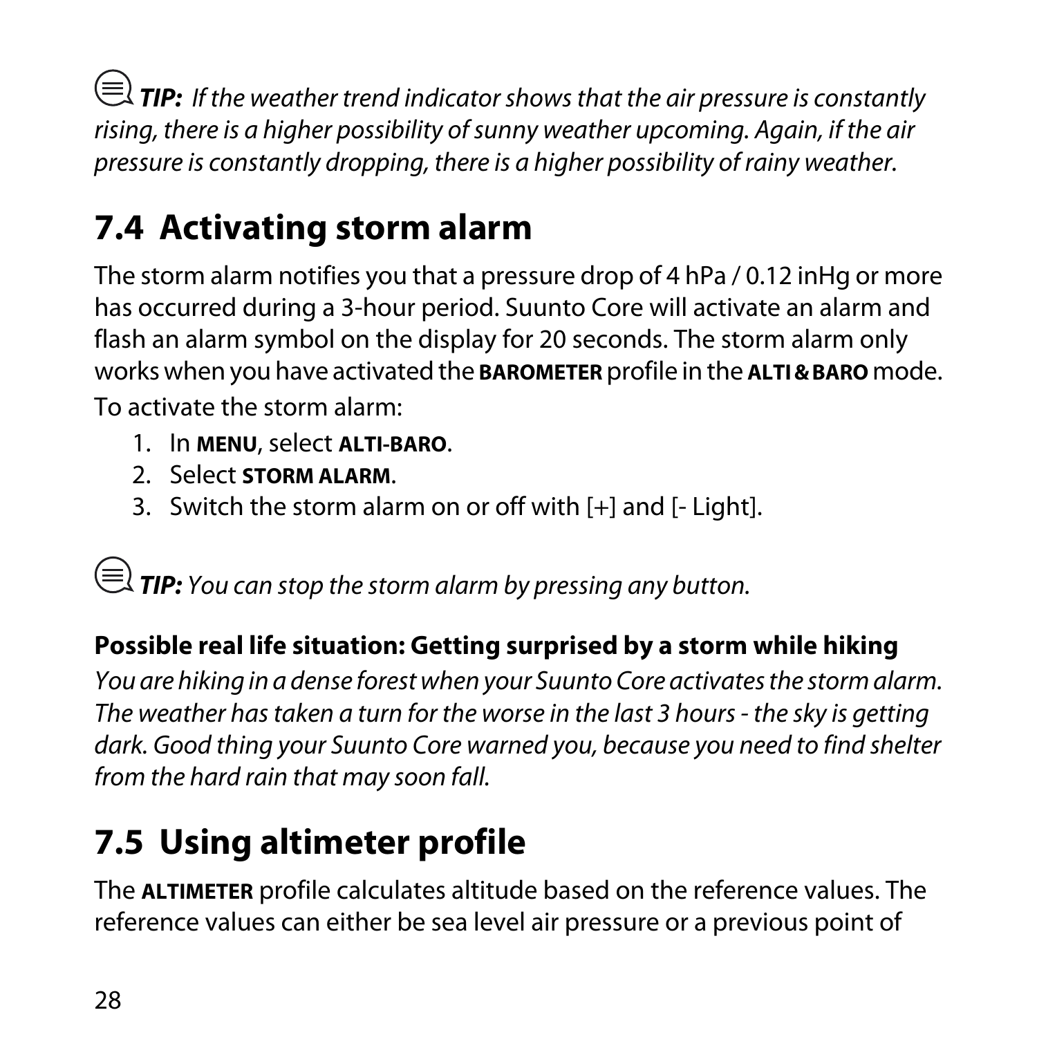***TIP:*** *If the weather trend indicator shows that the air pressure is constantly rising, there is a higher possibility of sunny weather upcoming. Again, if the air pressure is constantly dropping, there is a higher possibility of rainy weather.*

## 7.4 Activating storm alarm

The storm alarm notifies you that a pressure drop of 4 hPa / 0.12 inHg or more has occurred during a 3-hour period. Suunto Core will activate an alarm and flash an alarm symbol on the display for 20 seconds. The storm alarm only works when you have activated the **BAROMETER** profile in the **ALTI & BARO** mode.

To activate the storm alarm:

1. In **MENU**, select **ALTI-BARO**.
2. Select **STORM ALARM**.
3. Switch the storm alarm on or off with [+] and [- Light].

***TIP:*** *You can stop the storm alarm by pressing any button.*

**Possible real life situation: Getting surprised by a storm while hiking**

*You are hiking in a dense forest when your Suunto Core activates the storm alarm. The weather has taken a turn for the worse in the last 3 hours - the sky is getting dark. Good thing your Suunto Core warned you, because you need to find shelter from the hard rain that may soon fall.*

## 7.5 Using altimeter profile

The **ALTIMETER** profile calculates altitude based on the reference values. The reference values can either be sea level air pressure or a previous point of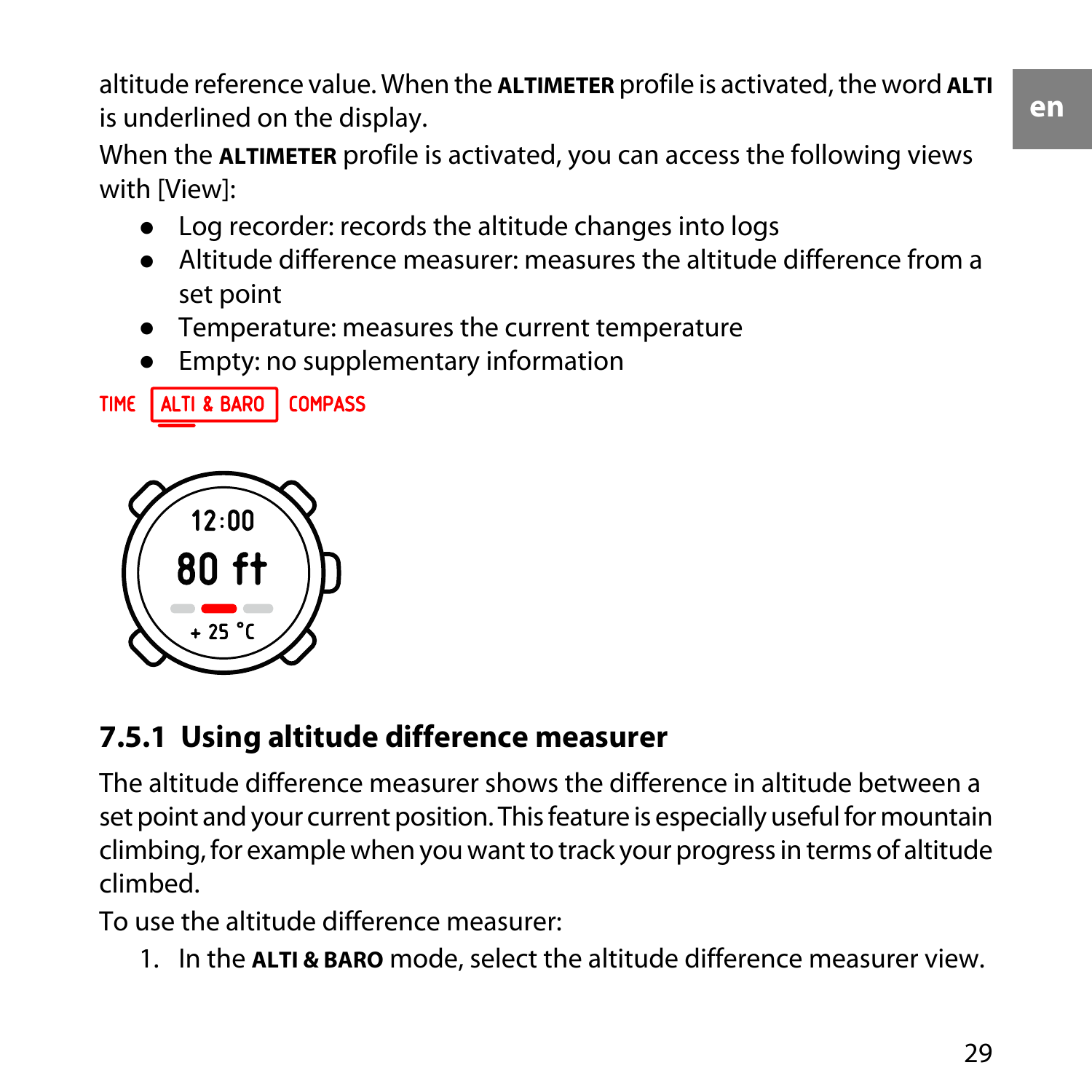altitude reference value. When the **ALTIMETER** profile is activated, the word **ALTI** is underlined on the display.

When the **ALTIMETER** profile is activated, you can access the following views with [View]:

- Log recorder: records the altitude changes into logs
- Altitude difference measurer: measures the altitude difference from a set point
- Temperature: measures the current temperature
- Empty: no supplementary information

TIME ALTI & BARO COMPASS

12:00
80 ft
+ 25 °C

### 7.5.1 Using altitude difference measurer

The altitude difference measurer shows the difference in altitude between a set point and your current position. This feature is especially useful for mountain climbing, for example when you want to track your progress in terms of altitude climbed.

To use the altitude difference measurer:

1. In the **ALTI & BARO** mode, select the altitude difference measurer view.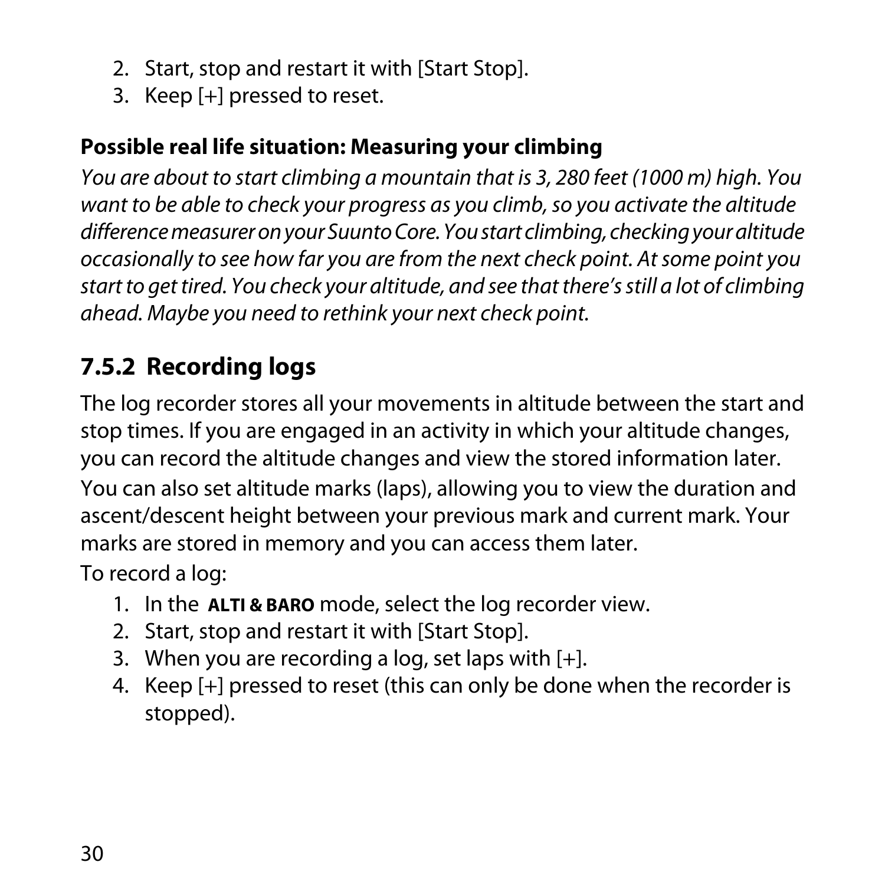2. Start, stop and restart it with [Start Stop].
3. Keep [+] pressed to reset.

**Possible real life situation: Measuring your climbing**

*You are about to start climbing a mountain that is 3, 280 feet (1000 m) high. You want to be able to check your progress as you climb, so you activate the altitude difference measurer on your Suunto Core. You start climbing, checking your altitude occasionally to see how far you are from the next check point. At some point you start to get tired. You check your altitude, and see that there's still a lot of climbing ahead. Maybe you need to rethink your next check point.*

## 7.5.2 Recording logs

The log recorder stores all your movements in altitude between the start and stop times. If you are engaged in an activity in which your altitude changes, you can record the altitude changes and view the stored information later.

You can also set altitude marks (laps), allowing you to view the duration and ascent/descent height between your previous mark and current mark. Your marks are stored in memory and you can access them later.

To record a log:

1. In the **ALTI & BARO** mode, select the log recorder view.
2. Start, stop and restart it with [Start Stop].
3. When you are recording a log, set laps with [+].
4. Keep [+] pressed to reset (this can only be done when the recorder is stopped).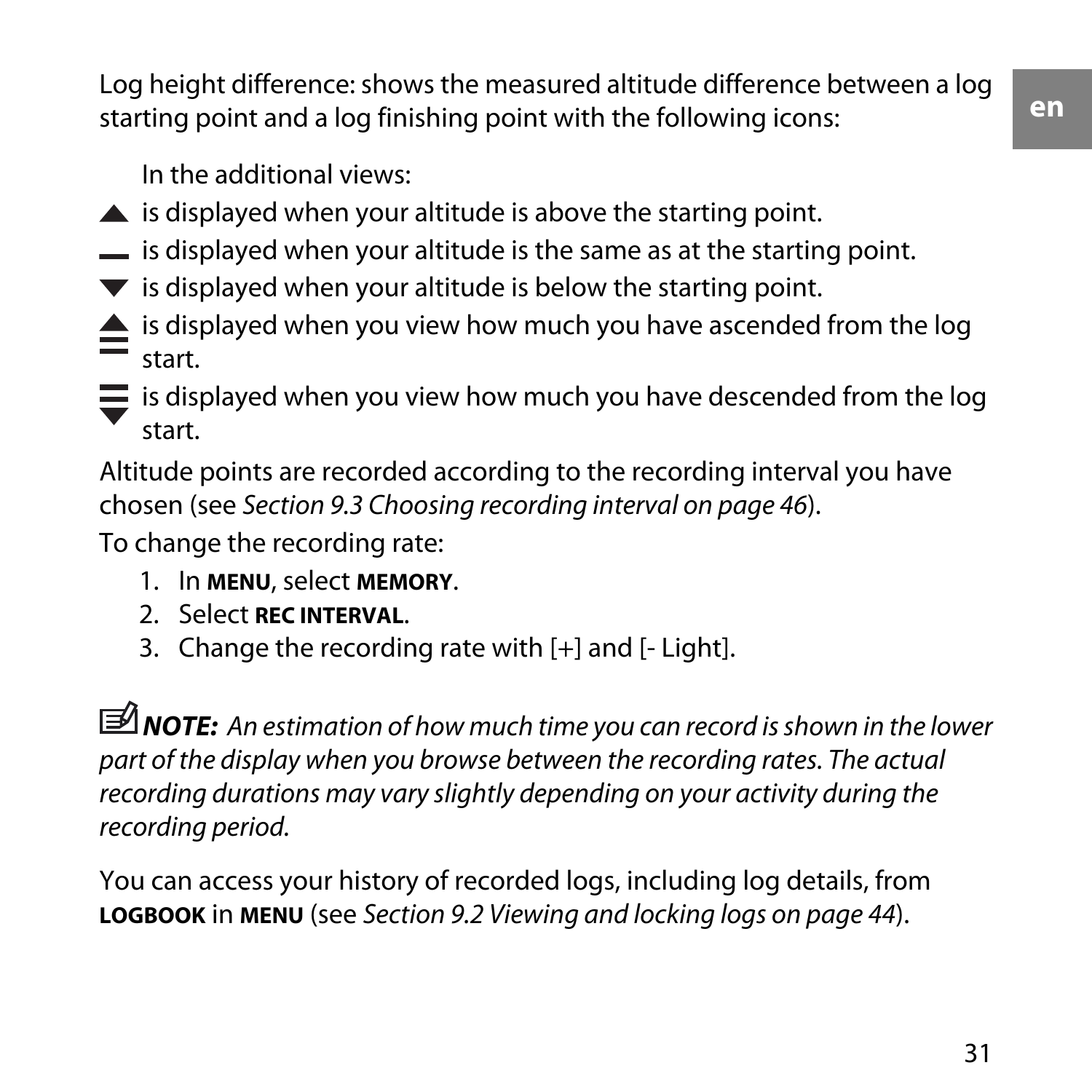Log height difference: shows the measured altitude difference between a log starting point and a log finishing point with the following icons:

In the additional views:

▲ is displayed when your altitude is above the starting point.

— is displayed when your altitude is the same as at the starting point.

▼ is displayed when your altitude is below the starting point.

▲ is displayed when you view how much you have ascended from the log start.

▼ is displayed when you view how much you have descended from the log start.

Altitude points are recorded according to the recording interval you have chosen (see *Section 9.3 Choosing recording interval on page 46*).

To change the recording rate:

1. In **MENU**, select **MEMORY**.
2. Select **REC INTERVAL**.
3. Change the recording rate with [+] and [- Light].

***NOTE:*** *An estimation of how much time you can record is shown in the lower part of the display when you browse between the recording rates. The actual recording durations may vary slightly depending on your activity during the recording period.*

You can access your history of recorded logs, including log details, from **LOGBOOK** in **MENU** (see *Section 9.2 Viewing and locking logs on page 44*).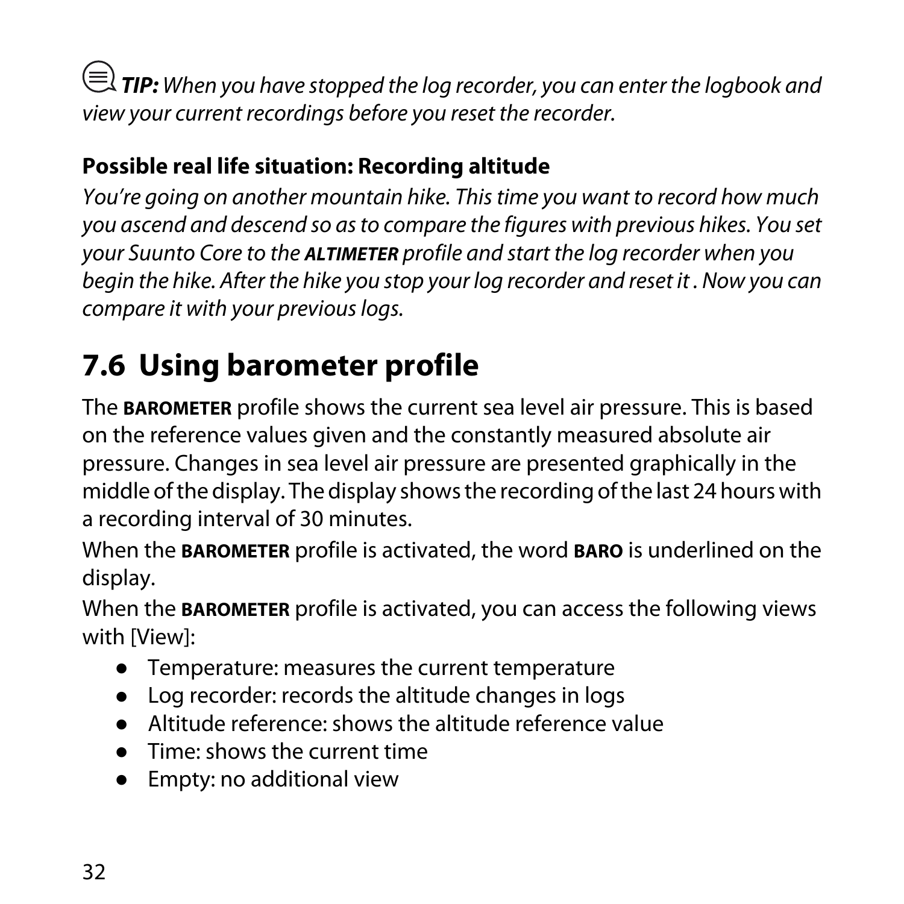***TIP:*** *When you have stopped the log recorder, you can enter the logbook and view your current recordings before you reset the recorder.*

**Possible real life situation: Recording altitude**

*You're going on another mountain hike. This time you want to record how much you ascend and descend so as to compare the figures with previous hikes. You set your Suunto Core to the **ALTIMETER** profile and start the log recorder when you begin the hike. After the hike you stop your log recorder and reset it . Now you can compare it with your previous logs.*

## 7.6 Using barometer profile

The **BAROMETER** profile shows the current sea level air pressure. This is based on the reference values given and the constantly measured absolute air pressure. Changes in sea level air pressure are presented graphically in the middle of the display. The display shows the recording of the last 24 hours with a recording interval of 30 minutes.

When the **BAROMETER** profile is activated, the word **BARO** is underlined on the display.

When the **BAROMETER** profile is activated, you can access the following views with [View]:

- Temperature: measures the current temperature
- Log recorder: records the altitude changes in logs
- Altitude reference: shows the altitude reference value
- Time: shows the current time
- Empty: no additional view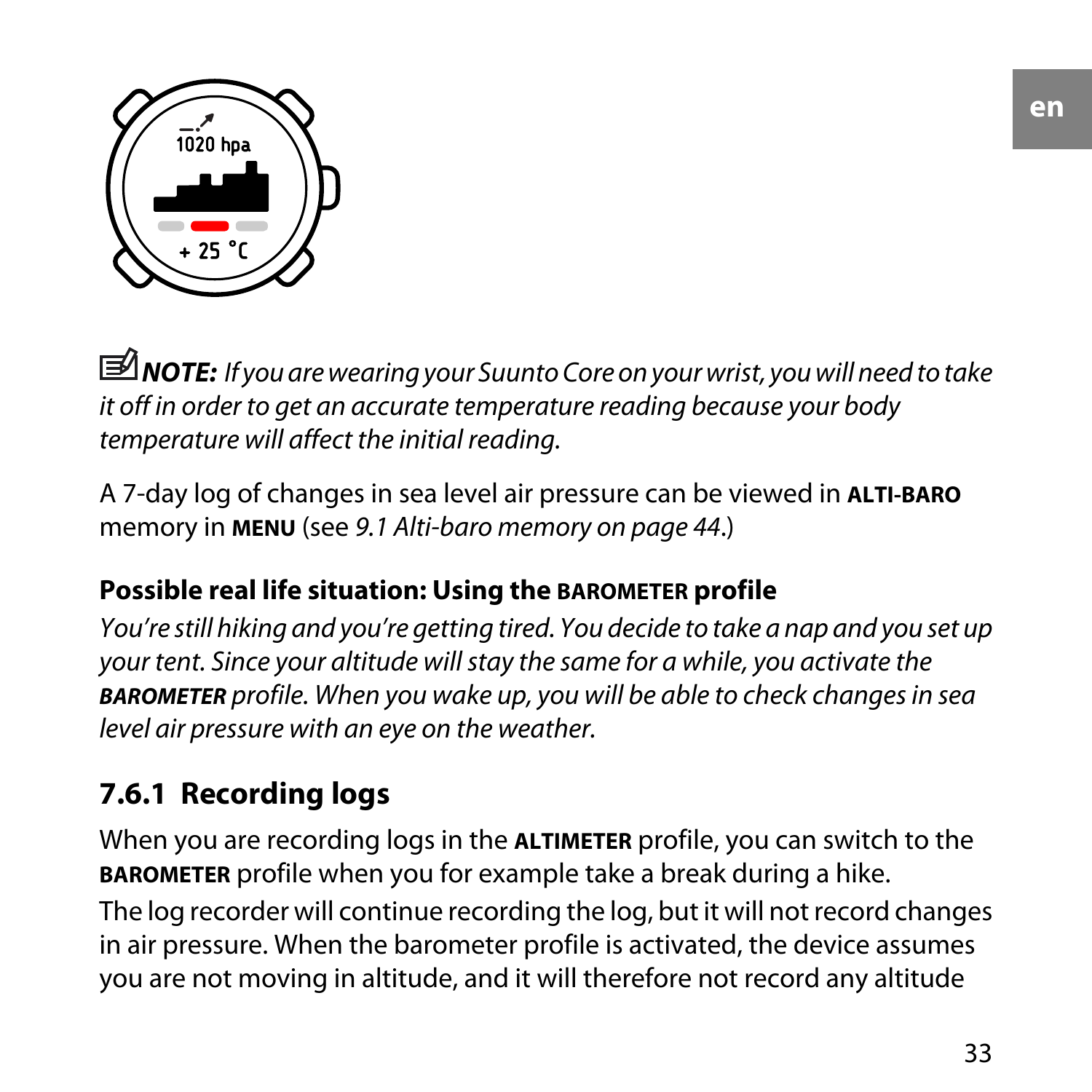***NOTE:*** *If you are wearing your Suunto Core on your wrist, you will need to take it off in order to get an accurate temperature reading because your body temperature will affect the initial reading.*

A 7-day log of changes in sea level air pressure can be viewed in **ALTI-BARO** memory in **MENU** (see *9.1 Alti-baro memory on page 44*.)

**Possible real life situation: Using the BAROMETER profile**

*You're still hiking and you're getting tired. You decide to take a nap and you set up your tent. Since your altitude will stay the same for a while, you activate the* ***BAROMETER*** *profile. When you wake up, you will be able to check changes in sea level air pressure with an eye on the weather.*

### 7.6.1 Recording logs

When you are recording logs in the **ALTIMETER** profile, you can switch to the **BAROMETER** profile when you for example take a break during a hike.

The log recorder will continue recording the log, but it will not record changes in air pressure. When the barometer profile is activated, the device assumes you are not moving in altitude, and it will therefore not record any altitude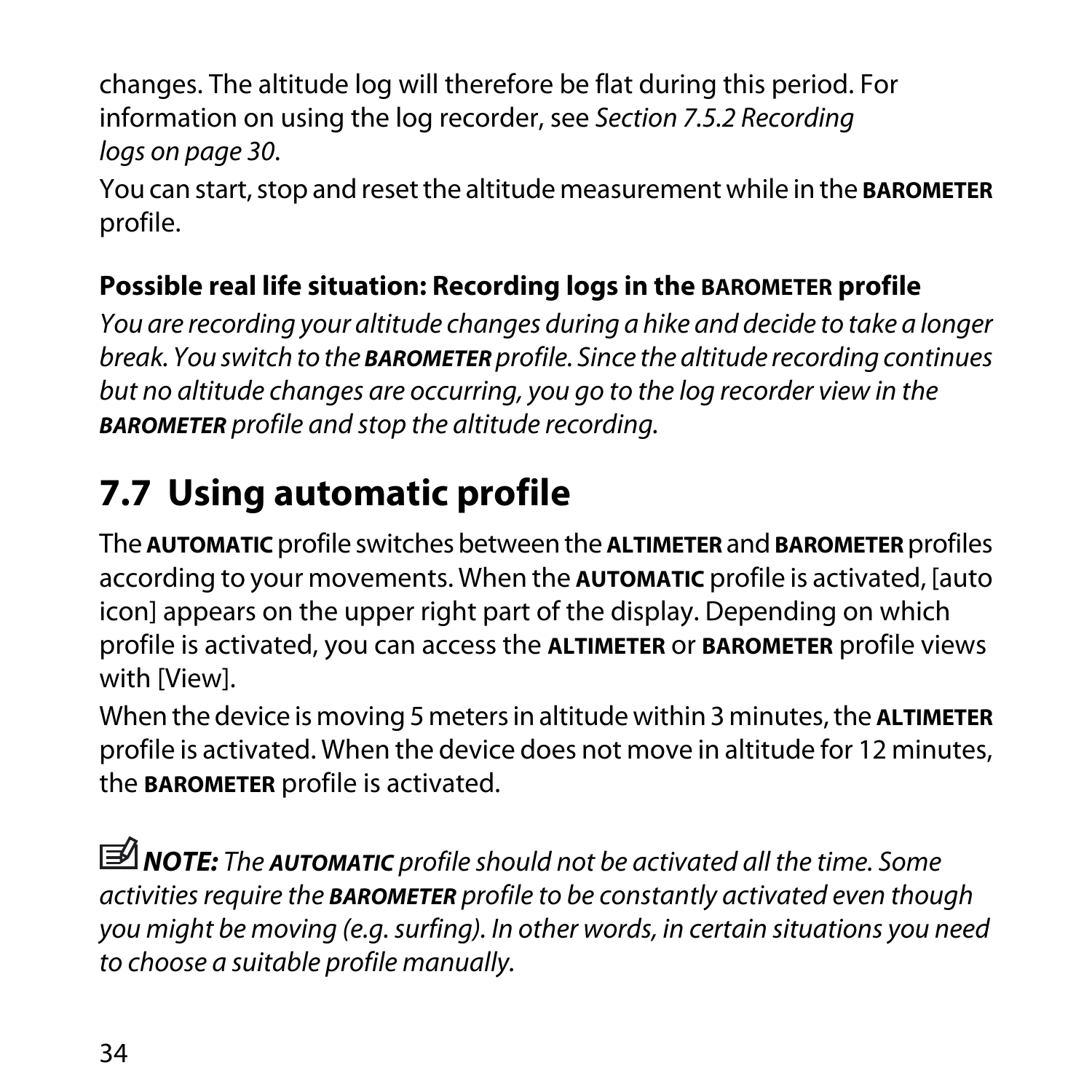changes. The altitude log will therefore be flat during this period. For information on using the log recorder, see *Section 7.5.2 Recording logs on page 30*.

You can start, stop and reset the altitude measurement while in the **BAROMETER** profile.

**Possible real life situation: Recording logs in the BAROMETER profile**

*You are recording your altitude changes during a hike and decide to take a longer break. You switch to the **BAROMETER** profile. Since the altitude recording continues but no altitude changes are occurring, you go to the log recorder view in the **BAROMETER** profile and stop the altitude recording.*

## 7.7 Using automatic profile

The **AUTOMATIC** profile switches between the **ALTIMETER** and **BAROMETER** profiles according to your movements. When the **AUTOMATIC** profile is activated, [auto icon] appears on the upper right part of the display. Depending on which profile is activated, you can access the **ALTIMETER** or **BAROMETER** profile views with [View].

When the device is moving 5 meters in altitude within 3 minutes, the **ALTIMETER** profile is activated. When the device does not move in altitude for 12 minutes, the **BAROMETER** profile is activated.

***NOTE:*** *The **AUTOMATIC** profile should not be activated all the time. Some activities require the **BAROMETER** profile to be constantly activated even though you might be moving (e.g. surfing). In other words, in certain situations you need to choose a suitable profile manually.*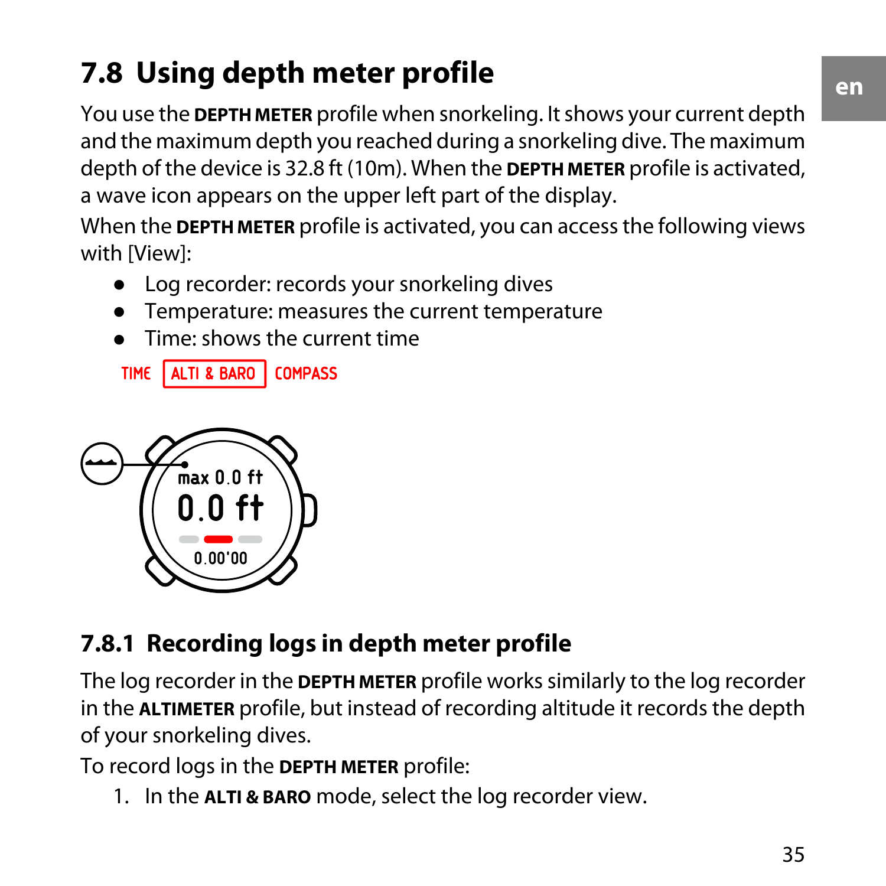## 7.8 Using depth meter profile

You use the **DEPTH METER** profile when snorkeling. It shows your current depth and the maximum depth you reached during a snorkeling dive. The maximum depth of the device is 32.8 ft (10m). When the **DEPTH METER** profile is activated, a wave icon appears on the upper left part of the display.

When the **DEPTH METER** profile is activated, you can access the following views with [View]:

- Log recorder: records your snorkeling dives
- Temperature: measures the current temperature
- Time: shows the current time

TIME | ALTI & BARO | COMPASS

max 0.0 ft
0.0 ft
0.00'00

### 7.8.1 Recording logs in depth meter profile

The log recorder in the **DEPTH METER** profile works similarly to the log recorder in the **ALTIMETER** profile, but instead of recording altitude it records the depth of your snorkeling dives.

To record logs in the **DEPTH METER** profile:

1. In the **ALTI & BARO** mode, select the log recorder view.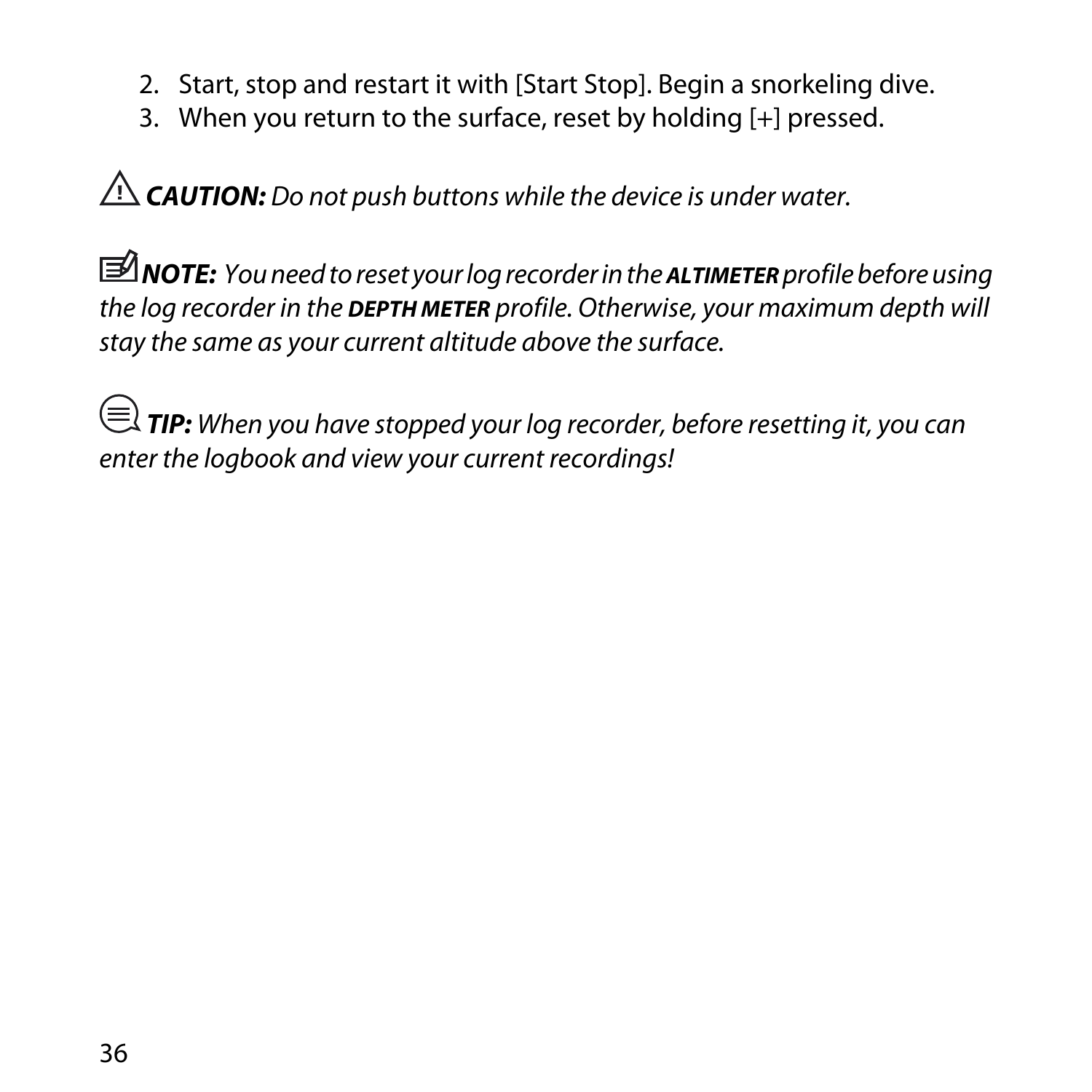2. Start, stop and restart it with [Start Stop]. Begin a snorkeling dive.
3. When you return to the surface, reset by holding [+] pressed.

⚠ ***CAUTION:*** *Do not push buttons while the device is under water.*

***NOTE:*** *You need to reset your log recorder in the* ***ALTIMETER*** *profile before using the log recorder in the* ***DEPTH METER*** *profile. Otherwise, your maximum depth will stay the same as your current altitude above the surface.*

***TIP:*** *When you have stopped your log recorder, before resetting it, you can enter the logbook and view your current recordings!*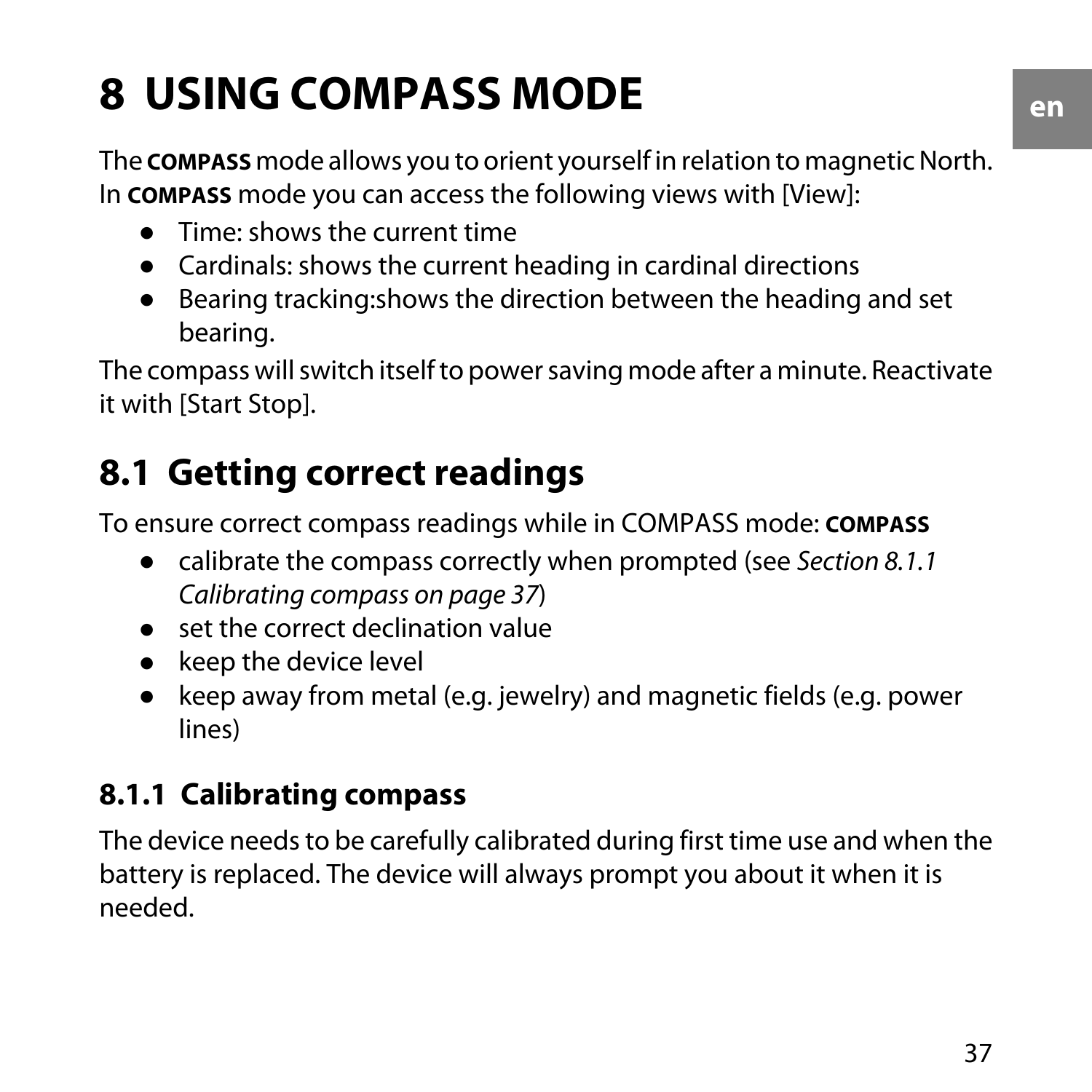# 8 USING COMPASS MODE

The **COMPASS** mode allows you to orient yourself in relation to magnetic North. In **COMPASS** mode you can access the following views with [View]:

- Time: shows the current time
- Cardinals: shows the current heading in cardinal directions
- Bearing tracking:shows the direction between the heading and set bearing.

The compass will switch itself to power saving mode after a minute. Reactivate it with [Start Stop].

## 8.1 Getting correct readings

To ensure correct compass readings while in COMPASS mode: **COMPASS**

- calibrate the compass correctly when prompted (see *Section 8.1.1 Calibrating compass on page 37*)
- set the correct declination value
- keep the device level
- keep away from metal (e.g. jewelry) and magnetic fields (e.g. power lines)

### 8.1.1 Calibrating compass

The device needs to be carefully calibrated during first time use and when the battery is replaced. The device will always prompt you about it when it is needed.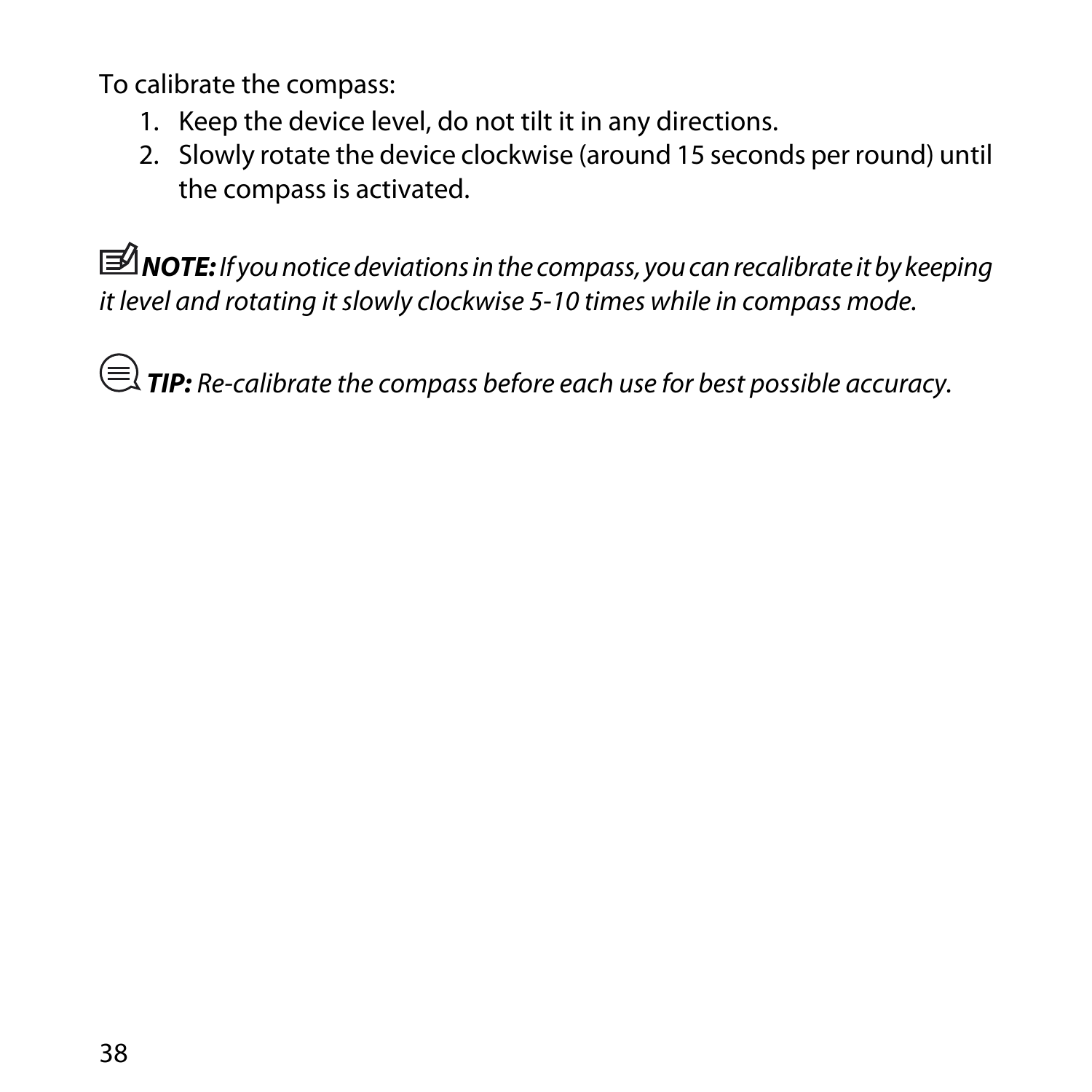To calibrate the compass:

1. Keep the device level, do not tilt it in any directions.
2. Slowly rotate the device clockwise (around 15 seconds per round) until the compass is activated.

***NOTE:*** *If you notice deviations in the compass, you can recalibrate it by keeping it level and rotating it slowly clockwise 5-10 times while in compass mode.*

***TIP:*** *Re-calibrate the compass before each use for best possible accuracy.*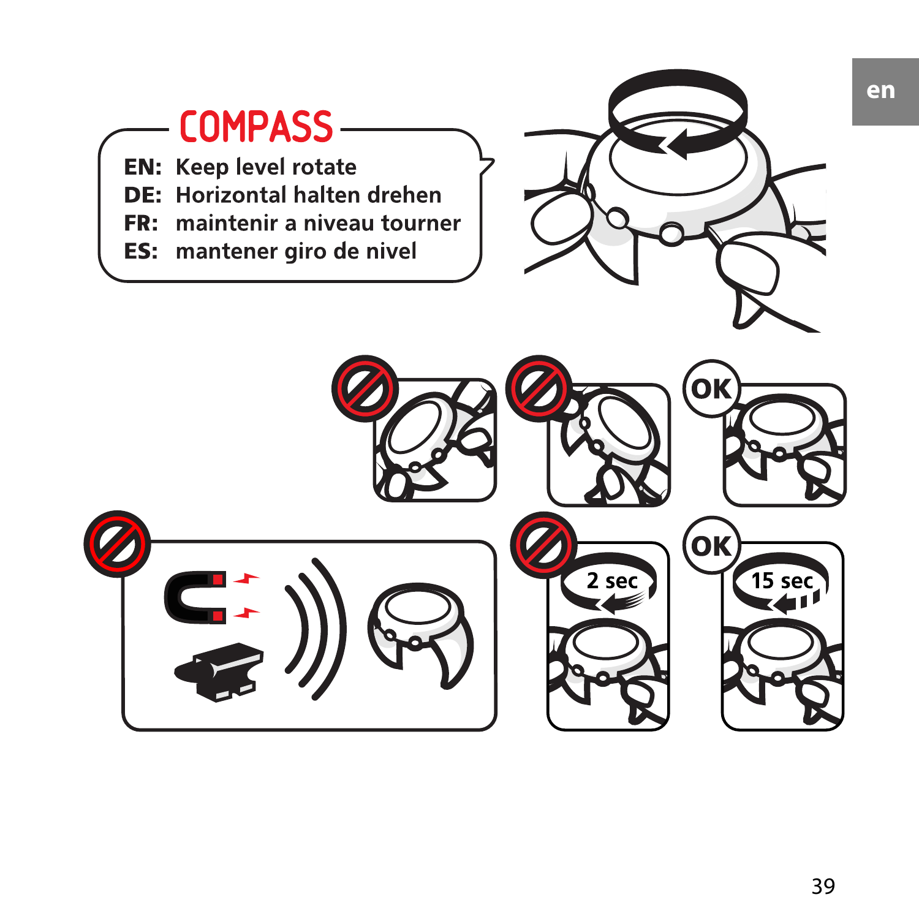# COMPASS

**EN:** Keep level rotate
**DE:** Horizontal halten drehen
**FR:** maintenir a niveau tourner
**ES:** mantener giro de nivel

OK

OK

2 sec

15 sec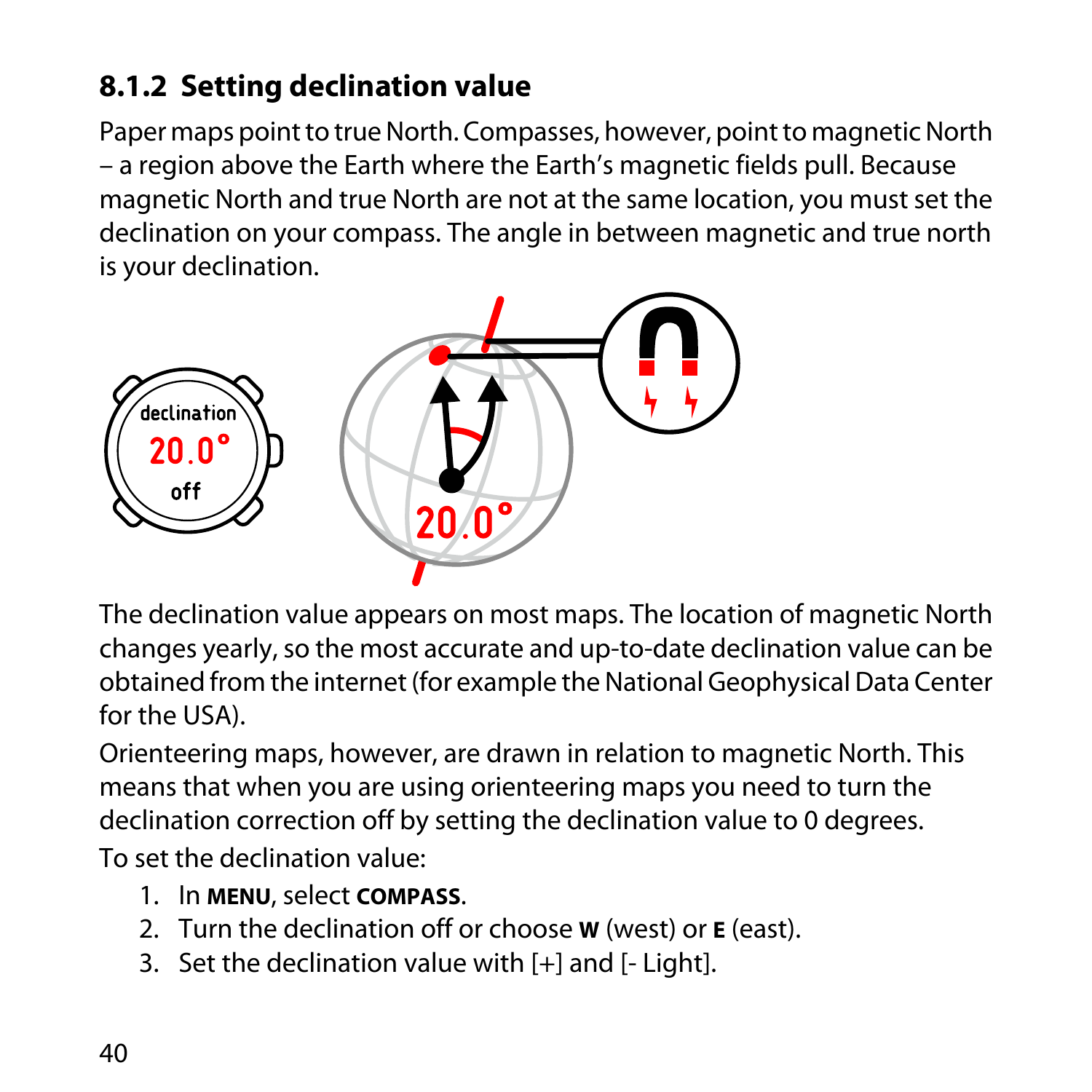### 8.1.2 Setting declination value

Paper maps point to true North. Compasses, however, point to magnetic North – a region above the Earth where the Earth's magnetic fields pull. Because magnetic North and true North are not at the same location, you must set the declination on your compass. The angle in between magnetic and true north is your declination.

The declination value appears on most maps. The location of magnetic North changes yearly, so the most accurate and up-to-date declination value can be obtained from the internet (for example the National Geophysical Data Center for the USA).

Orienteering maps, however, are drawn in relation to magnetic North. This means that when you are using orienteering maps you need to turn the declination correction off by setting the declination value to 0 degrees.

To set the declination value:

1. In **MENU**, select **COMPASS**.
2. Turn the declination off or choose **W** (west) or **E** (east).
3. Set the declination value with [+] and [- Light].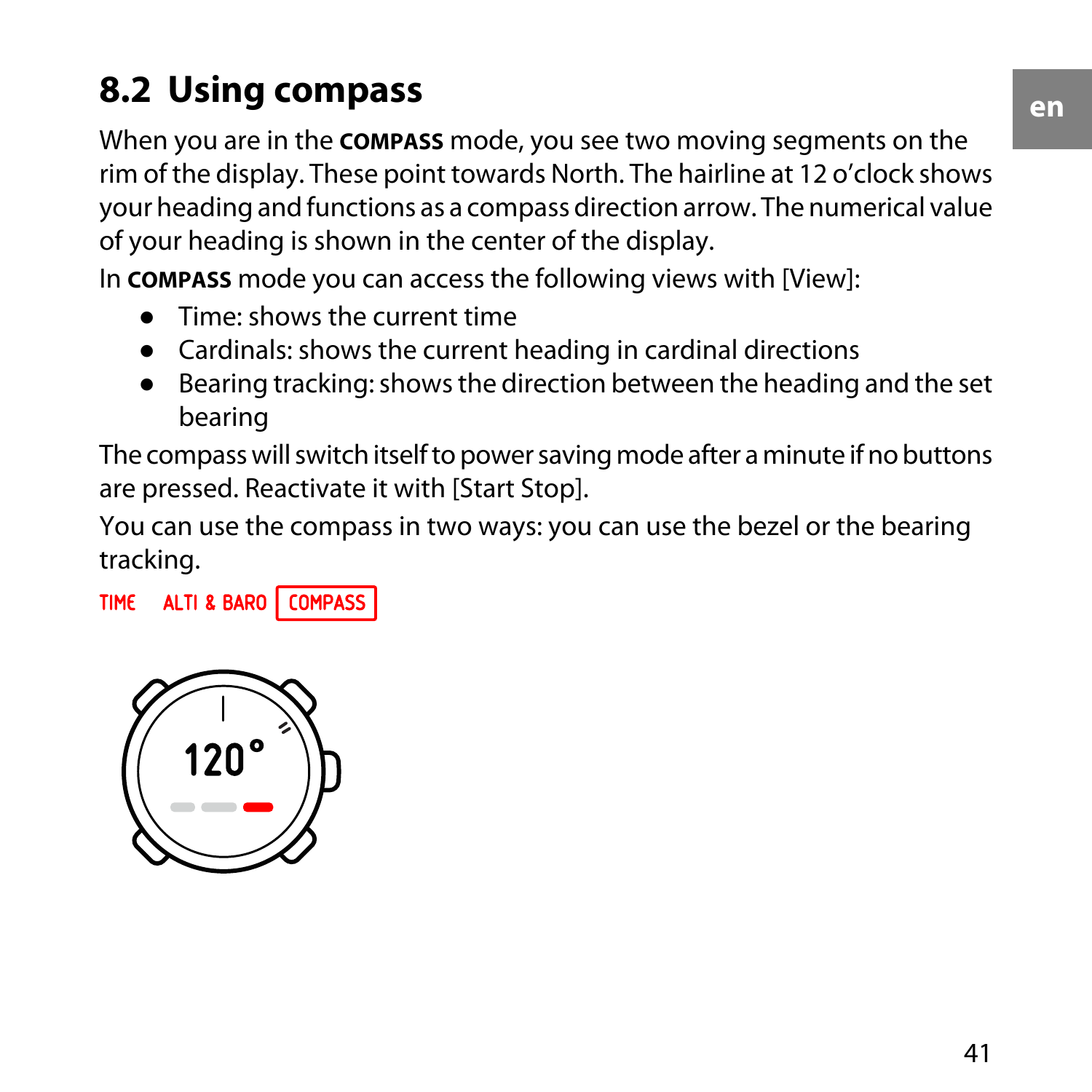## 8.2 Using compass

When you are in the **COMPASS** mode, you see two moving segments on the rim of the display. These point towards North. The hairline at 12 o'clock shows your heading and functions as a compass direction arrow. The numerical value of your heading is shown in the center of the display.

In **COMPASS** mode you can access the following views with [View]:

- Time: shows the current time
- Cardinals: shows the current heading in cardinal directions
- Bearing tracking: shows the direction between the heading and the set bearing

The compass will switch itself to power saving mode after a minute if no buttons are pressed. Reactivate it with [Start Stop].

You can use the compass in two ways: you can use the bezel or the bearing tracking.

TIME ALTI & BARO COMPASS

120°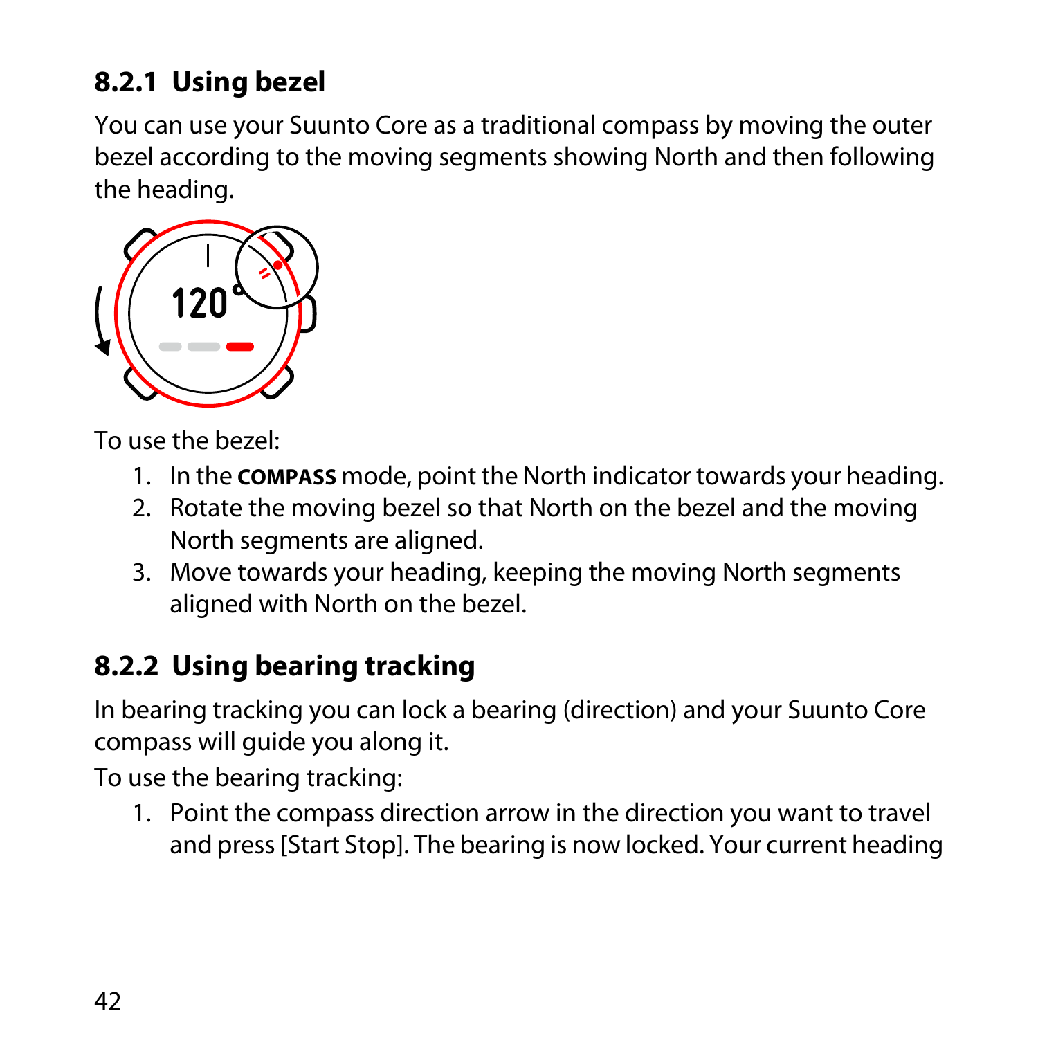### 8.2.1 Using bezel

You can use your Suunto Core as a traditional compass by moving the outer bezel according to the moving segments showing North and then following the heading.

To use the bezel:

1. In the **COMPASS** mode, point the North indicator towards your heading.
2. Rotate the moving bezel so that North on the bezel and the moving North segments are aligned.
3. Move towards your heading, keeping the moving North segments aligned with North on the bezel.

### 8.2.2 Using bearing tracking

In bearing tracking you can lock a bearing (direction) and your Suunto Core compass will guide you along it.

To use the bearing tracking:

1. Point the compass direction arrow in the direction you want to travel and press [Start Stop]. The bearing is now locked. Your current heading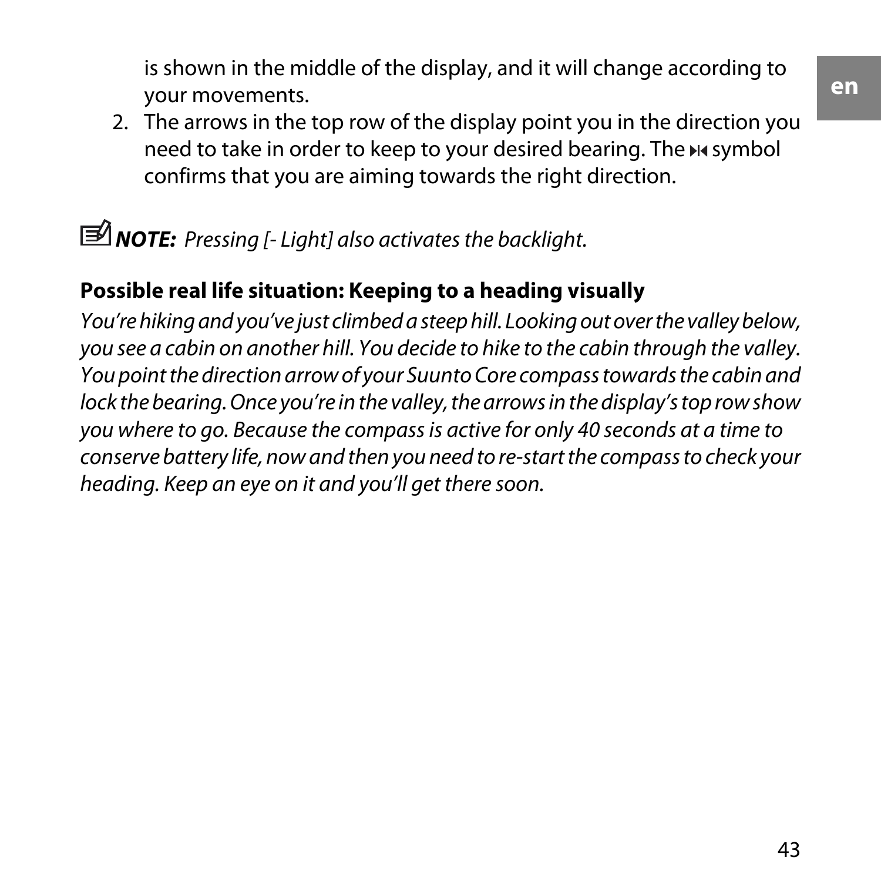is shown in the middle of the display, and it will change according to your movements.

2. The arrows in the top row of the display point you in the direction you need to take in order to keep to your desired bearing. The ⏭ symbol confirms that you are aiming towards the right direction.

***NOTE:*** *Pressing [- Light] also activates the backlight.*

**Possible real life situation: Keeping to a heading visually**

*You're hiking and you've just climbed a steep hill. Looking out over the valley below, you see a cabin on another hill. You decide to hike to the cabin through the valley. You point the direction arrow of your Suunto Core compass towards the cabin and lock the bearing. Once you're in the valley, the arrows in the display's top row show you where to go. Because the compass is active for only 40 seconds at a time to conserve battery life, now and then you need to re-start the compass to check your heading. Keep an eye on it and you'll get there soon.*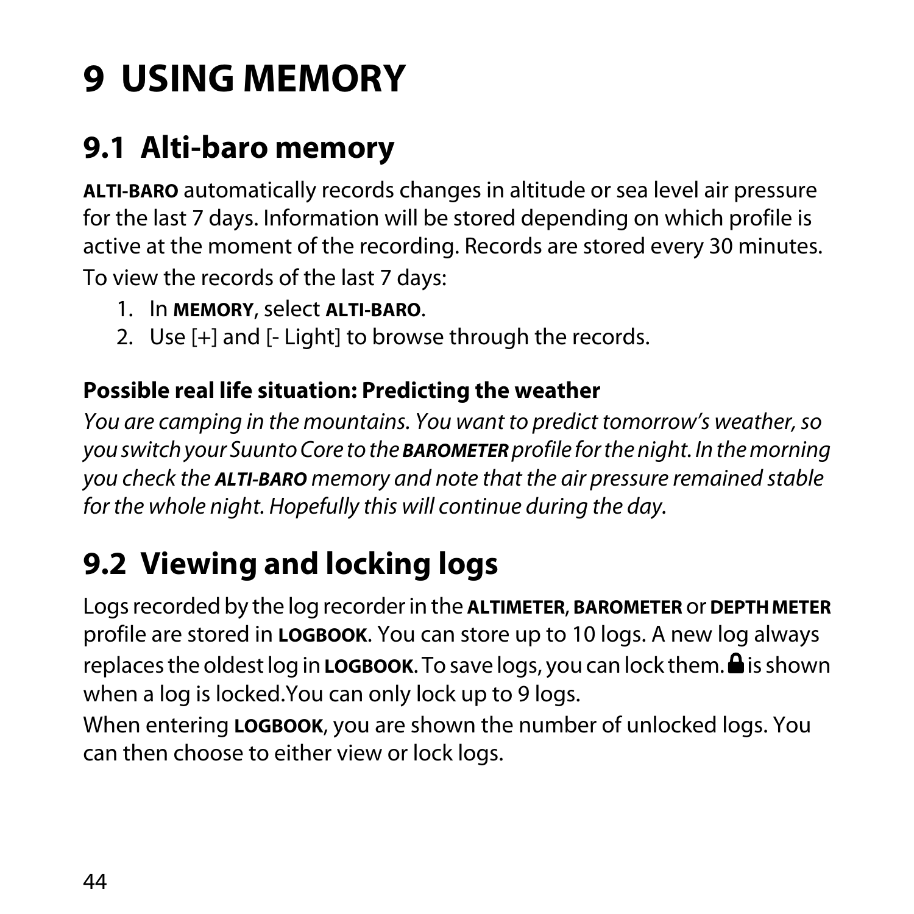# 9 USING MEMORY

## 9.1 Alti-baro memory

**ALTI-BARO** automatically records changes in altitude or sea level air pressure for the last 7 days. Information will be stored depending on which profile is active at the moment of the recording. Records are stored every 30 minutes.

To view the records of the last 7 days:

1. In **MEMORY**, select **ALTI-BARO**.
2. Use [+] and [- Light] to browse through the records.

**Possible real life situation: Predicting the weather**

*You are camping in the mountains. You want to predict tomorrow's weather, so you switch your Suunto Core to the **BAROMETER** profile for the night. In the morning you check the **ALTI-BARO** memory and note that the air pressure remained stable for the whole night. Hopefully this will continue during the day.*

## 9.2 Viewing and locking logs

Logs recorded by the log recorder in the **ALTIMETER**, **BAROMETER** or **DEPTH METER** profile are stored in **LOGBOOK**. You can store up to 10 logs. A new log always replaces the oldest log in **LOGBOOK**. To save logs, you can lock them. 🔒 is shown when a log is locked.You can only lock up to 9 logs.

When entering **LOGBOOK**, you are shown the number of unlocked logs. You can then choose to either view or lock logs.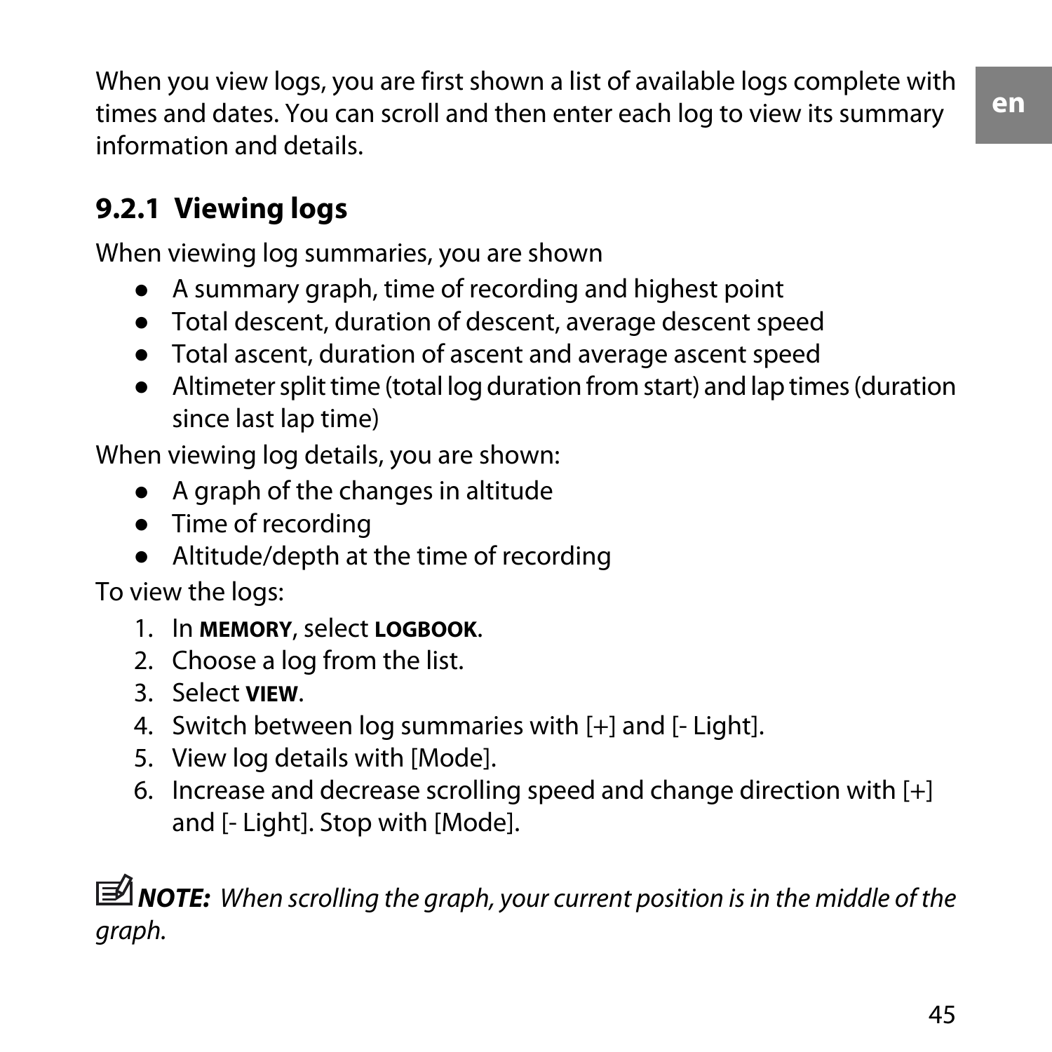When you view logs, you are first shown a list of available logs complete with times and dates. You can scroll and then enter each log to view its summary information and details.

### 9.2.1 Viewing logs

When viewing log summaries, you are shown

- A summary graph, time of recording and highest point
- Total descent, duration of descent, average descent speed
- Total ascent, duration of ascent and average ascent speed
- Altimeter split time (total log duration from start) and lap times (duration since last lap time)

When viewing log details, you are shown:

- A graph of the changes in altitude
- Time of recording
- Altitude/depth at the time of recording

To view the logs:

1. In **MEMORY**, select **LOGBOOK**.
2. Choose a log from the list.
3. Select **VIEW**.
4. Switch between log summaries with [+] and [- Light].
5. View log details with [Mode].
6. Increase and decrease scrolling speed and change direction with [+] and [- Light]. Stop with [Mode].

***NOTE:*** *When scrolling the graph, your current position is in the middle of the graph.*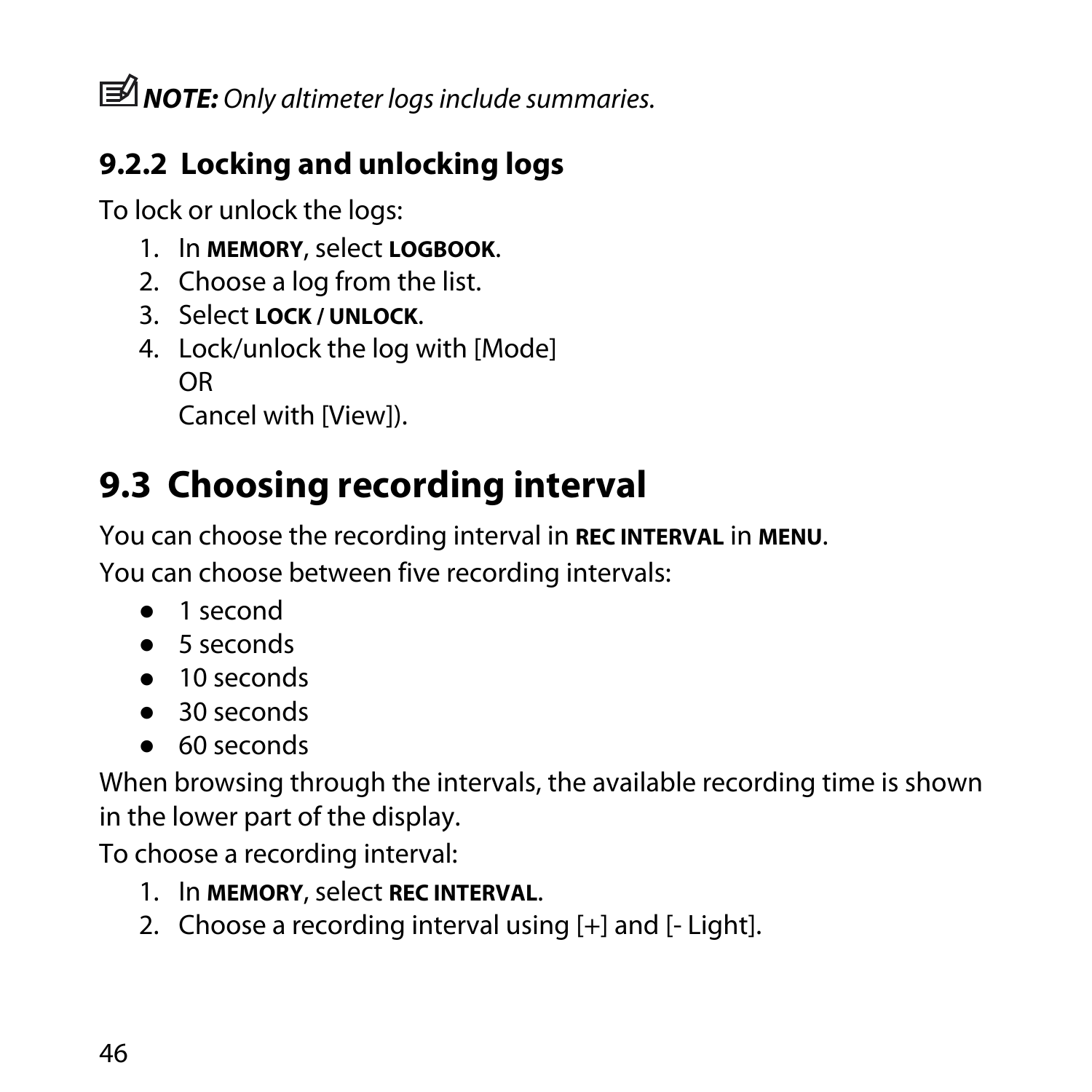***NOTE:*** *Only altimeter logs include summaries.*

### 9.2.2 Locking and unlocking logs

To lock or unlock the logs:

1. In **MEMORY**, select **LOGBOOK**.
2. Choose a log from the list.
3. Select **LOCK / UNLOCK**.
4. Lock/unlock the log with [Mode]
   OR
   Cancel with [View]).

## 9.3 Choosing recording interval

You can choose the recording interval in **REC INTERVAL** in **MENU**.

You can choose between five recording intervals:

- 1 second
- 5 seconds
- 10 seconds
- 30 seconds
- 60 seconds

When browsing through the intervals, the available recording time is shown in the lower part of the display.

To choose a recording interval:

1. In **MEMORY**, select **REC INTERVAL**.
2. Choose a recording interval using [+] and [- Light].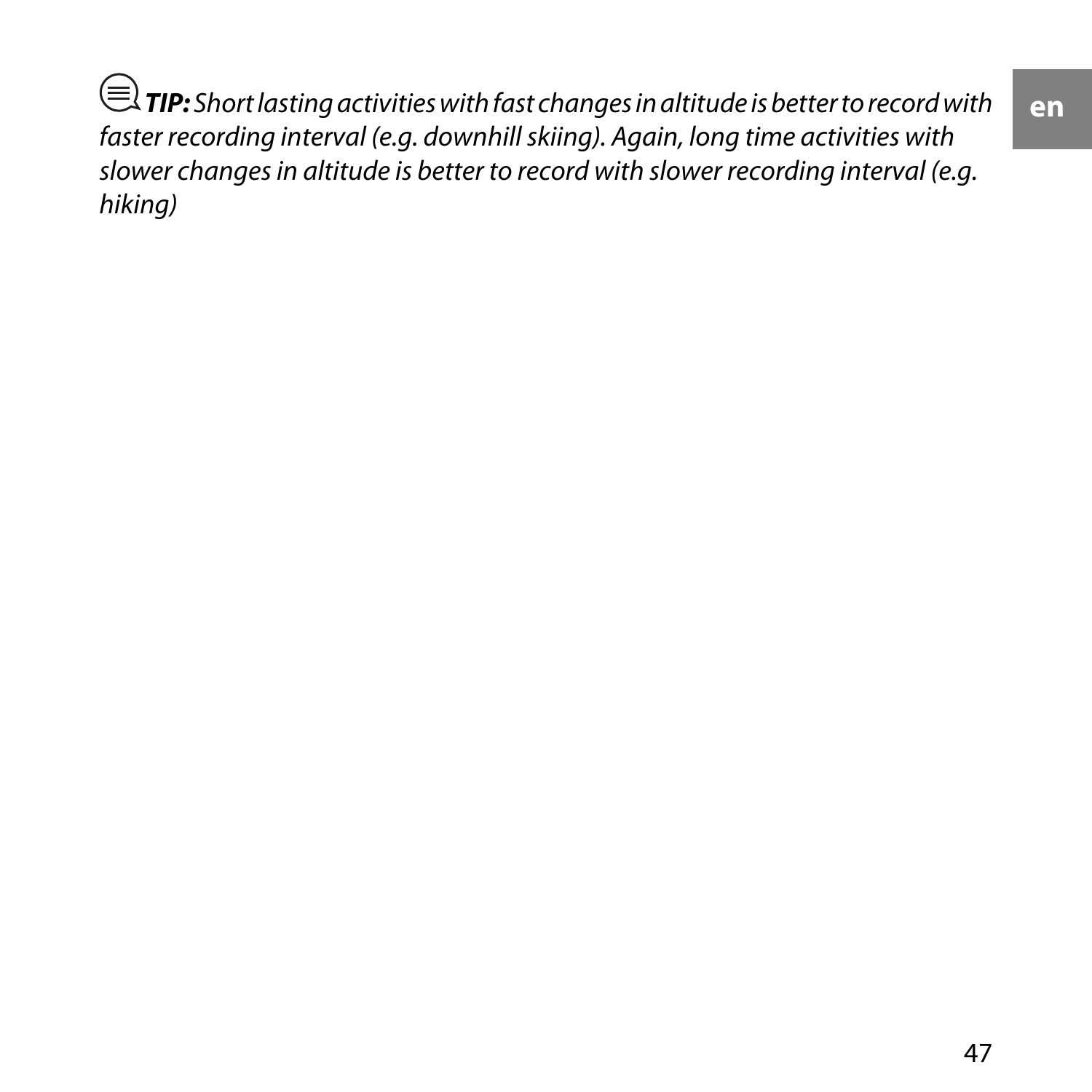***TIP:** Short lasting activities with fast changes in altitude is better to record with faster recording interval (e.g. downhill skiing). Again, long time activities with slower changes in altitude is better to record with slower recording interval (e.g. hiking)*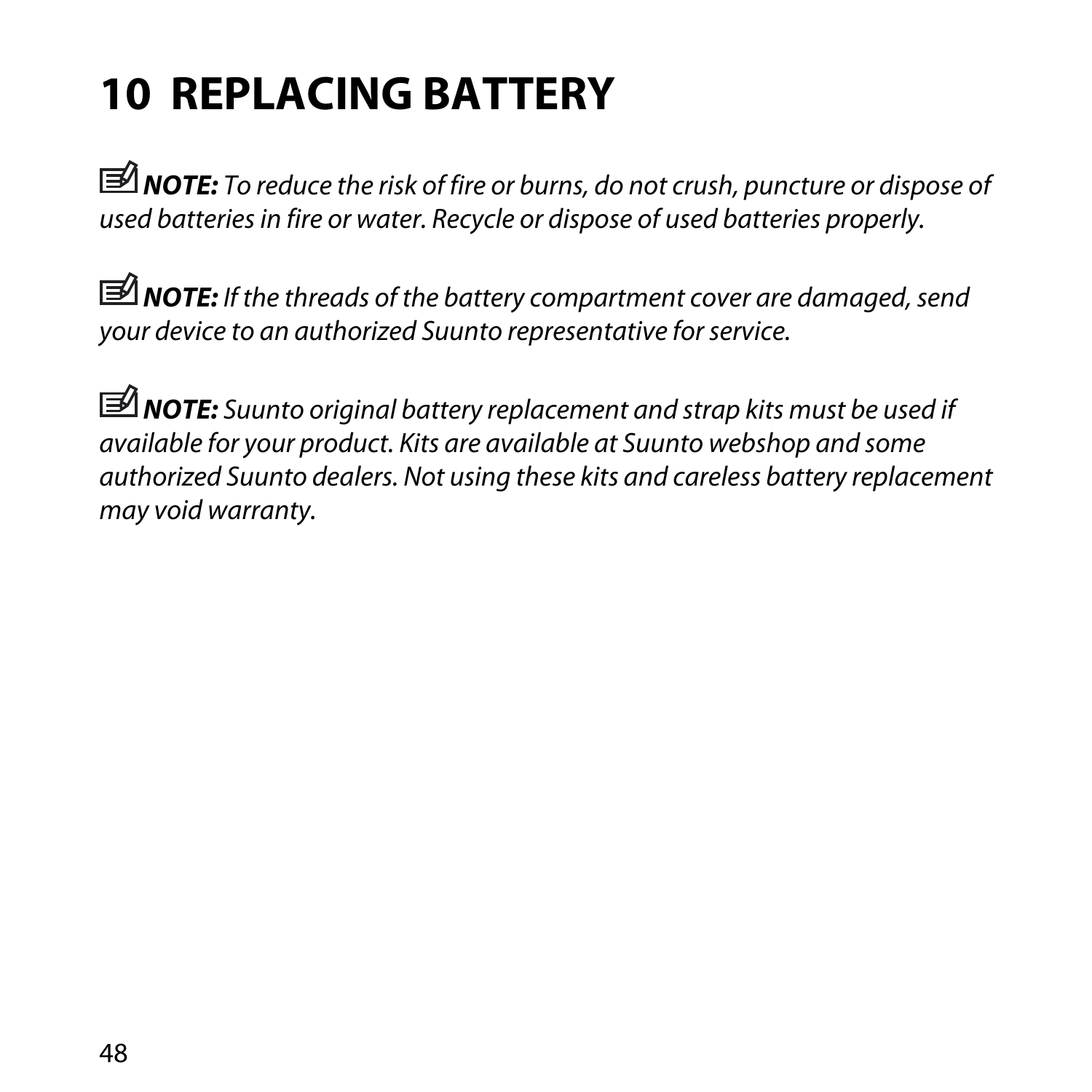# 10 REPLACING BATTERY

***NOTE:*** *To reduce the risk of fire or burns, do not crush, puncture or dispose of used batteries in fire or water. Recycle or dispose of used batteries properly.*

***NOTE:*** *If the threads of the battery compartment cover are damaged, send your device to an authorized Suunto representative for service.*

***NOTE:*** *Suunto original battery replacement and strap kits must be used if available for your product. Kits are available at Suunto webshop and some authorized Suunto dealers. Not using these kits and careless battery replacement may void warranty.*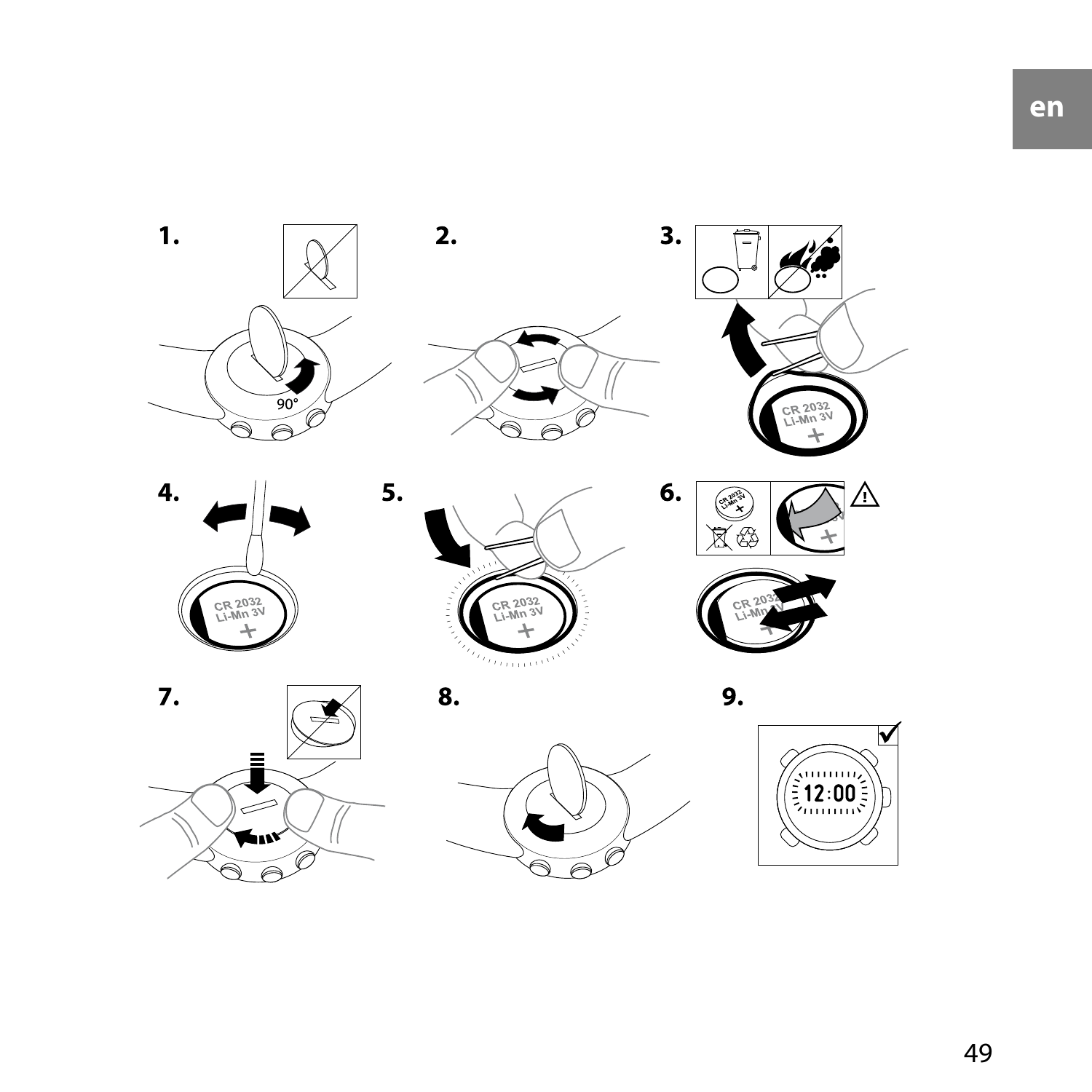1.

2.

3.

4.

5.

6.

7.

8.

9.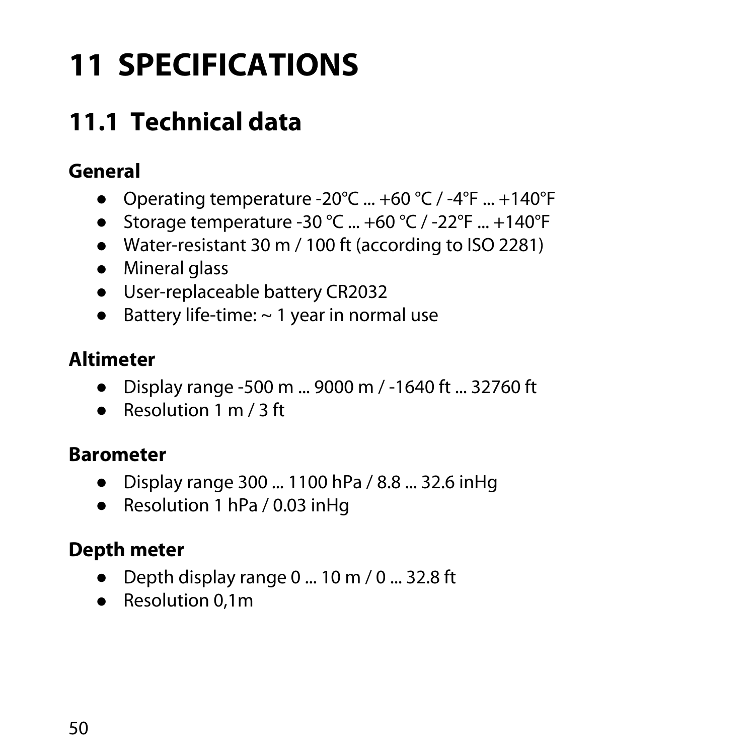# 11 SPECIFICATIONS

## 11.1 Technical data

### General

- Operating temperature -20°C ... +60 °C / -4°F ... +140°F
- Storage temperature -30 °C ... +60 °C / -22°F ... +140°F
- Water-resistant 30 m / 100 ft (according to ISO 2281)
- Mineral glass
- User-replaceable battery CR2032
- Battery life-time: ~ 1 year in normal use

### Altimeter

- Display range -500 m ... 9000 m / -1640 ft ... 32760 ft
- Resolution 1 m / 3 ft

### Barometer

- Display range 300 ... 1100 hPa / 8.8 ... 32.6 inHg
- Resolution 1 hPa / 0.03 inHg

### Depth meter

- Depth display range 0 ... 10 m / 0 ... 32.8 ft
- Resolution 0,1m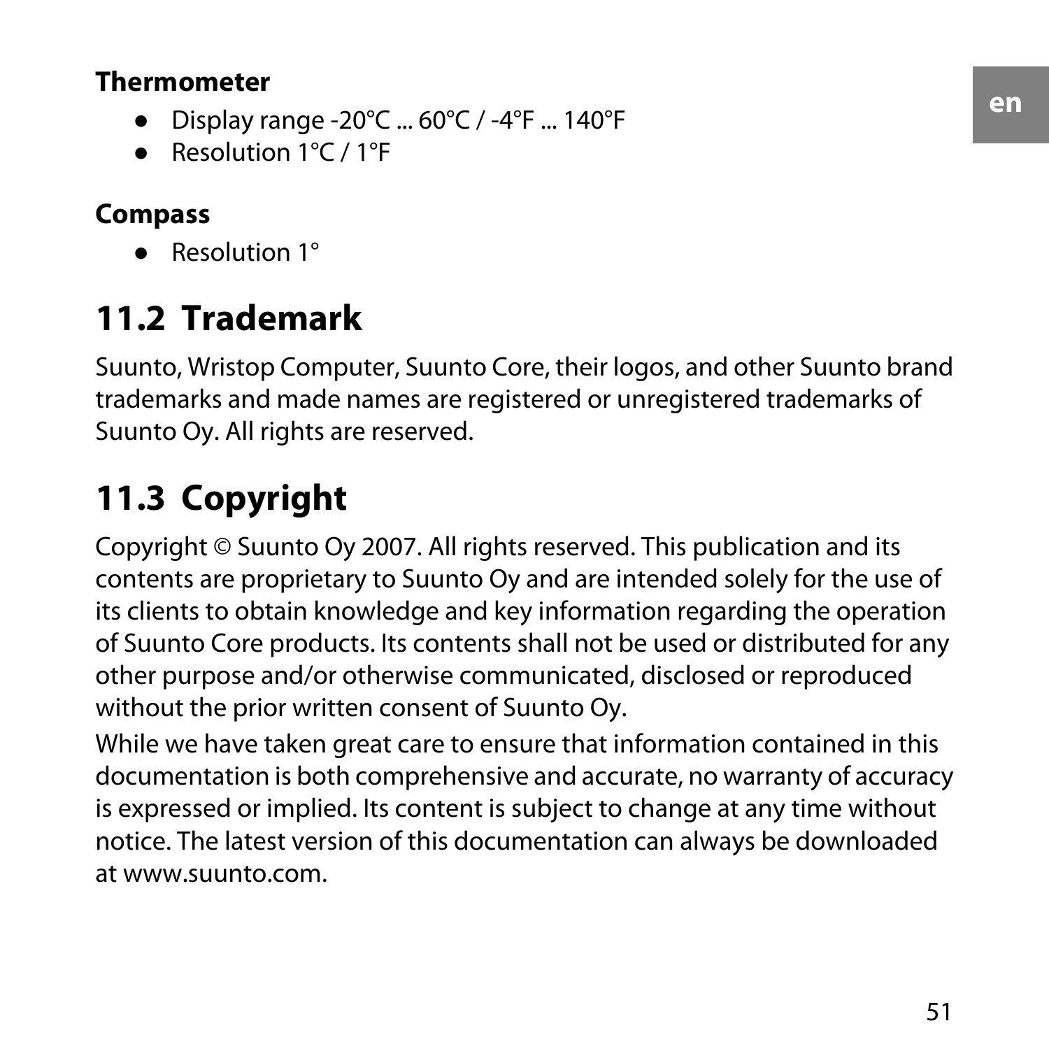**Thermometer**

- Display range -20°C ... 60°C / -4°F ... 140°F
- Resolution 1°C / 1°F

**Compass**

- Resolution 1°

## 11.2 Trademark

Suunto, Wristop Computer, Suunto Core, their logos, and other Suunto brand trademarks and made names are registered or unregistered trademarks of Suunto Oy. All rights are reserved.

## 11.3 Copyright

Copyright © Suunto Oy 2007. All rights reserved. This publication and its contents are proprietary to Suunto Oy and are intended solely for the use of its clients to obtain knowledge and key information regarding the operation of Suunto Core products. Its contents shall not be used or distributed for any other purpose and/or otherwise communicated, disclosed or reproduced without the prior written consent of Suunto Oy.

While we have taken great care to ensure that information contained in this documentation is both comprehensive and accurate, no warranty of accuracy is expressed or implied. Its content is subject to change at any time without notice. The latest version of this documentation can always be downloaded at www.suunto.com.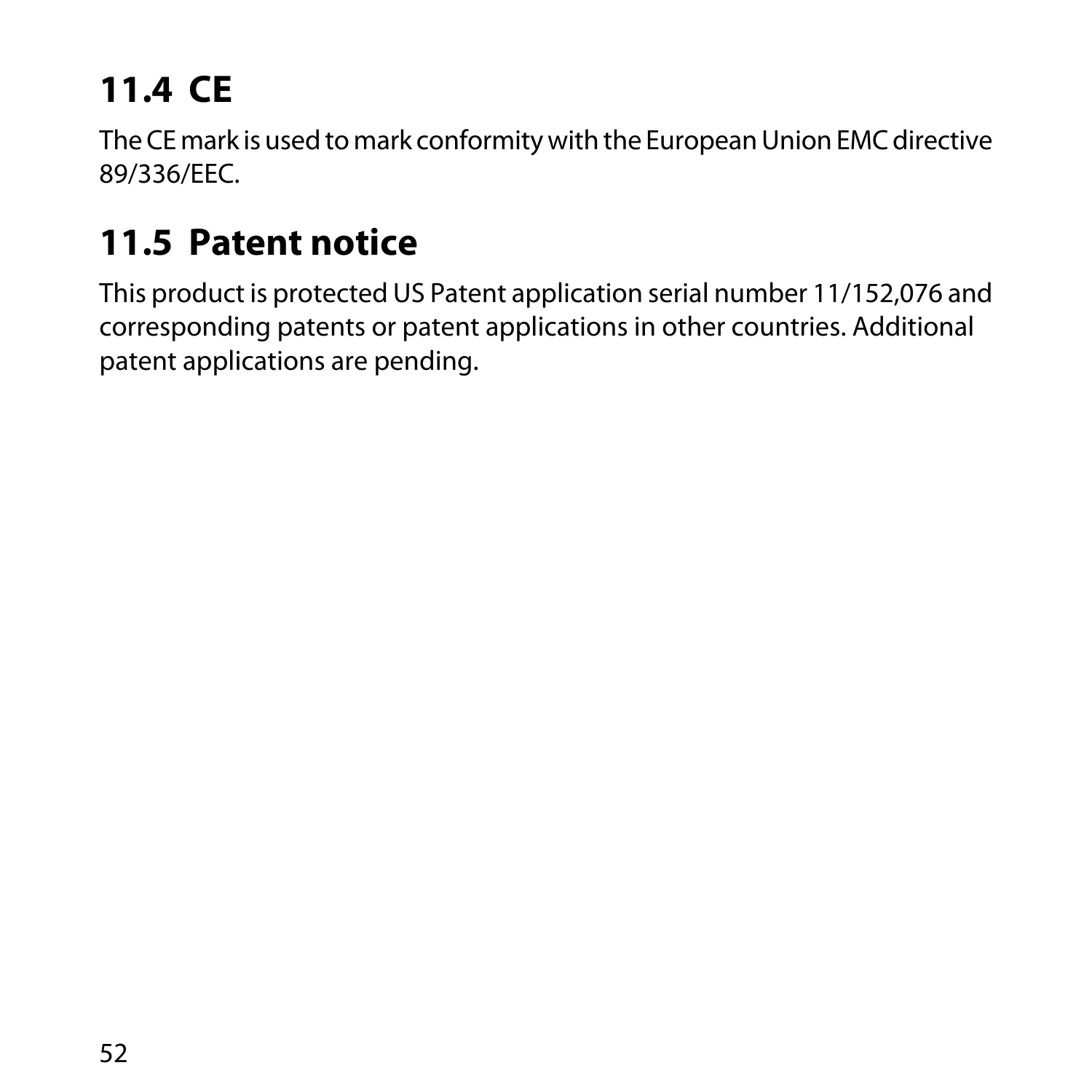## 11.4 CE

The CE mark is used to mark conformity with the European Union EMC directive 89/336/EEC.

## 11.5 Patent notice

This product is protected US Patent application serial number 11/152,076 and corresponding patents or patent applications in other countries. Additional patent applications are pending.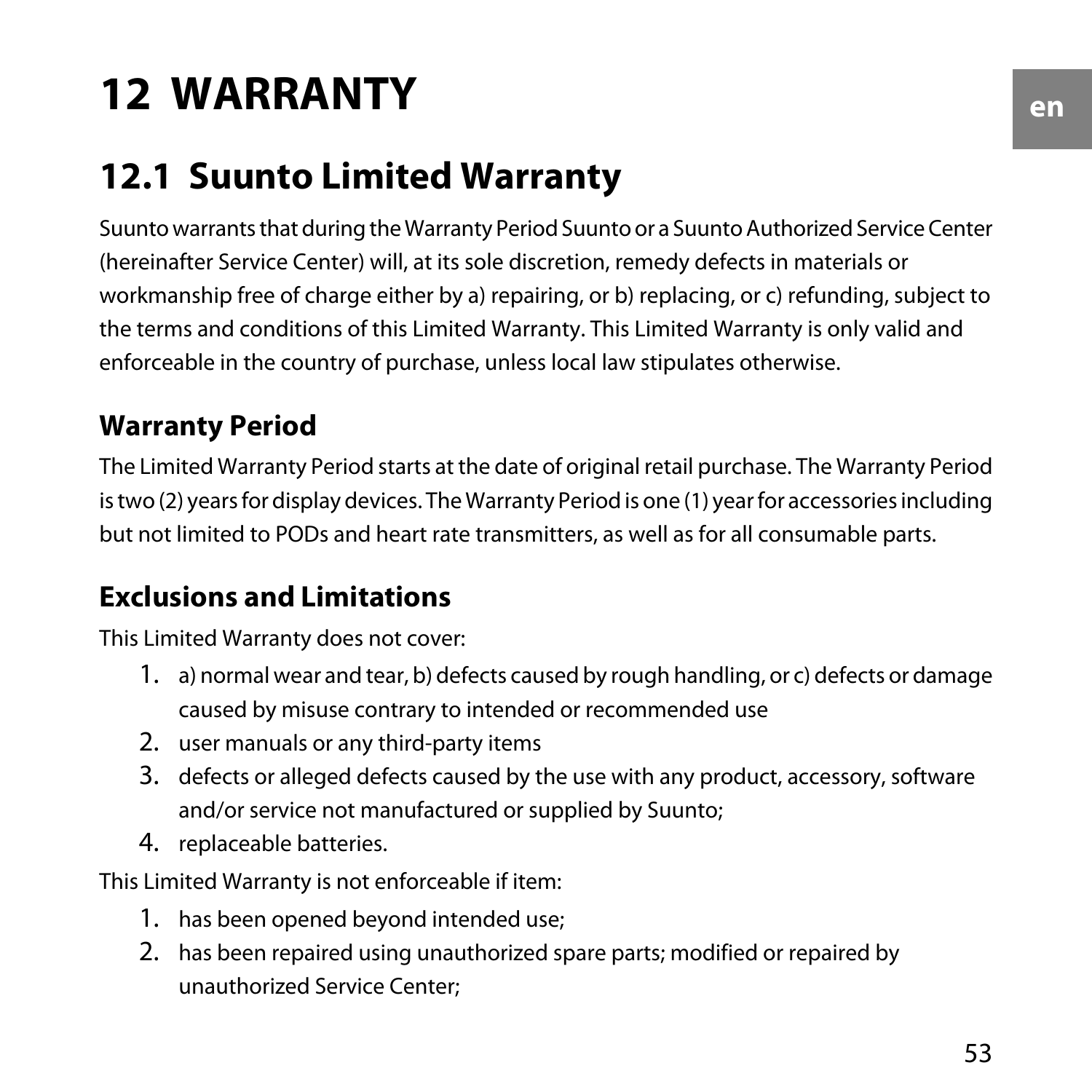# 12 WARRANTY

## 12.1 Suunto Limited Warranty

Suunto warrants that during the Warranty Period Suunto or a Suunto Authorized Service Center (hereinafter Service Center) will, at its sole discretion, remedy defects in materials or workmanship free of charge either by a) repairing, or b) replacing, or c) refunding, subject to the terms and conditions of this Limited Warranty. This Limited Warranty is only valid and enforceable in the country of purchase, unless local law stipulates otherwise.

### Warranty Period

The Limited Warranty Period starts at the date of original retail purchase. The Warranty Period is two (2) years for display devices. The Warranty Period is one (1) year for accessories including but not limited to PODs and heart rate transmitters, as well as for all consumable parts.

### Exclusions and Limitations

This Limited Warranty does not cover:

1. a) normal wear and tear, b) defects caused by rough handling, or c) defects or damage caused by misuse contrary to intended or recommended use
2. user manuals or any third-party items
3. defects or alleged defects caused by the use with any product, accessory, software and/or service not manufactured or supplied by Suunto;
4. replaceable batteries.

This Limited Warranty is not enforceable if item:

1. has been opened beyond intended use;
2. has been repaired using unauthorized spare parts; modified or repaired by unauthorized Service Center;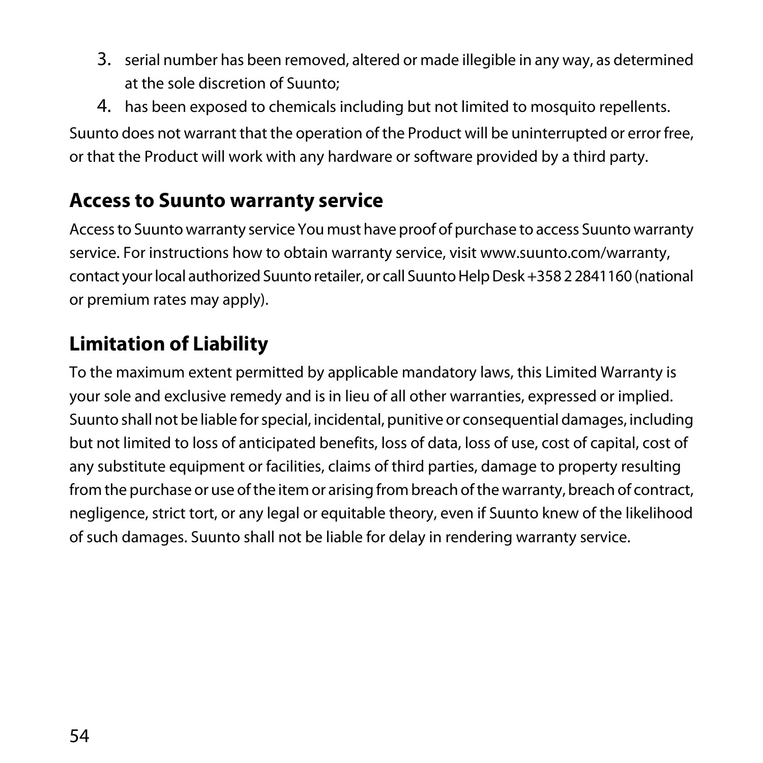3. serial number has been removed, altered or made illegible in any way, as determined at the sole discretion of Suunto;
4. has been exposed to chemicals including but not limited to mosquito repellents.

Suunto does not warrant that the operation of the Product will be uninterrupted or error free, or that the Product will work with any hardware or software provided by a third party.

## Access to Suunto warranty service

Access to Suunto warranty service You must have proof of purchase to access Suunto warranty service. For instructions how to obtain warranty service, visit www.suunto.com/warranty, contact your local authorized Suunto retailer, or call Suunto Help Desk +358 2 2841160 (national or premium rates may apply).

## Limitation of Liability

To the maximum extent permitted by applicable mandatory laws, this Limited Warranty is your sole and exclusive remedy and is in lieu of all other warranties, expressed or implied. Suunto shall not be liable for special, incidental, punitive or consequential damages, including but not limited to loss of anticipated benefits, loss of data, loss of use, cost of capital, cost of any substitute equipment or facilities, claims of third parties, damage to property resulting from the purchase or use of the item or arising from breach of the warranty, breach of contract, negligence, strict tort, or any legal or equitable theory, even if Suunto knew of the likelihood of such damages. Suunto shall not be liable for delay in rendering warranty service.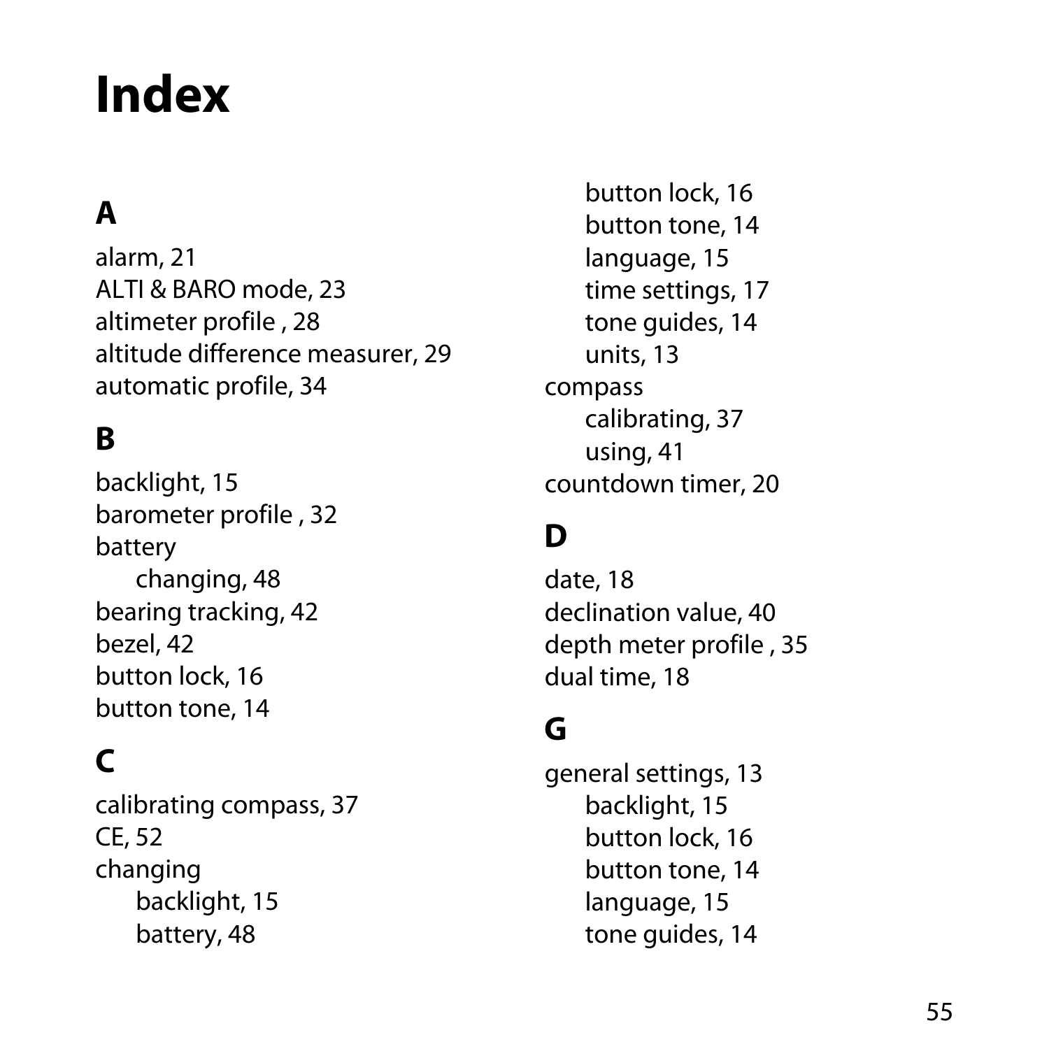# Index

## A

alarm, 21
ALTI & BARO mode, 23
altimeter profile , 28
altitude difference measurer, 29
automatic profile, 34

## B

backlight, 15
barometer profile , 32
battery
- changing, 48

bearing tracking, 42
bezel, 42
button lock, 16
button tone, 14

## C

calibrating compass, 37
CE, 52
changing
- backlight, 15
- battery, 48
- button lock, 16
- button tone, 14
- language, 15
- time settings, 17
- tone guides, 14
- units, 13

compass
- calibrating, 37
- using, 41

countdown timer, 20

## D

date, 18
declination value, 40
depth meter profile , 35
dual time, 18

## G

general settings, 13
- backlight, 15
- button lock, 16
- button tone, 14
- language, 15
- tone guides, 14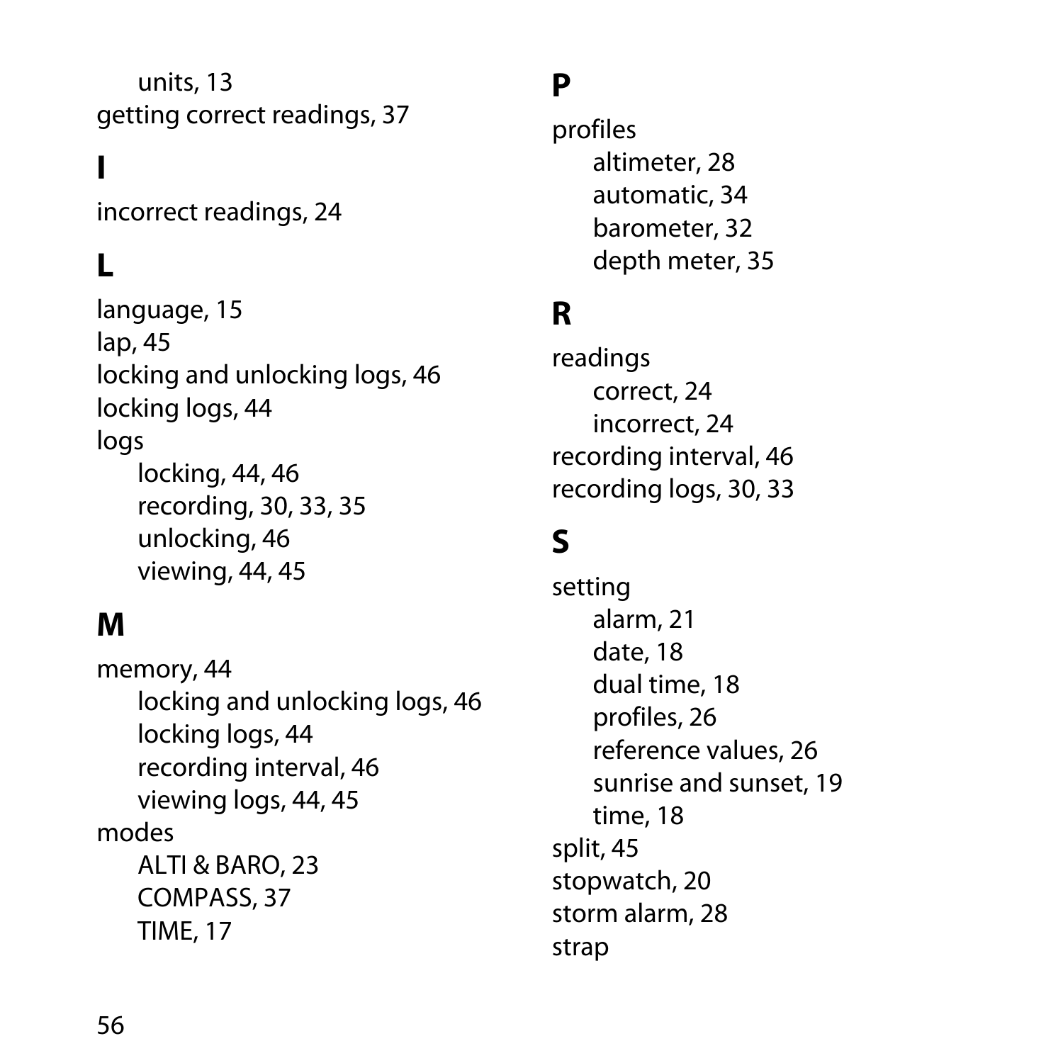units, 13
getting correct readings, 37

## I

incorrect readings, 24

## L

language, 15
lap, 45
locking and unlocking logs, 46
locking logs, 44
logs
  locking, 44, 46
  recording, 30, 33, 35
  unlocking, 46
  viewing, 44, 45

## M

memory, 44
  locking and unlocking logs, 46
  locking logs, 44
  recording interval, 46
  viewing logs, 44, 45
modes
  ALTI & BARO, 23
  COMPASS, 37
  TIME, 17

## P

profiles
  altimeter, 28
  automatic, 34
  barometer, 32
  depth meter, 35

## R

readings
  correct, 24
  incorrect, 24
recording interval, 46
recording logs, 30, 33

## S

setting
  alarm, 21
  date, 18
  dual time, 18
  profiles, 26
  reference values, 26
  sunrise and sunset, 19
  time, 18
split, 45
stopwatch, 20
storm alarm, 28
strap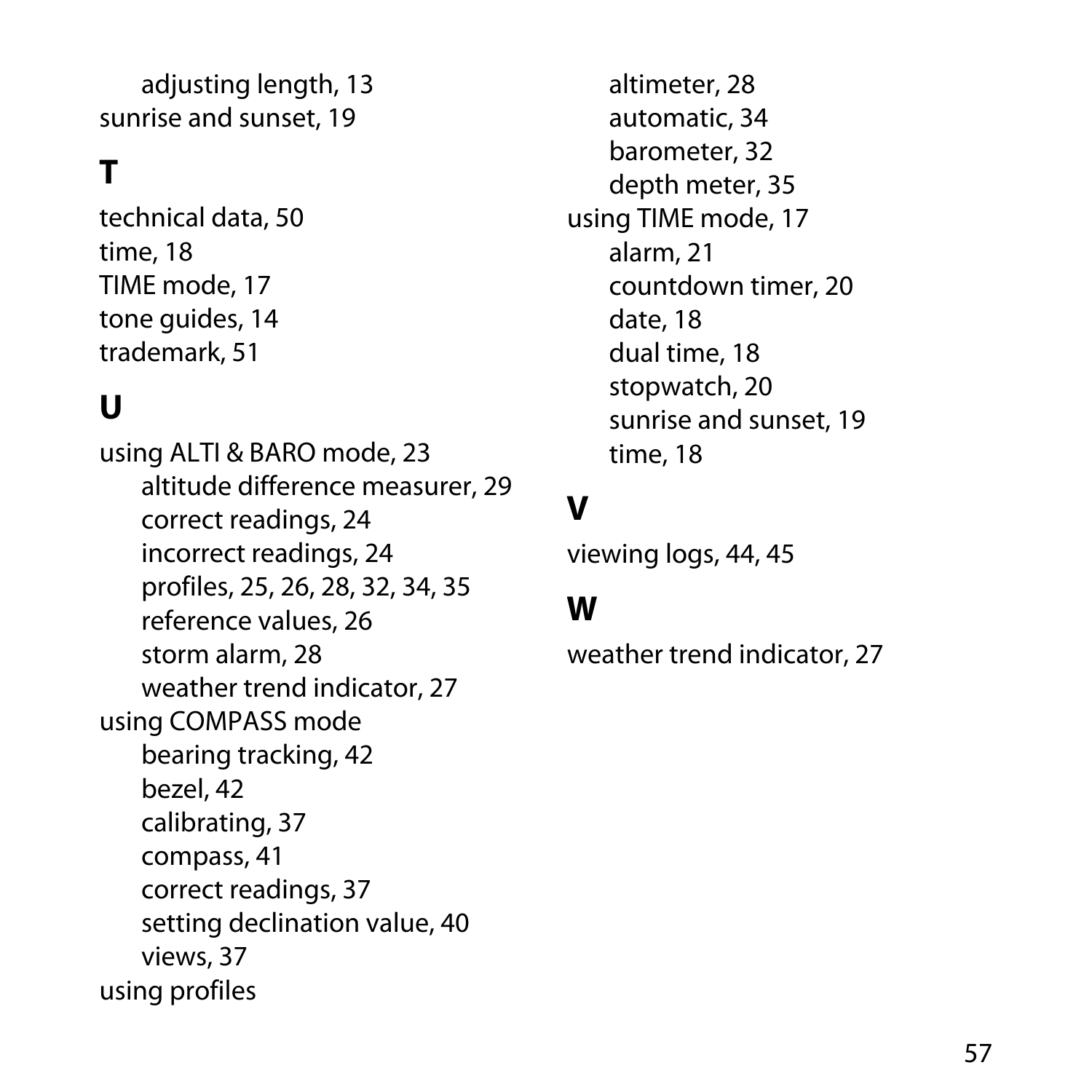- adjusting length, 13

sunrise and sunset, 19

## T

technical data, 50
time, 18
TIME mode, 17
tone guides, 14
trademark, 51

## U

using ALTI & BARO mode, 23
- altitude difference measurer, 29
- correct readings, 24
- incorrect readings, 24
- profiles, 25, 26, 28, 32, 34, 35
- reference values, 26
- storm alarm, 28
- weather trend indicator, 27

using COMPASS mode
- bearing tracking, 42
- bezel, 42
- calibrating, 37
- compass, 41
- correct readings, 37
- setting declination value, 40
- views, 37

using profiles
- altimeter, 28
- automatic, 34
- barometer, 32
- depth meter, 35

using TIME mode, 17
- alarm, 21
- countdown timer, 20
- date, 18
- dual time, 18
- stopwatch, 20
- sunrise and sunset, 19
- time, 18

## V

viewing logs, 44, 45

## W

weather trend indicator, 27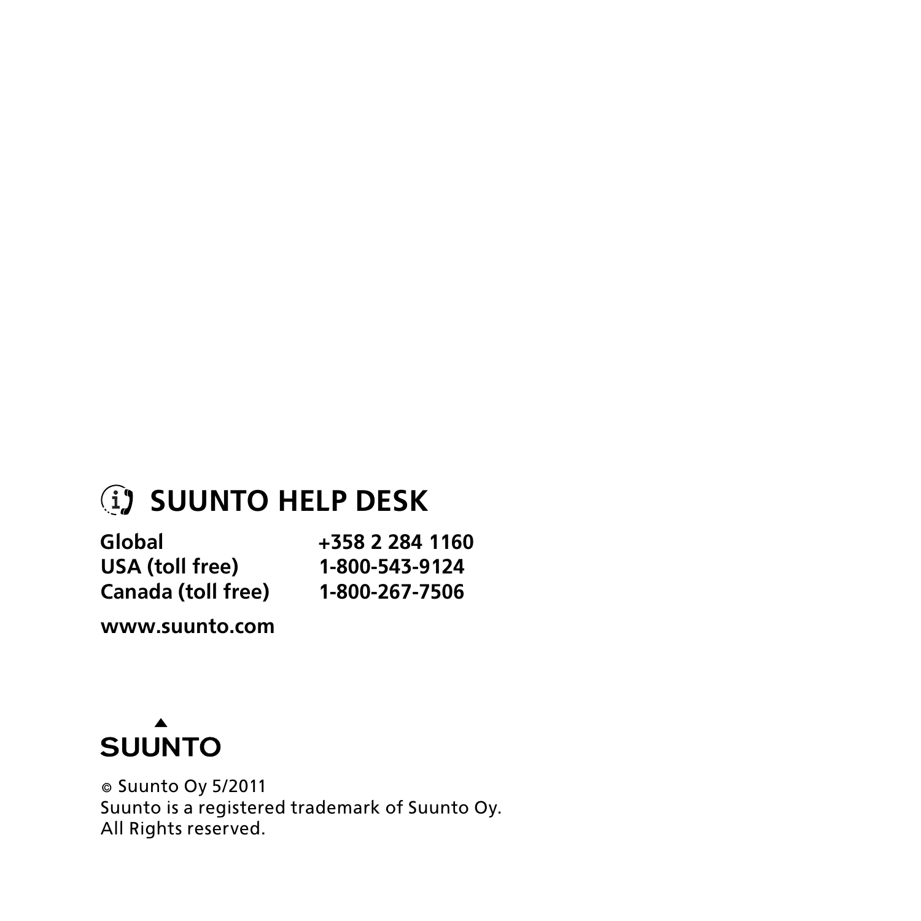## SUUNTO HELP DESK

| | |
|---|---|
| **Global** | **+358 2 284 1160** |
| **USA (toll free)** | **1-800-543-9124** |
| **Canada (toll free)** | **1-800-267-7506** |

**www.suunto.com**

SUUNTO

© Suunto Oy 5/2011
Suunto is a registered trademark of Suunto Oy.
All Rights reserved.